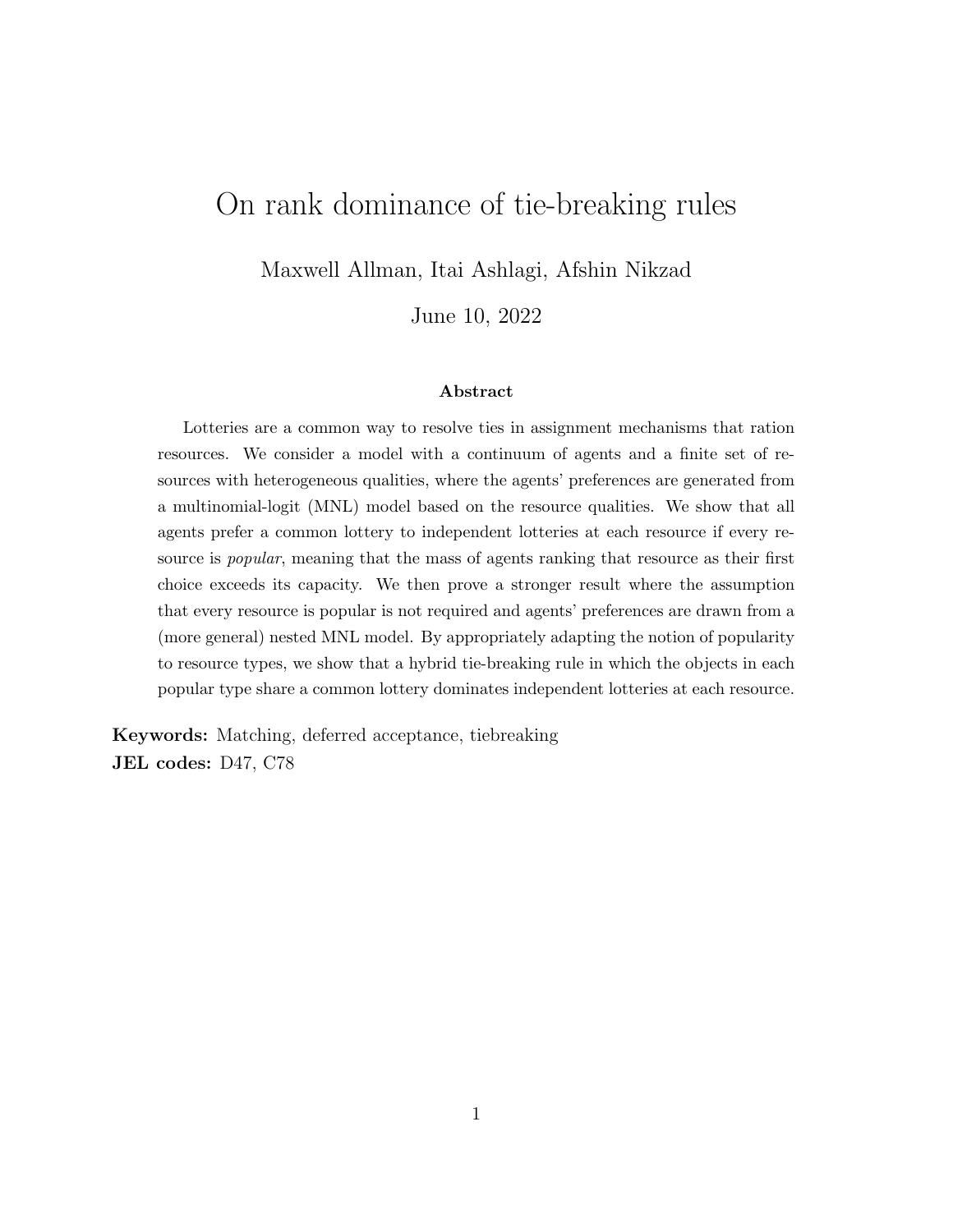# On rank dominance of tie-breaking rules

Maxwell Allman, Itai Ashlagi, Afshin Nikzad

June 10, 2022

### Abstract

Lotteries are a common way to resolve ties in assignment mechanisms that ration resources. We consider a model with a continuum of agents and a finite set of resources with heterogeneous qualities, where the agents' preferences are generated from a multinomial-logit (MNL) model based on the resource qualities. We show that all agents prefer a common lottery to independent lotteries at each resource if every resource is *popular*, meaning that the mass of agents ranking that resource as their first choice exceeds its capacity. We then prove a stronger result where the assumption that every resource is popular is not required and agents' preferences are drawn from a (more general) nested MNL model. By appropriately adapting the notion of popularity to resource types, we show that a hybrid tie-breaking rule in which the objects in each popular type share a common lottery dominates independent lotteries at each resource.

**Keywords:** Matching, deferred acceptance, tiebreaking
**JEL codes:** D47, C78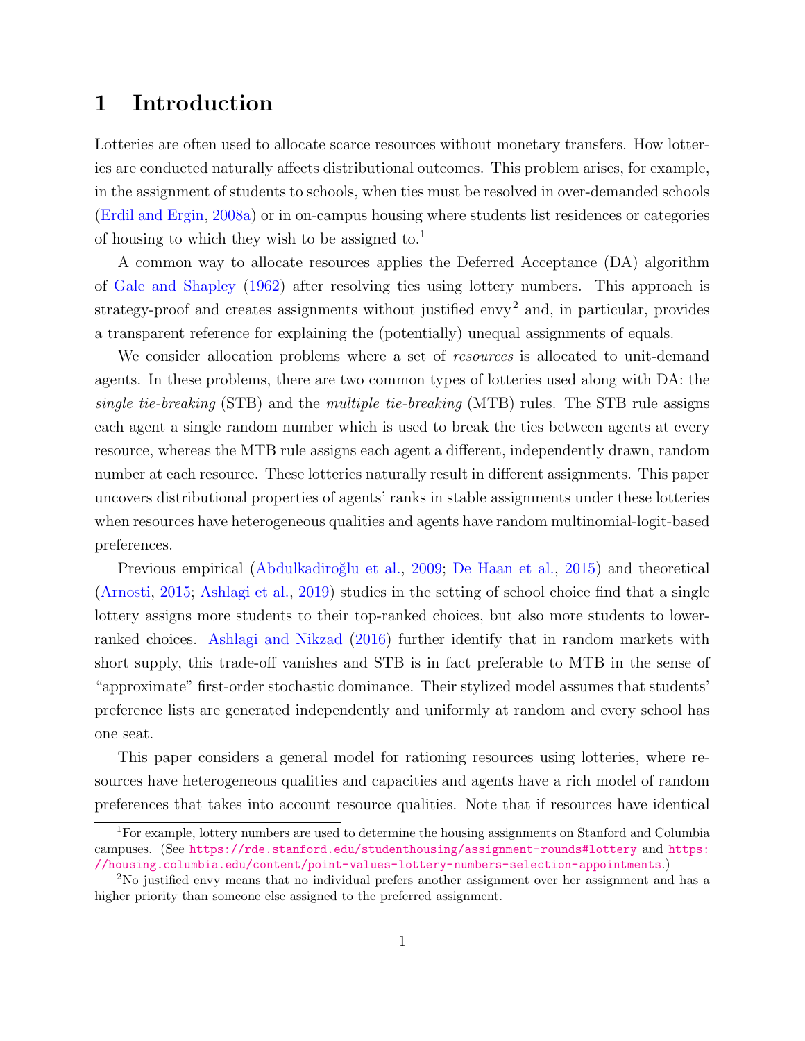# 1 Introduction

Lotteries are often used to allocate scarce resources without monetary transfers. How lotteries are conducted naturally affects distributional outcomes. This problem arises, for example, in the assignment of students to schools, when ties must be resolved in over-demanded schools (Erdil and Ergin, 2008a) or in on-campus housing where students list residences or categories of housing to which they wish to be assigned to.[1]

A common way to allocate resources applies the Deferred Acceptance (DA) algorithm of Gale and Shapley (1962) after resolving ties using lottery numbers. This approach is strategy-proof and creates assignments without justified envy[2] and, in particular, provides a transparent reference for explaining the (potentially) unequal assignments of equals.

We consider allocation problems where a set of *resources* is allocated to unit-demand agents. In these problems, there are two common types of lotteries used along with DA: the *single tie-breaking* (STB) and the *multiple tie-breaking* (MTB) rules. The STB rule assigns each agent a single random number which is used to break the ties between agents at every resource, whereas the MTB rule assigns each agent a different, independently drawn, random number at each resource. These lotteries naturally result in different assignments. This paper uncovers distributional properties of agents' ranks in stable assignments under these lotteries when resources have heterogeneous qualities and agents have random multinomial-logit-based preferences.

Previous empirical (Abdulkadiroğlu et al., 2009; De Haan et al., 2015) and theoretical (Arnosti, 2015; Ashlagi et al., 2019) studies in the setting of school choice find that a single lottery assigns more students to their top-ranked choices, but also more students to lower-ranked choices. Ashlagi and Nikzad (2016) further identify that in random markets with short supply, this trade-off vanishes and STB is in fact preferable to MTB in the sense of "approximate" first-order stochastic dominance. Their stylized model assumes that students' preference lists are generated independently and uniformly at random and every school has one seat.

This paper considers a general model for rationing resources using lotteries, where resources have heterogeneous qualities and capacities and agents have a rich model of random preferences that takes into account resource qualities. Note that if resources have identical

[1] For example, lottery numbers are used to determine the housing assignments on Stanford and Columbia campuses. (See https://rde.stanford.edu/studenthousing/assignment-rounds#lottery and https://housing.columbia.edu/content/point-values-lottery-numbers-selection-appointments.)

[2] No justified envy means that no individual prefers another assignment over her assignment and has a higher priority than someone else assigned to the preferred assignment.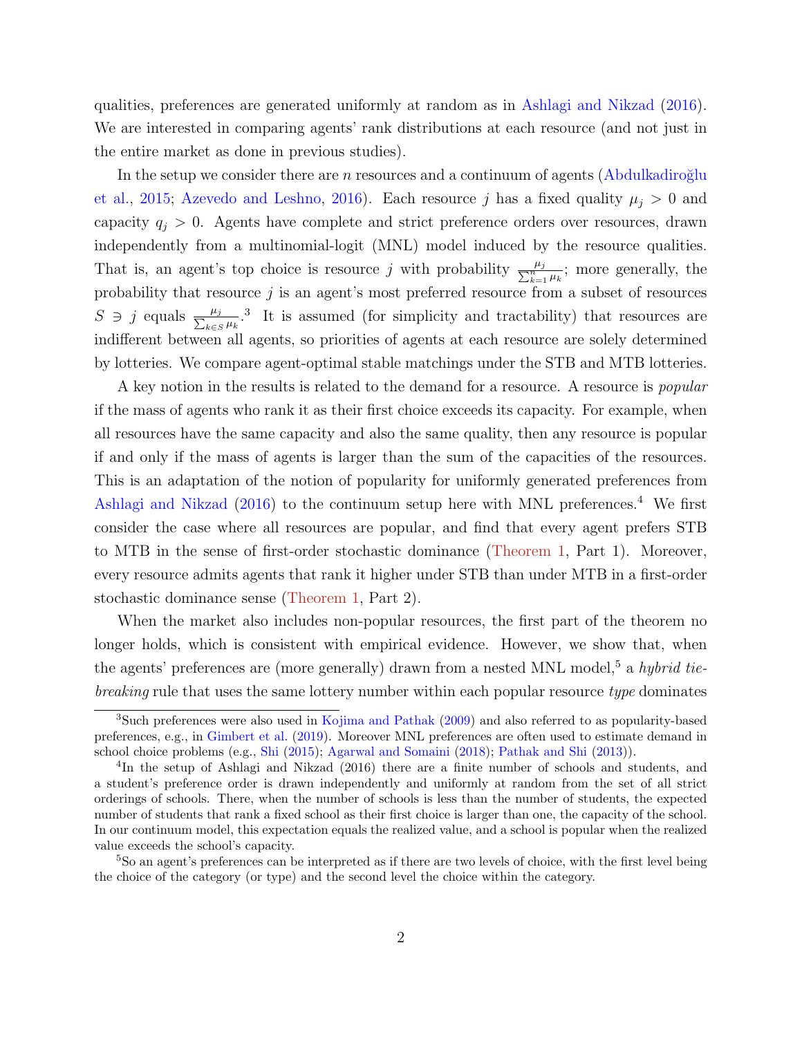qualities, preferences are generated uniformly at random as in Ashlagi and Nikzad (2016). We are interested in comparing agents' rank distributions at each resource (and not just in the entire market as done in previous studies).

In the setup we consider there are $n$ resources and a continuum of agents (Abdulkadiroğlu et al., 2015; Azevedo and Leshno, 2016). Each resource $j$ has a fixed quality $\mu_j > 0$ and capacity $q_j > 0$. Agents have complete and strict preference orders over resources, drawn independently from a multinomial-logit (MNL) model induced by the resource qualities. That is, an agent's top choice is resource $j$ with probability $\frac{\mu_j}{\sum_{k=1}^{n} \mu_k}$; more generally, the probability that resource $j$ is an agent's most preferred resource from a subset of resources $S \ni j$ equals $\frac{\mu_j}{\sum_{k \in S} \mu_k}$.[3] It is assumed (for simplicity and tractability) that resources are indifferent between all agents, so priorities of agents at each resource are solely determined by lotteries. We compare agent-optimal stable matchings under the STB and MTB lotteries.

A key notion in the results is related to the demand for a resource. A resource is *popular* if the mass of agents who rank it as their first choice exceeds its capacity. For example, when all resources have the same capacity and also the same quality, then any resource is popular if and only if the mass of agents is larger than the sum of the capacities of the resources. This is an adaptation of the notion of popularity for uniformly generated preferences from Ashlagi and Nikzad (2016) to the continuum setup here with MNL preferences.[4] We first consider the case where all resources are popular, and find that every agent prefers STB to MTB in the sense of first-order stochastic dominance (Theorem 1, Part 1). Moreover, every resource admits agents that rank it higher under STB than under MTB in a first-order stochastic dominance sense (Theorem 1, Part 2).

When the market also includes non-popular resources, the first part of the theorem no longer holds, which is consistent with empirical evidence. However, we show that, when the agents' preferences are (more generally) drawn from a nested MNL model,[5] a *hybrid tie-breaking* rule that uses the same lottery number within each popular resource *type* dominates

---

[3] Such preferences were also used in Kojima and Pathak (2009) and also referred to as popularity-based preferences, e.g., in Gimbert et al. (2019). Moreover MNL preferences are often used to estimate demand in school choice problems (e.g., Shi (2015); Agarwal and Somaini (2018); Pathak and Shi (2013)).

[4] In the setup of Ashlagi and Nikzad (2016) there are a finite number of schools and students, and a student's preference order is drawn independently and uniformly at random from the set of all strict orderings of schools. There, when the number of schools is less than the number of students, the expected number of students that rank a fixed school as their first choice is larger than one, the capacity of the school. In our continuum model, this expectation equals the realized value, and a school is popular when the realized value exceeds the school's capacity.

[5] So an agent's preferences can be interpreted as if there are two levels of choice, with the first level being the choice of the category (or type) and the second level the choice within the category.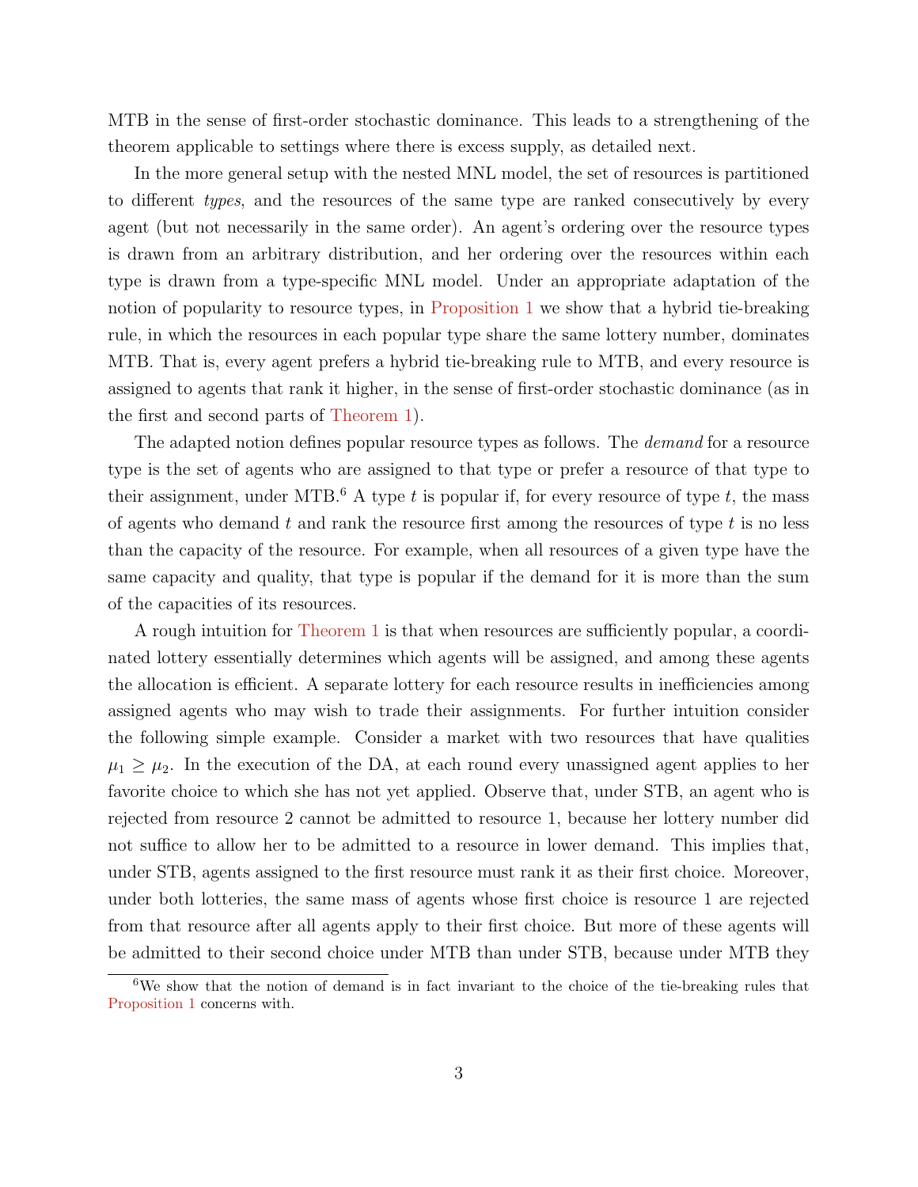MTB in the sense of first-order stochastic dominance. This leads to a strengthening of the theorem applicable to settings where there is excess supply, as detailed next.

In the more general setup with the nested MNL model, the set of resources is partitioned to different *types*, and the resources of the same type are ranked consecutively by every agent (but not necessarily in the same order). An agent's ordering over the resource types is drawn from an arbitrary distribution, and her ordering over the resources within each type is drawn from a type-specific MNL model. Under an appropriate adaptation of the notion of popularity to resource types, in Proposition 1 we show that a hybrid tie-breaking rule, in which the resources in each popular type share the same lottery number, dominates MTB. That is, every agent prefers a hybrid tie-breaking rule to MTB, and every resource is assigned to agents that rank it higher, in the sense of first-order stochastic dominance (as in the first and second parts of Theorem 1).

The adapted notion defines popular resource types as follows. The *demand* for a resource type is the set of agents who are assigned to that type or prefer a resource of that type to their assignment, under MTB.[6] A type $t$ is popular if, for every resource of type $t$, the mass of agents who demand $t$ and rank the resource first among the resources of type $t$ is no less than the capacity of the resource. For example, when all resources of a given type have the same capacity and quality, that type is popular if the demand for it is more than the sum of the capacities of its resources.

A rough intuition for Theorem 1 is that when resources are sufficiently popular, a coordinated lottery essentially determines which agents will be assigned, and among these agents the allocation is efficient. A separate lottery for each resource results in inefficiencies among assigned agents who may wish to trade their assignments. For further intuition consider the following simple example. Consider a market with two resources that have qualities $\mu_1 \geq \mu_2$. In the execution of the DA, at each round every unassigned agent applies to her favorite choice to which she has not yet applied. Observe that, under STB, an agent who is rejected from resource 2 cannot be admitted to resource 1, because her lottery number did not suffice to allow her to be admitted to a resource in lower demand. This implies that, under STB, agents assigned to the first resource must rank it as their first choice. Moreover, under both lotteries, the same mass of agents whose first choice is resource 1 are rejected from that resource after all agents apply to their first choice. But more of these agents will be admitted to their second choice under MTB than under STB, because under MTB they

[6] We show that the notion of demand is in fact invariant to the choice of the tie-breaking rules that Proposition 1 concerns with.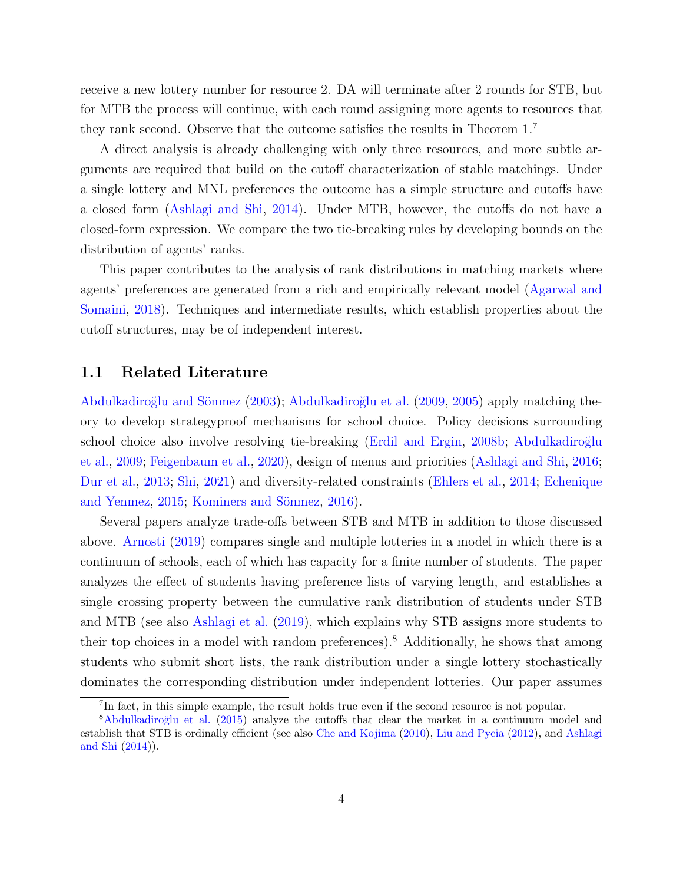receive a new lottery number for resource 2. DA will terminate after 2 rounds for STB, but for MTB the process will continue, with each round assigning more agents to resources that they rank second. Observe that the outcome satisfies the results in Theorem 1.[7]

A direct analysis is already challenging with only three resources, and more subtle arguments are required that build on the cutoff characterization of stable matchings. Under a single lottery and MNL preferences the outcome has a simple structure and cutoffs have a closed form (Ashlagi and Shi, 2014). Under MTB, however, the cutoffs do not have a closed-form expression. We compare the two tie-breaking rules by developing bounds on the distribution of agents' ranks.

This paper contributes to the analysis of rank distributions in matching markets where agents' preferences are generated from a rich and empirically relevant model (Agarwal and Somaini, 2018). Techniques and intermediate results, which establish properties about the cutoff structures, may be of independent interest.

## 1.1 Related Literature

Abdulkadiroğlu and Sönmez (2003); Abdulkadiroğlu et al. (2009, 2005) apply matching theory to develop strategyproof mechanisms for school choice. Policy decisions surrounding school choice also involve resolving tie-breaking (Erdil and Ergin, 2008b; Abdulkadiroğlu et al., 2009; Feigenbaum et al., 2020), design of menus and priorities (Ashlagi and Shi, 2016; Dur et al., 2013; Shi, 2021) and diversity-related constraints (Ehlers et al., 2014; Echenique and Yenmez, 2015; Kominers and Sönmez, 2016).

Several papers analyze trade-offs between STB and MTB in addition to those discussed above. Arnosti (2019) compares single and multiple lotteries in a model in which there is a continuum of schools, each of which has capacity for a finite number of students. The paper analyzes the effect of students having preference lists of varying length, and establishes a single crossing property between the cumulative rank distribution of students under STB and MTB (see also Ashlagi et al. (2019), which explains why STB assigns more students to their top choices in a model with random preferences).[8] Additionally, he shows that among students who submit short lists, the rank distribution under a single lottery stochastically dominates the corresponding distribution under independent lotteries. Our paper assumes

[7] In fact, in this simple example, the result holds true even if the second resource is not popular.

[8] Abdulkadiroğlu et al. (2015) analyze the cutoffs that clear the market in a continuum model and establish that STB is ordinally efficient (see also Che and Kojima (2010), Liu and Pycia (2012), and Ashlagi and Shi (2014)).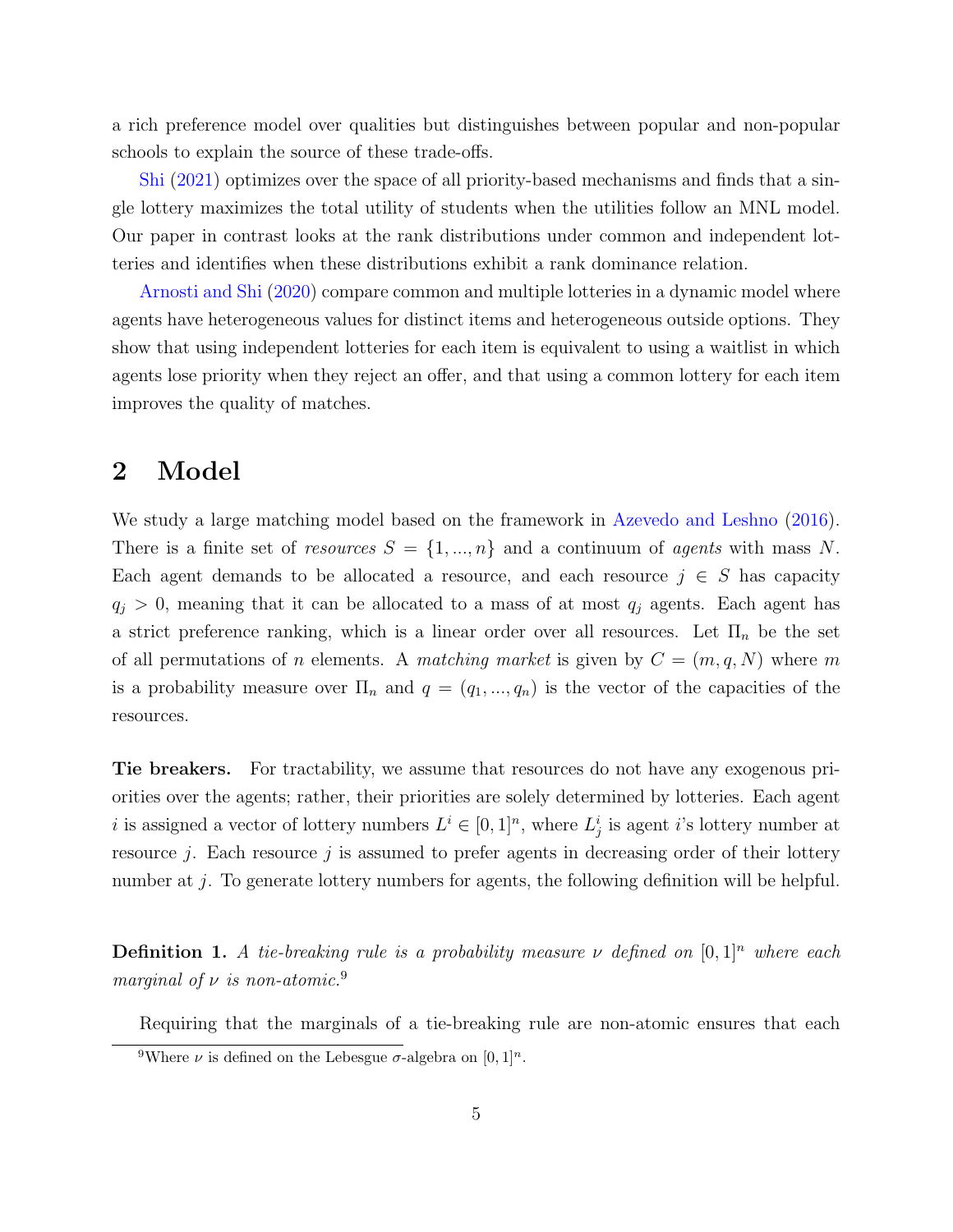a rich preference model over qualities but distinguishes between popular and non-popular schools to explain the source of these trade-offs.

Shi (2021) optimizes over the space of all priority-based mechanisms and finds that a single lottery maximizes the total utility of students when the utilities follow an MNL model. Our paper in contrast looks at the rank distributions under common and independent lotteries and identifies when these distributions exhibit a rank dominance relation.

Arnosti and Shi (2020) compare common and multiple lotteries in a dynamic model where agents have heterogeneous values for distinct items and heterogeneous outside options. They show that using independent lotteries for each item is equivalent to using a waitlist in which agents lose priority when they reject an offer, and that using a common lottery for each item improves the quality of matches.

## 2 Model

We study a large matching model based on the framework in Azevedo and Leshno (2016). There is a finite set of *resources* $S = \{1, ..., n\}$ and a continuum of *agents* with mass $N$. Each agent demands to be allocated a resource, and each resource $j \in S$ has capacity $q_j > 0$, meaning that it can be allocated to a mass of at most $q_j$ agents. Each agent has a strict preference ranking, which is a linear order over all resources. Let $\Pi_n$ be the set of all permutations of $n$ elements. A *matching market* is given by $C = (m, q, N)$ where $m$ is a probability measure over $\Pi_n$ and $q = (q_1, ..., q_n)$ is the vector of the capacities of the resources.

**Tie breakers.** For tractability, we assume that resources do not have any exogenous priorities over the agents; rather, their priorities are solely determined by lotteries. Each agent $i$ is assigned a vector of lottery numbers $L^i \in [0, 1]^n$, where $L^i_j$ is agent $i$'s lottery number at resource $j$. Each resource $j$ is assumed to prefer agents in decreasing order of their lottery number at $j$. To generate lottery numbers for agents, the following definition will be helpful.

**Definition 1.** *A tie-breaking rule is a probability measure $\nu$ defined on $[0, 1]^n$ where each marginal of $\nu$ is non-atomic.*[9]

Requiring that the marginals of a tie-breaking rule are non-atomic ensures that each

[9]Where $\nu$ is defined on the Lebesgue $\sigma$-algebra on $[0, 1]^n$.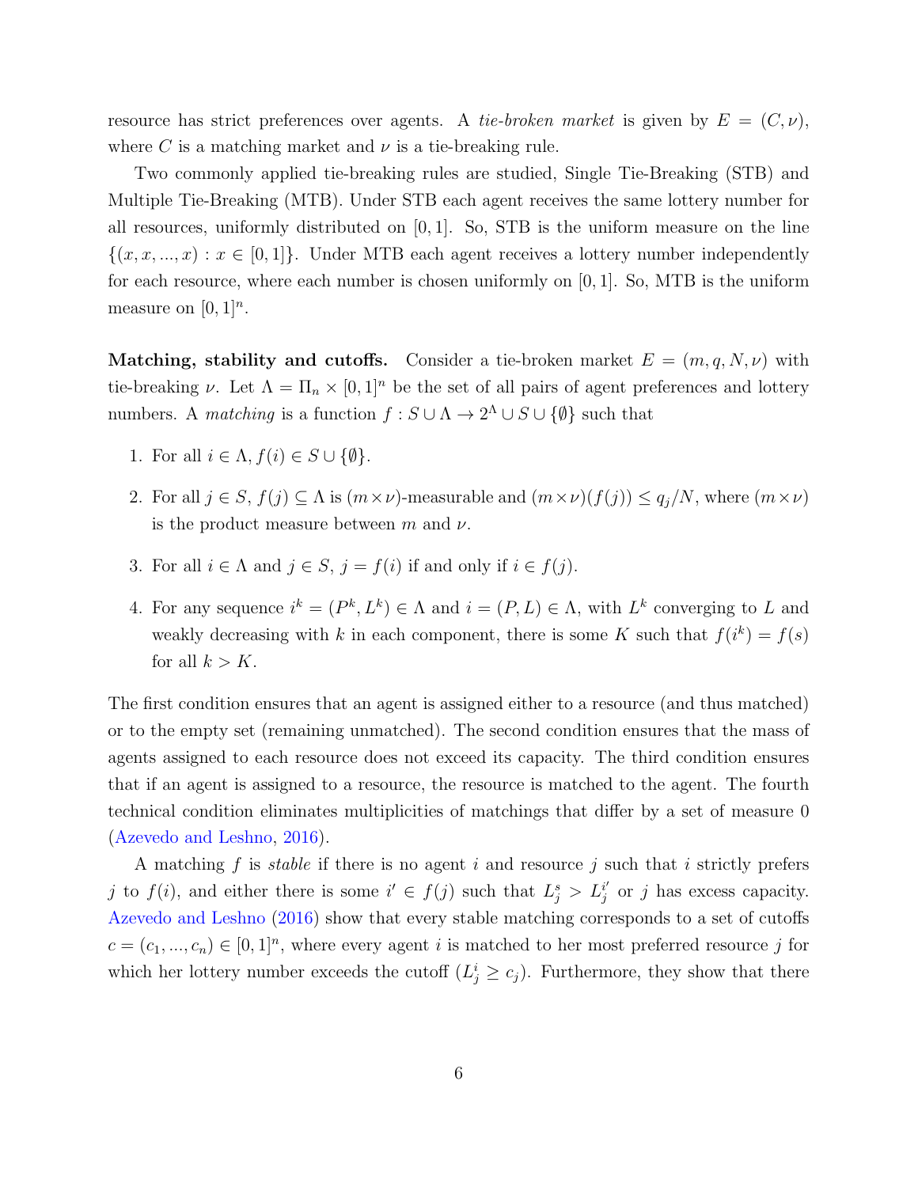resource has strict preferences over agents. A *tie-broken market* is given by $E = (C, \nu)$, where $C$ is a matching market and $\nu$ is a tie-breaking rule.

Two commonly applied tie-breaking rules are studied, Single Tie-Breaking (STB) and Multiple Tie-Breaking (MTB). Under STB each agent receives the same lottery number for all resources, uniformly distributed on $[0, 1]$. So, STB is the uniform measure on the line $\{(x, x, ..., x) : x \in [0, 1]\}$. Under MTB each agent receives a lottery number independently for each resource, where each number is chosen uniformly on $[0, 1]$. So, MTB is the uniform measure on $[0, 1]^n$.

**Matching, stability and cutoffs.** Consider a tie-broken market $E = (m, q, N, \nu)$ with tie-breaking $\nu$. Let $\Lambda = \Pi_n \times [0, 1]^n$ be the set of all pairs of agent preferences and lottery numbers. A *matching* is a function $f : S \cup \Lambda \to 2^{\Lambda} \cup S \cup \{\emptyset\}$ such that

1. For all $i \in \Lambda$, $f(i) \in S \cup \{\emptyset\}$.
2. For all $j \in S$, $f(j) \subseteq \Lambda$ is $(m \times \nu)$-measurable and $(m \times \nu)(f(j)) \leq q_j/N$, where $(m \times \nu)$ is the product measure between $m$ and $\nu$.
3. For all $i \in \Lambda$ and $j \in S$, $j = f(i)$ if and only if $i \in f(j)$.
4. For any sequence $i^k = (P^k, L^k) \in \Lambda$ and $i = (P, L) \in \Lambda$, with $L^k$ converging to $L$ and weakly decreasing with $k$ in each component, there is some $K$ such that $f(i^k) = f(s)$ for all $k > K$.

The first condition ensures that an agent is assigned either to a resource (and thus matched) or to the empty set (remaining unmatched). The second condition ensures that the mass of agents assigned to each resource does not exceed its capacity. The third condition ensures that if an agent is assigned to a resource, the resource is matched to the agent. The fourth technical condition eliminates multiplicities of matchings that differ by a set of measure 0 (Azevedo and Leshno, 2016).

A matching $f$ is *stable* if there is no agent $i$ and resource $j$ such that $i$ strictly prefers $j$ to $f(i)$, and either there is some $i' \in f(j)$ such that $L^s_j > L^{i'}_j$ or $j$ has excess capacity. Azevedo and Leshno (2016) show that every stable matching corresponds to a set of cutoffs $c = (c_1, ..., c_n) \in [0, 1]^n$, where every agent $i$ is matched to her most preferred resource $j$ for which her lottery number exceeds the cutoff ($L^i_j \geq c_j$). Furthermore, they show that there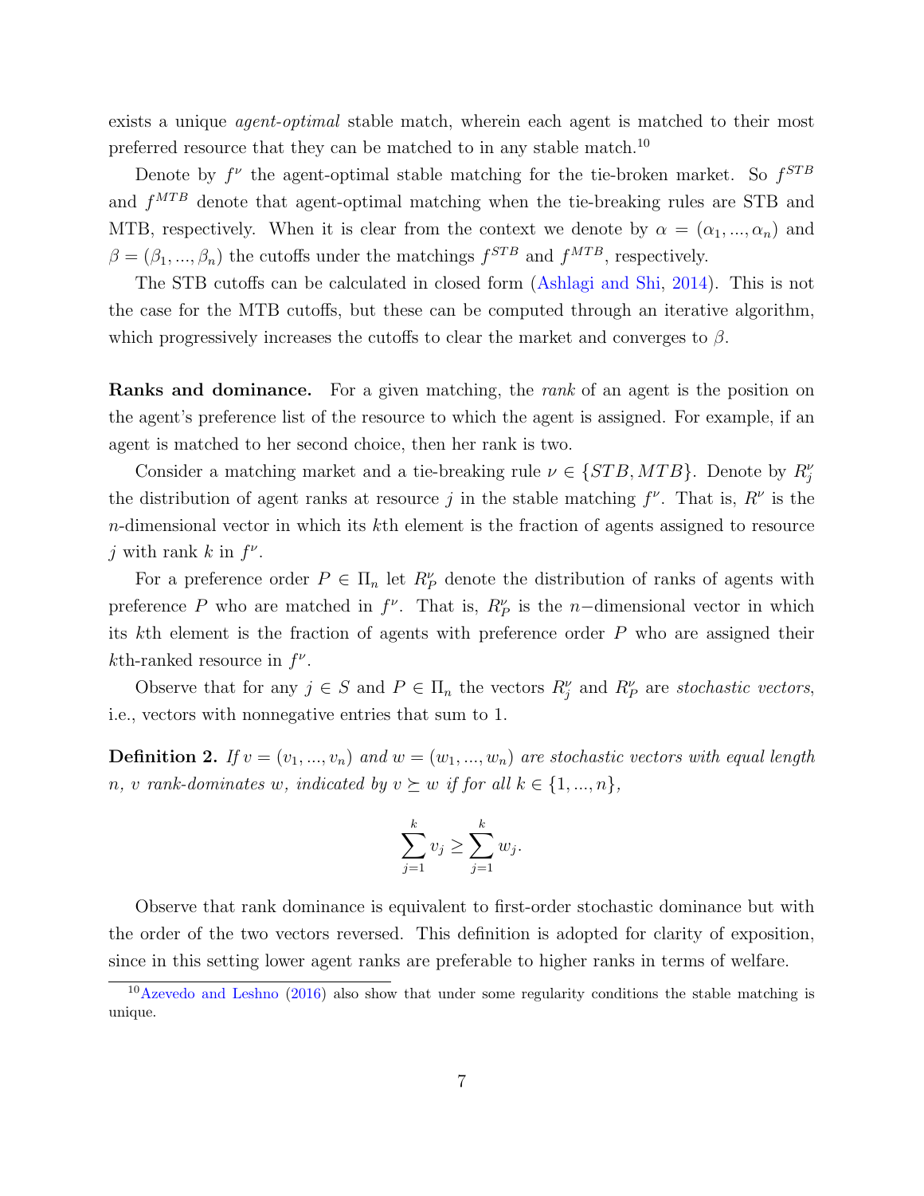exists a unique *agent-optimal* stable match, wherein each agent is matched to their most preferred resource that they can be matched to in any stable match.[10]

Denote by $f^\nu$ the agent-optimal stable matching for the tie-broken market. So $f^{STB}$ and $f^{MTB}$ denote that agent-optimal matching when the tie-breaking rules are STB and MTB, respectively. When it is clear from the context we denote by $\alpha = (\alpha_1, ..., \alpha_n)$ and $\beta = (\beta_1, ..., \beta_n)$ the cutoffs under the matchings $f^{STB}$ and $f^{MTB}$, respectively.

The STB cutoffs can be calculated in closed form (Ashlagi and Shi, 2014). This is not the case for the MTB cutoffs, but these can be computed through an iterative algorithm, which progressively increases the cutoffs to clear the market and converges to $\beta$.

**Ranks and dominance.** For a given matching, the *rank* of an agent is the position on the agent's preference list of the resource to which the agent is assigned. For example, if an agent is matched to her second choice, then her rank is two.

Consider a matching market and a tie-breaking rule $\nu \in \{STB, MTB\}$. Denote by $R^\nu_j$ the distribution of agent ranks at resource $j$ in the stable matching $f^\nu$. That is, $R^\nu$ is the $n$-dimensional vector in which its $k$th element is the fraction of agents assigned to resource $j$ with rank $k$ in $f^\nu$.

For a preference order $P \in \Pi_n$ let $R^\nu_P$ denote the distribution of ranks of agents with preference $P$ who are matched in $f^\nu$. That is, $R^\nu_P$ is the $n-$dimensional vector in which its $k$th element is the fraction of agents with preference order $P$ who are assigned their $k$th-ranked resource in $f^\nu$.

Observe that for any $j \in S$ and $P \in \Pi_n$ the vectors $R^\nu_j$ and $R^\nu_P$ are *stochastic vectors*, i.e., vectors with nonnegative entries that sum to 1.

**Definition 2.** *If $v = (v_1, ..., v_n)$ and $w = (w_1, ..., w_n)$ are stochastic vectors with equal length $n$, $v$ rank-dominates $w$, indicated by $v \succeq w$ if for all $k \in \{1, ..., n\}$,*

$$\sum_{j=1}^{k} v_j \geq \sum_{j=1}^{k} w_j.$$

Observe that rank dominance is equivalent to first-order stochastic dominance but with the order of the two vectors reversed. This definition is adopted for clarity of exposition, since in this setting lower agent ranks are preferable to higher ranks in terms of welfare.

[10] Azevedo and Leshno (2016) also show that under some regularity conditions the stable matching is unique.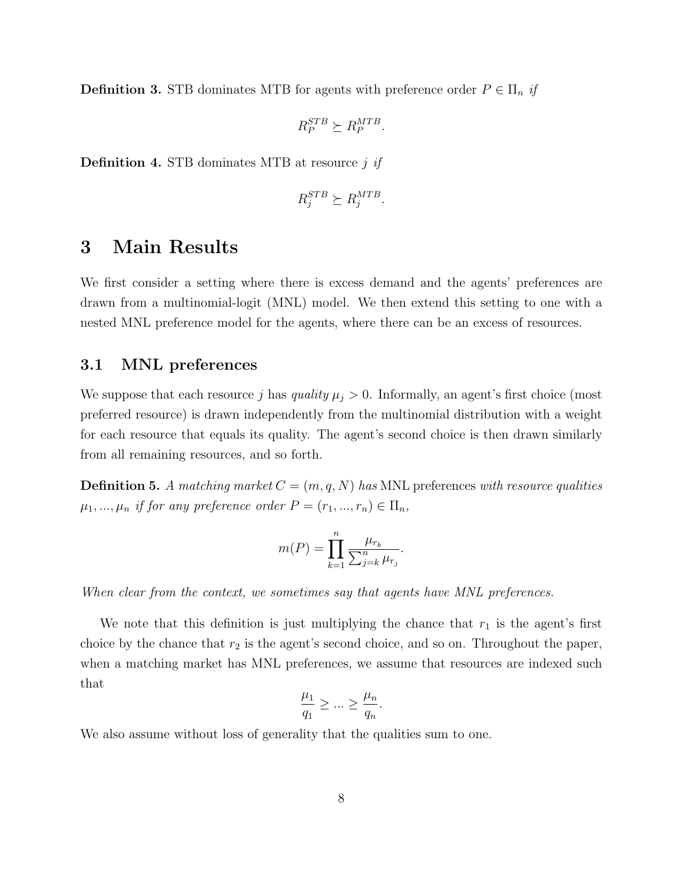**Definition 3.** STB dominates MTB for agents with preference order $P \in \Pi_n$ *if*

$$R_P^{STB} \succeq R_P^{MTB}.$$

**Definition 4.** STB dominates MTB at resource $j$ *if*

$$R_j^{STB} \succeq R_j^{MTB}.$$

# 3 Main Results

We first consider a setting where there is excess demand and the agents' preferences are drawn from a multinomial-logit (MNL) model. We then extend this setting to one with a nested MNL preference model for the agents, where there can be an excess of resources.

## 3.1 MNL preferences

We suppose that each resource $j$ has *quality* $\mu_j > 0$. Informally, an agent's first choice (most preferred resource) is drawn independently from the multinomial distribution with a weight for each resource that equals its quality. The agent's second choice is then drawn similarly from all remaining resources, and so forth.

**Definition 5.** *A matching market* $C = (m, q, N)$ *has* MNL preferences *with resource qualities* $\mu_1, ..., \mu_n$ *if for any preference order* $P = (r_1, ..., r_n) \in \Pi_n$,

$$m(P) = \prod_{k=1}^{n} \frac{\mu_{r_k}}{\sum_{j=k}^{n} \mu_{r_j}}.$$

*When clear from the context, we sometimes say that agents have MNL preferences.*

We note that this definition is just multiplying the chance that $r_1$ is the agent's first choice by the chance that $r_2$ is the agent's second choice, and so on. Throughout the paper, when a matching market has MNL preferences, we assume that resources are indexed such that

$$\frac{\mu_1}{q_1} \geq ... \geq \frac{\mu_n}{q_n}.$$

We also assume without loss of generality that the qualities sum to one.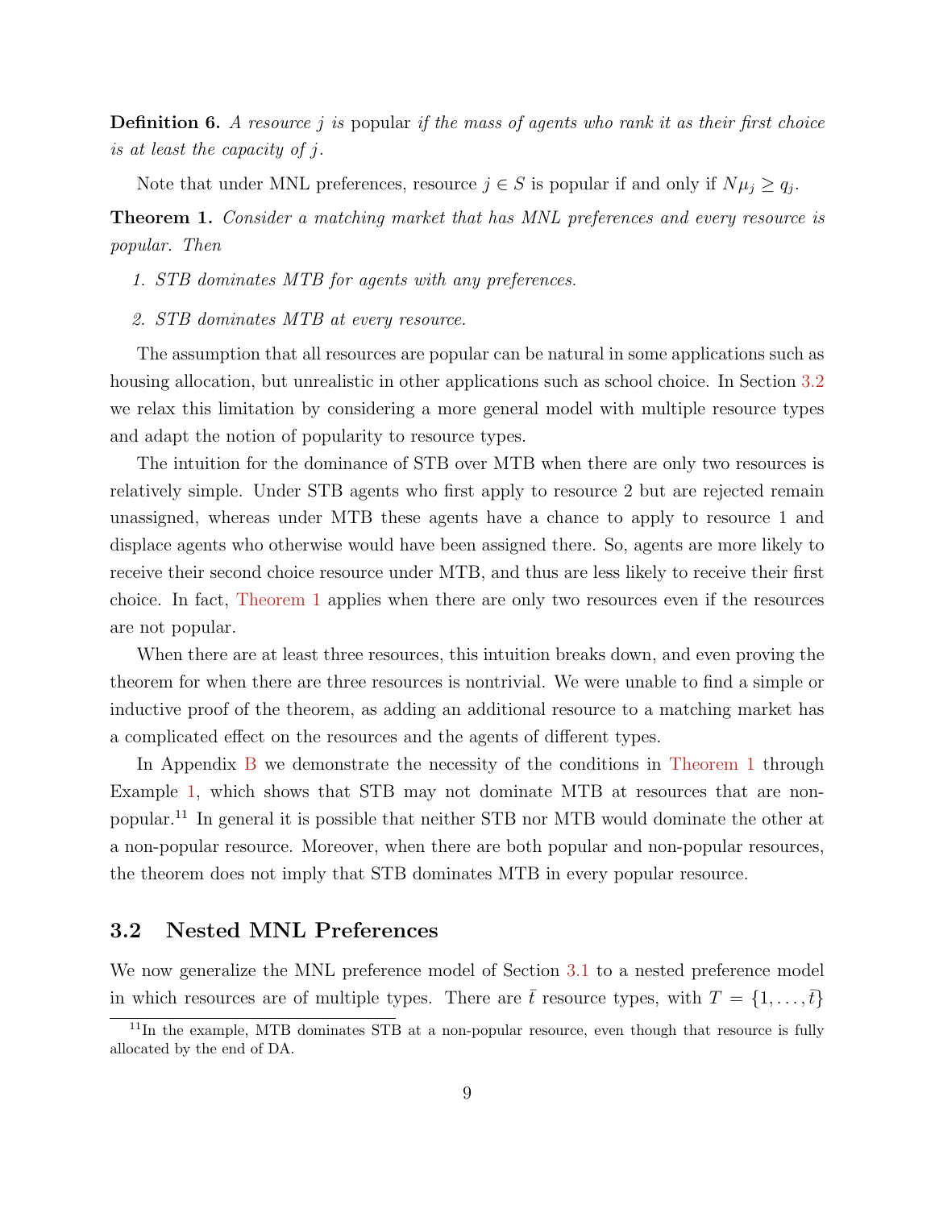**Definition 6.** *A resource $j$ is* popular *if the mass of agents who rank it as their first choice is at least the capacity of $j$.*

Note that under MNL preferences, resource $j \in S$ is popular if and only if $N\mu_j \geq q_j$.

**Theorem 1.** *Consider a matching market that has MNL preferences and every resource is popular. Then*

1. *STB dominates MTB for agents with any preferences.*
2. *STB dominates MTB at every resource.*

The assumption that all resources are popular can be natural in some applications such as housing allocation, but unrealistic in other applications such as school choice. In Section 3.2 we relax this limitation by considering a more general model with multiple resource types and adapt the notion of popularity to resource types.

The intuition for the dominance of STB over MTB when there are only two resources is relatively simple. Under STB agents who first apply to resource 2 but are rejected remain unassigned, whereas under MTB these agents have a chance to apply to resource 1 and displace agents who otherwise would have been assigned there. So, agents are more likely to receive their second choice resource under MTB, and thus are less likely to receive their first choice. In fact, Theorem 1 applies when there are only two resources even if the resources are not popular.

When there are at least three resources, this intuition breaks down, and even proving the theorem for when there are three resources is nontrivial. We were unable to find a simple or inductive proof of the theorem, as adding an additional resource to a matching market has a complicated effect on the resources and the agents of different types.

In Appendix B we demonstrate the necessity of the conditions in Theorem 1 through Example 1, which shows that STB may not dominate MTB at resources that are non-popular.[11] In general it is possible that neither STB nor MTB would dominate the other at a non-popular resource. Moreover, when there are both popular and non-popular resources, the theorem does not imply that STB dominates MTB in every popular resource.

## 3.2 Nested MNL Preferences

We now generalize the MNL preference model of Section 3.1 to a nested preference model in which resources are of multiple types. There are $\bar{t}$ resource types, with $T = \{1, \ldots, \bar{t}\}$

[11] In the example, MTB dominates STB at a non-popular resource, even though that resource is fully allocated by the end of DA.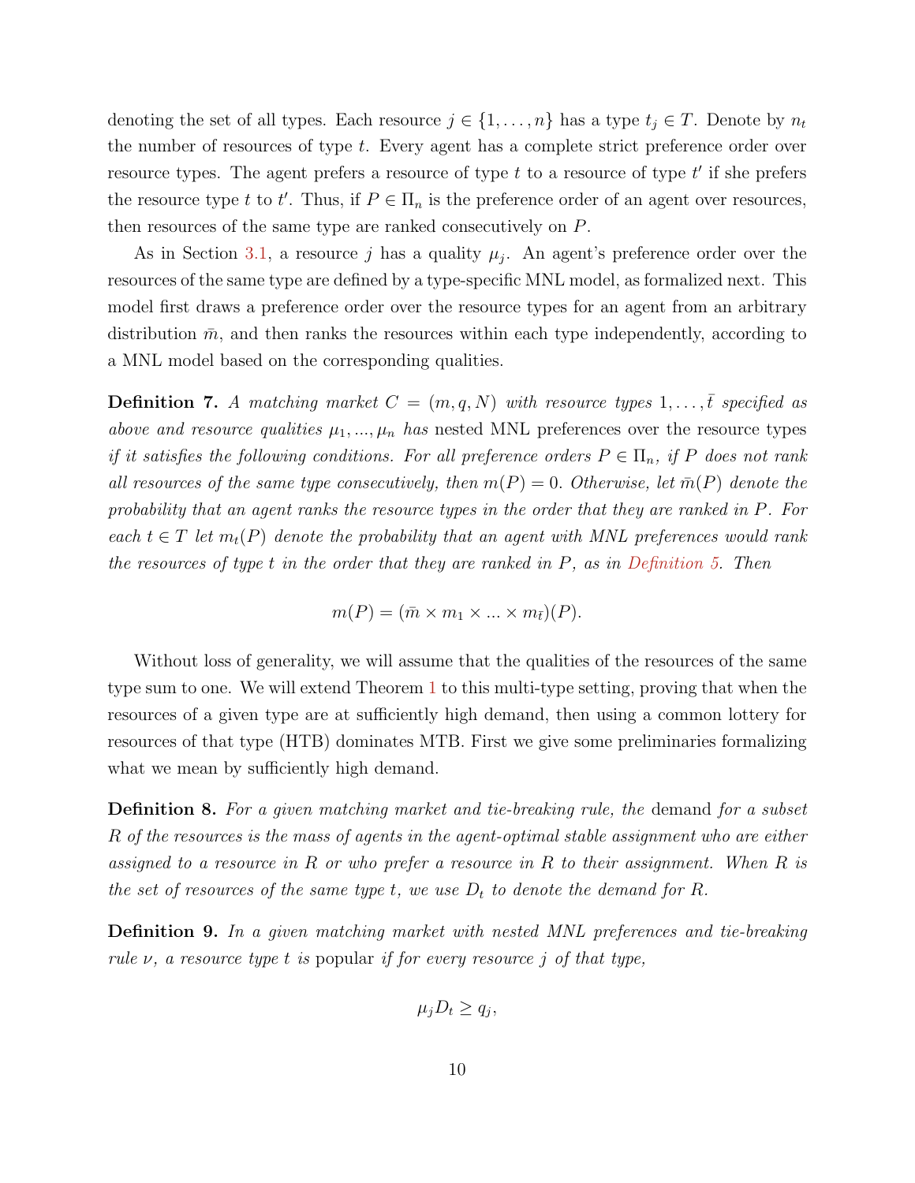denoting the set of all types. Each resource $j \in \{1, \ldots, n\}$ has a type $t_j \in T$. Denote by $n_t$ the number of resources of type $t$. Every agent has a complete strict preference order over resource types. The agent prefers a resource of type $t$ to a resource of type $t'$ if she prefers the resource type $t$ to $t'$. Thus, if $P \in \Pi_n$ is the preference order of an agent over resources, then resources of the same type are ranked consecutively on $P$.

As in Section 3.1, a resource $j$ has a quality $\mu_j$. An agent's preference order over the resources of the same type are defined by a type-specific MNL model, as formalized next. This model first draws a preference order over the resource types for an agent from an arbitrary distribution $\bar{m}$, and then ranks the resources within each type independently, according to a MNL model based on the corresponding qualities.

**Definition 7.** *A matching market $C = (m, q, N)$ with resource types $1, \ldots, \bar{t}$ specified as above and resource qualities $\mu_1, ..., \mu_n$ has* nested MNL preferences *over the resource types if it satisfies the following conditions. For all preference orders $P \in \Pi_n$, if $P$ does not rank all resources of the same type consecutively, then $m(P) = 0$. Otherwise, let $\bar{m}(P)$ denote the probability that an agent ranks the resource types in the order that they are ranked in $P$. For each $t \in T$ let $m_t(P)$ denote the probability that an agent with MNL preferences would rank the resources of type $t$ in the order that they are ranked in $P$, as in Definition 5. Then*

$$m(P) = (\bar{m} \times m_1 \times ... \times m_{\bar{t}})(P).$$

Without loss of generality, we will assume that the qualities of the resources of the same type sum to one. We will extend Theorem 1 to this multi-type setting, proving that when the resources of a given type are at sufficiently high demand, then using a common lottery for resources of that type (HTB) dominates MTB. First we give some preliminaries formalizing what we mean by sufficiently high demand.

**Definition 8.** *For a given matching market and tie-breaking rule, the* demand *for a subset $R$ of the resources is the mass of agents in the agent-optimal stable assignment who are either assigned to a resource in $R$ or who prefer a resource in $R$ to their assignment. When $R$ is the set of resources of the same type $t$, we use $D_t$ to denote the demand for $R$.*

**Definition 9.** *In a given matching market with nested MNL preferences and tie-breaking rule $\nu$, a resource type $t$ is* popular *if for every resource $j$ of that type,*

$$\mu_j D_t \geq q_j,$$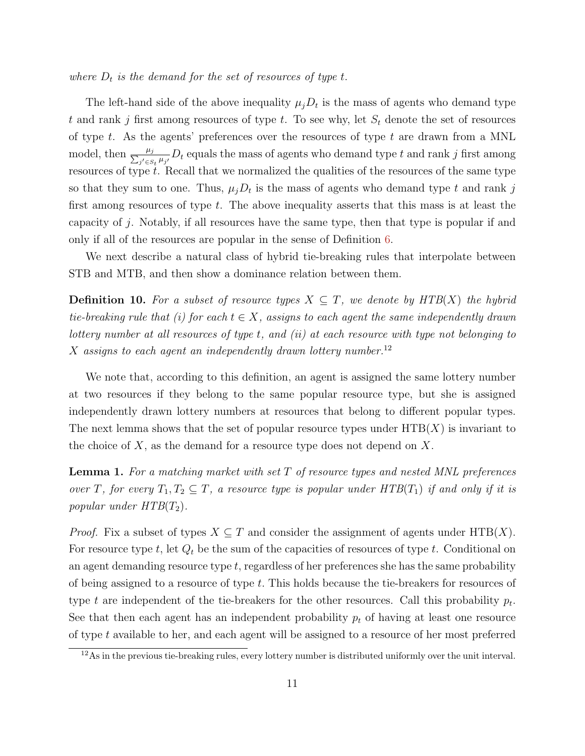*where $D_t$ is the demand for the set of resources of type $t$.*

The left-hand side of the above inequality $\mu_j D_t$ is the mass of agents who demand type $t$ and rank $j$ first among resources of type $t$. To see why, let $S_t$ denote the set of resources of type $t$. As the agents' preferences over the resources of type $t$ are drawn from a MNL model, then $\frac{\mu_j}{\sum_{j' \in S_t} \mu_{j'}} D_t$ equals the mass of agents who demand type $t$ and rank $j$ first among resources of type $t$. Recall that we normalized the qualities of the resources of the same type so that they sum to one. Thus, $\mu_j D_t$ is the mass of agents who demand type $t$ and rank $j$ first among resources of type $t$. The above inequality asserts that this mass is at least the capacity of $j$. Notably, if all resources have the same type, then that type is popular if and only if all of the resources are popular in the sense of Definition 6.

We next describe a natural class of hybrid tie-breaking rules that interpolate between STB and MTB, and then show a dominance relation between them.

**Definition 10.** *For a subset of resource types $X \subseteq T$, we denote by HTB($X$) the hybrid tie-breaking rule that (i) for each $t \in X$, assigns to each agent the same independently drawn lottery number at all resources of type $t$, and (ii) at each resource with type not belonging to $X$ assigns to each agent an independently drawn lottery number.*[12]

We note that, according to this definition, an agent is assigned the same lottery number at two resources if they belong to the same popular resource type, but she is assigned independently drawn lottery numbers at resources that belong to different popular types. The next lemma shows that the set of popular resource types under HTB($X$) is invariant to the choice of $X$, as the demand for a resource type does not depend on $X$.

**Lemma 1.** *For a matching market with set $T$ of resource types and nested MNL preferences over $T$, for every $T_1, T_2 \subseteq T$, a resource type is popular under HTB($T_1$) if and only if it is popular under HTB($T_2$).*

*Proof.* Fix a subset of types $X \subseteq T$ and consider the assignment of agents under HTB($X$). For resource type $t$, let $Q_t$ be the sum of the capacities of resources of type $t$. Conditional on an agent demanding resource type $t$, regardless of her preferences she has the same probability of being assigned to a resource of type $t$. This holds because the tie-breakers for resources of type $t$ are independent of the tie-breakers for the other resources. Call this probability $p_t$. See that then each agent has an independent probability $p_t$ of having at least one resource of type $t$ available to her, and each agent will be assigned to a resource of her most preferred

[12] As in the previous tie-breaking rules, every lottery number is distributed uniformly over the unit interval.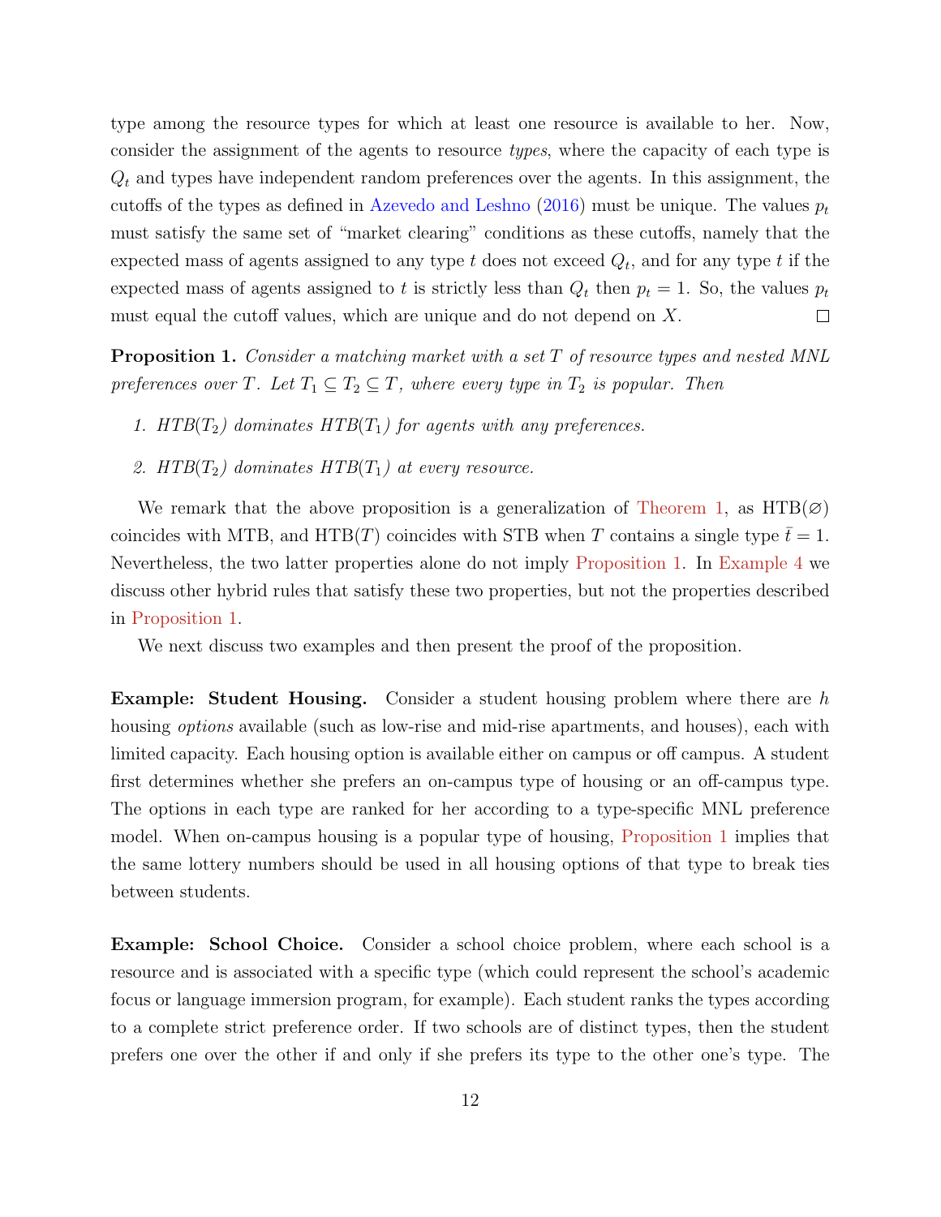type among the resource types for which at least one resource is available to her. Now, consider the assignment of the agents to resource *types*, where the capacity of each type is $Q_t$ and types have independent random preferences over the agents. In this assignment, the cutoffs of the types as defined in Azevedo and Leshno (2016) must be unique. The values $p_t$ must satisfy the same set of "market clearing" conditions as these cutoffs, namely that the expected mass of agents assigned to any type $t$ does not exceed $Q_t$, and for any type $t$ if the expected mass of agents assigned to $t$ is strictly less than $Q_t$ then $p_t = 1$. So, the values $p_t$ must equal the cutoff values, which are unique and do not depend on $X$. □

**Proposition 1.** *Consider a matching market with a set $T$ of resource types and nested MNL preferences over $T$. Let $T_1 \subseteq T_2 \subseteq T$, where every type in $T_2$ is popular. Then*

1. *HTB($T_2$) dominates HTB($T_1$) for agents with any preferences.*
2. *HTB($T_2$) dominates HTB($T_1$) at every resource.*

We remark that the above proposition is a generalization of Theorem 1, as HTB($\varnothing$) coincides with MTB, and HTB($T$) coincides with STB when $T$ contains a single type $\bar{t} = 1$. Nevertheless, the two latter properties alone do not imply Proposition 1. In Example 4 we discuss other hybrid rules that satisfy these two properties, but not the properties described in Proposition 1.

We next discuss two examples and then present the proof of the proposition.

**Example: Student Housing.** Consider a student housing problem where there are $h$ housing *options* available (such as low-rise and mid-rise apartments, and houses), each with limited capacity. Each housing option is available either on campus or off campus. A student first determines whether she prefers an on-campus type of housing or an off-campus type. The options in each type are ranked for her according to a type-specific MNL preference model. When on-campus housing is a popular type of housing, Proposition 1 implies that the same lottery numbers should be used in all housing options of that type to break ties between students.

**Example: School Choice.** Consider a school choice problem, where each school is a resource and is associated with a specific type (which could represent the school's academic focus or language immersion program, for example). Each student ranks the types according to a complete strict preference order. If two schools are of distinct types, then the student prefers one over the other if and only if she prefers its type to the other one's type. The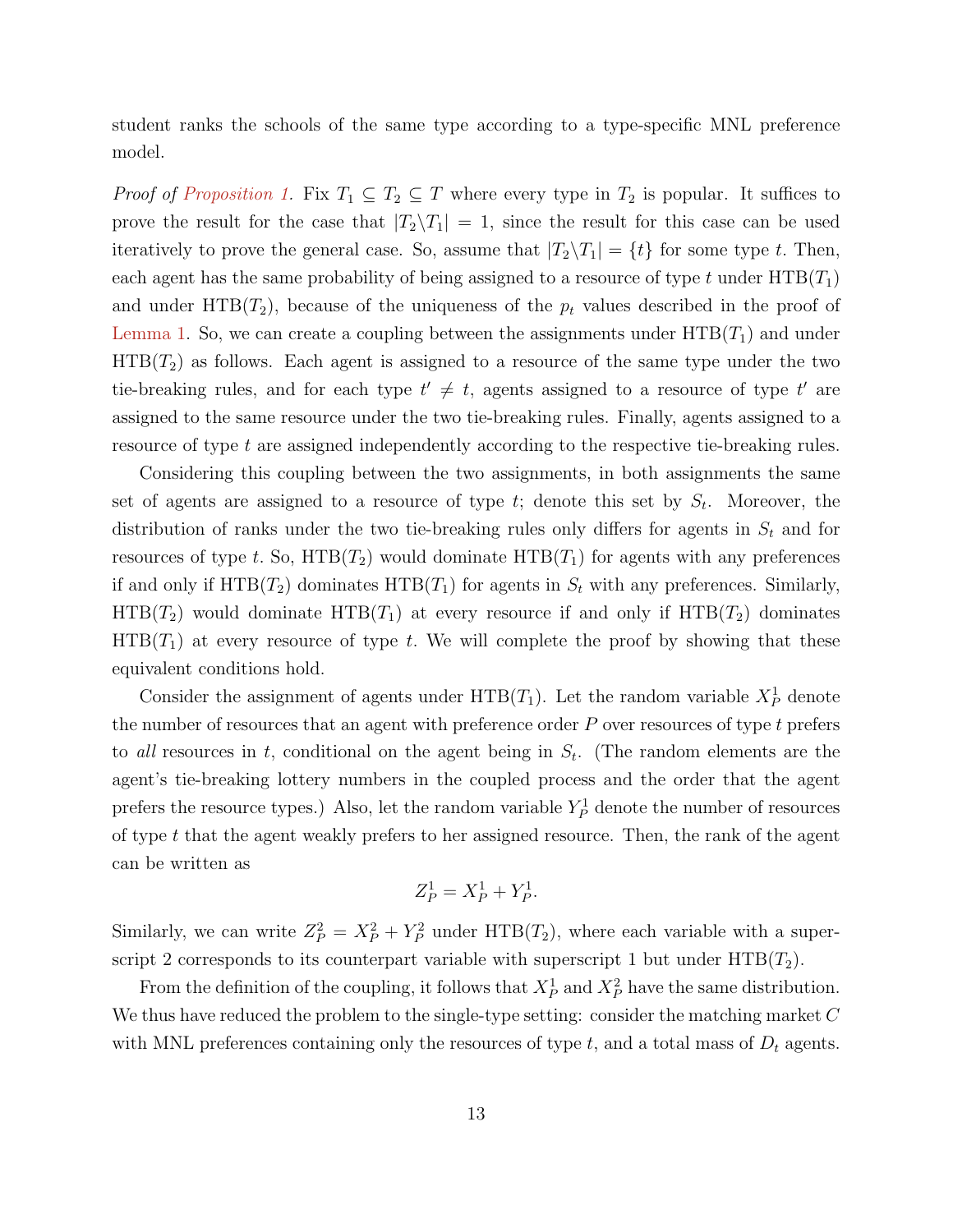student ranks the schools of the same type according to a type-specific MNL preference model.

*Proof of Proposition 1.* Fix $T_1 \subseteq T_2 \subseteq T$ where every type in $T_2$ is popular. It suffices to prove the result for the case that $|T_2 \backslash T_1| = 1$, since the result for this case can be used iteratively to prove the general case. So, assume that $|T_2 \backslash T_1| = \{t\}$ for some type $t$. Then, each agent has the same probability of being assigned to a resource of type $t$ under $\text{HTB}(T_1)$ and under $\text{HTB}(T_2)$, because of the uniqueness of the $p_t$ values described in the proof of Lemma 1. So, we can create a coupling between the assignments under $\text{HTB}(T_1)$ and under $\text{HTB}(T_2)$ as follows. Each agent is assigned to a resource of the same type under the two tie-breaking rules, and for each type $t' \neq t$, agents assigned to a resource of type $t'$ are assigned to the same resource under the two tie-breaking rules. Finally, agents assigned to a resource of type $t$ are assigned independently according to the respective tie-breaking rules.

Considering this coupling between the two assignments, in both assignments the same set of agents are assigned to a resource of type $t$; denote this set by $S_t$. Moreover, the distribution of ranks under the two tie-breaking rules only differs for agents in $S_t$ and for resources of type $t$. So, $\text{HTB}(T_2)$ would dominate $\text{HTB}(T_1)$ for agents with any preferences if and only if $\text{HTB}(T_2)$ dominates $\text{HTB}(T_1)$ for agents in $S_t$ with any preferences. Similarly, $\text{HTB}(T_2)$ would dominate $\text{HTB}(T_1)$ at every resource if and only if $\text{HTB}(T_2)$ dominates $\text{HTB}(T_1)$ at every resource of type $t$. We will complete the proof by showing that these equivalent conditions hold.

Consider the assignment of agents under $\text{HTB}(T_1)$. Let the random variable $X_P^1$ denote the number of resources that an agent with preference order $P$ over resources of type $t$ prefers to *all* resources in $t$, conditional on the agent being in $S_t$. (The random elements are the agent's tie-breaking lottery numbers in the coupled process and the order that the agent prefers the resource types.) Also, let the random variable $Y_P^1$ denote the number of resources of type $t$ that the agent weakly prefers to her assigned resource. Then, the rank of the agent can be written as

$$Z_P^1 = X_P^1 + Y_P^1.$$

Similarly, we can write $Z_P^2 = X_P^2 + Y_P^2$ under $\text{HTB}(T_2)$, where each variable with a superscript 2 corresponds to its counterpart variable with superscript 1 but under $\text{HTB}(T_2)$.

From the definition of the coupling, it follows that $X_P^1$ and $X_P^2$ have the same distribution. We thus have reduced the problem to the single-type setting: consider the matching market $C$ with MNL preferences containing only the resources of type $t$, and a total mass of $D_t$ agents.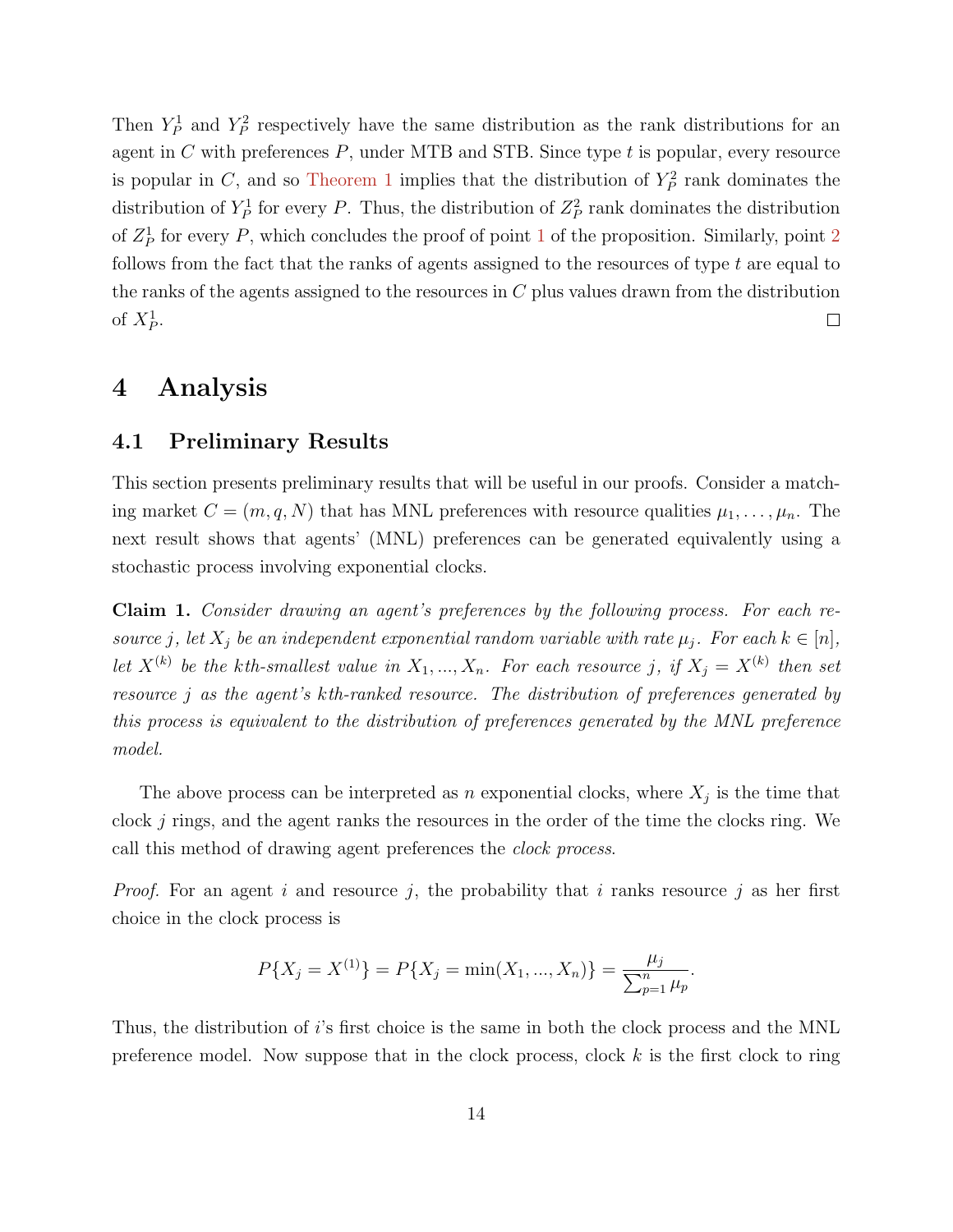Then $Y_P^1$ and $Y_P^2$ respectively have the same distribution as the rank distributions for an agent in $C$ with preferences $P$, under MTB and STB. Since type $t$ is popular, every resource is popular in $C$, and so Theorem 1 implies that the distribution of $Y_P^2$ rank dominates the distribution of $Y_P^1$ for every $P$. Thus, the distribution of $Z_P^2$ rank dominates the distribution of $Z_P^1$ for every $P$, which concludes the proof of point 1 of the proposition. Similarly, point 2 follows from the fact that the ranks of agents assigned to the resources of type $t$ are equal to the ranks of the agents assigned to the resources in $C$ plus values drawn from the distribution of $X_P^1$. □

# 4 Analysis

## 4.1 Preliminary Results

This section presents preliminary results that will be useful in our proofs. Consider a matching market $C = (m, q, N)$ that has MNL preferences with resource qualities $\mu_1, \ldots, \mu_n$. The next result shows that agents' (MNL) preferences can be generated equivalently using a stochastic process involving exponential clocks.

**Claim 1.** *Consider drawing an agent's preferences by the following process. For each resource $j$, let $X_j$ be an independent exponential random variable with rate $\mu_j$. For each $k \in [n]$, let $X^{(k)}$ be the kth-smallest value in $X_1, ..., X_n$. For each resource $j$, if $X_j = X^{(k)}$ then set resource $j$ as the agent's kth-ranked resource. The distribution of preferences generated by this process is equivalent to the distribution of preferences generated by the MNL preference model.*

The above process can be interpreted as $n$ exponential clocks, where $X_j$ is the time that clock $j$ rings, and the agent ranks the resources in the order of the time the clocks ring. We call this method of drawing agent preferences the *clock process*.

*Proof.* For an agent $i$ and resource $j$, the probability that $i$ ranks resource $j$ as her first choice in the clock process is

$$P\{X_j = X^{(1)}\} = P\{X_j = \min(X_1, ..., X_n)\} = \frac{\mu_j}{\sum_{p=1}^{n} \mu_p}.$$

Thus, the distribution of $i$'s first choice is the same in both the clock process and the MNL preference model. Now suppose that in the clock process, clock $k$ is the first clock to ring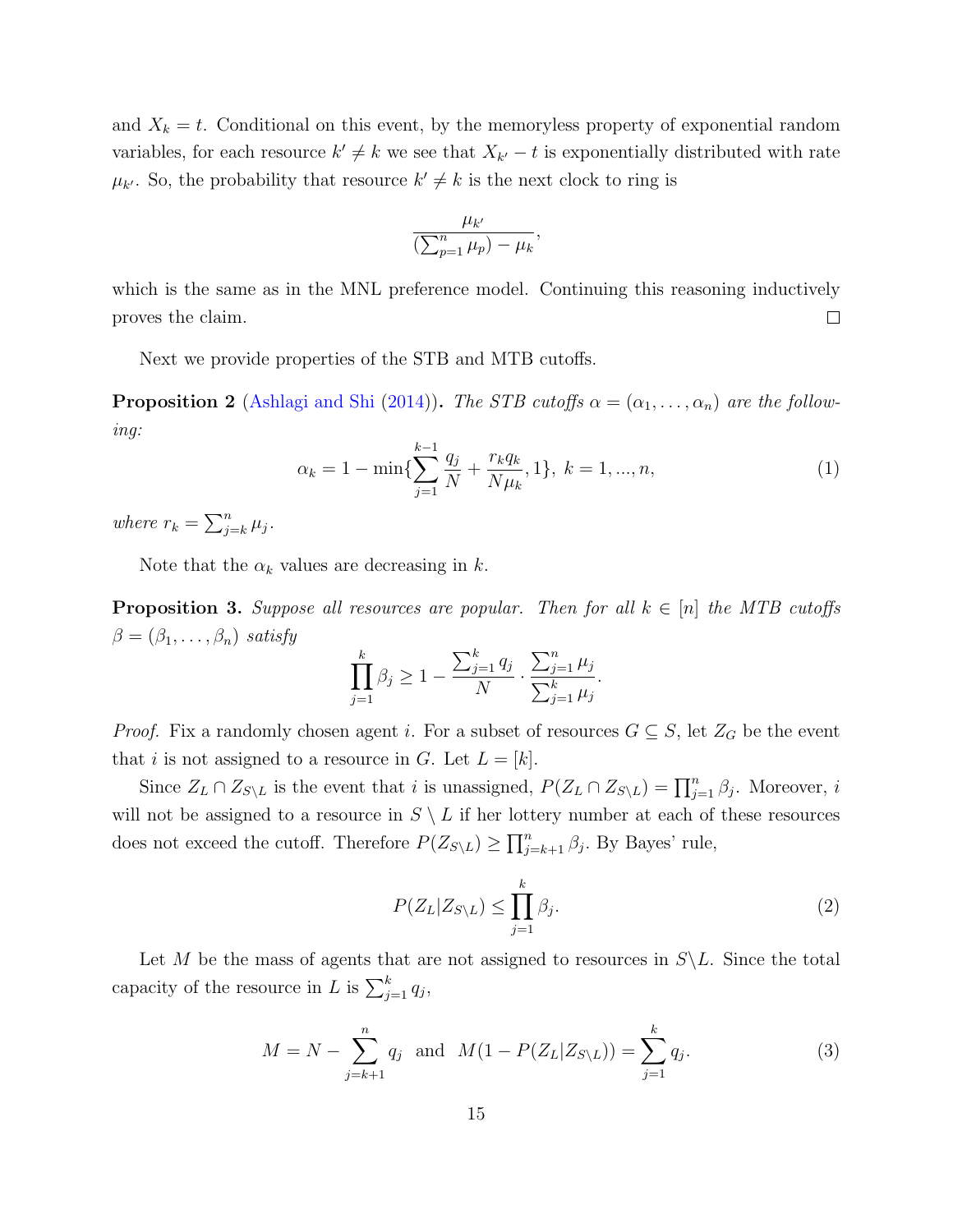and $X_k = t$. Conditional on this event, by the memoryless property of exponential random variables, for each resource $k' \neq k$ we see that $X_{k'} - t$ is exponentially distributed with rate $\mu_{k'}$. So, the probability that resource $k' \neq k$ is the next clock to ring is

$$\frac{\mu_{k'}}{(\sum_{p=1}^{n} \mu_p) - \mu_k},$$

which is the same as in the MNL preference model. Continuing this reasoning inductively proves the claim. $\square$

Next we provide properties of the STB and MTB cutoffs.

**Proposition 2** (Ashlagi and Shi (2014))**.** *The STB cutoffs $\alpha = (\alpha_1, \ldots, \alpha_n)$ are the following:*

$$\alpha_k = 1 - \min\{\sum_{j=1}^{k-1} \frac{q_j}{N} + \frac{r_k q_k}{N\mu_k}, 1\},\ k = 1, ..., n, \tag{1}$$

*where $r_k = \sum_{j=k}^{n} \mu_j$.*

Note that the $\alpha_k$ values are decreasing in $k$.

**Proposition 3.** *Suppose all resources are popular. Then for all $k \in [n]$ the MTB cutoffs $\beta = (\beta_1, \ldots, \beta_n)$ satisfy*

$$\prod_{j=1}^{k} \beta_j \geq 1 - \frac{\sum_{j=1}^{k} q_j}{N} \cdot \frac{\sum_{j=1}^{n} \mu_j}{\sum_{j=1}^{k} \mu_j}.$$

*Proof.* Fix a randomly chosen agent $i$. For a subset of resources $G \subseteq S$, let $Z_G$ be the event that $i$ is not assigned to a resource in $G$. Let $L = [k]$.

Since $Z_L \cap Z_{S \setminus L}$ is the event that $i$ is unassigned, $P(Z_L \cap Z_{S \setminus L}) = \prod_{j=1}^{n} \beta_j$. Moreover, $i$ will not be assigned to a resource in $S \setminus L$ if her lottery number at each of these resources does not exceed the cutoff. Therefore $P(Z_{S \setminus L}) \geq \prod_{j=k+1}^{n} \beta_j$. By Bayes' rule,

$$P(Z_L | Z_{S \setminus L}) \leq \prod_{j=1}^{k} \beta_j. \tag{2}$$

Let $M$ be the mass of agents that are not assigned to resources in $S \setminus L$. Since the total capacity of the resource in $L$ is $\sum_{j=1}^{k} q_j$,

$$M = N - \sum_{j=k+1}^{n} q_j \ \text{ and } \ M(1 - P(Z_L | Z_{S \setminus L})) = \sum_{j=1}^{k} q_j. \tag{3}$$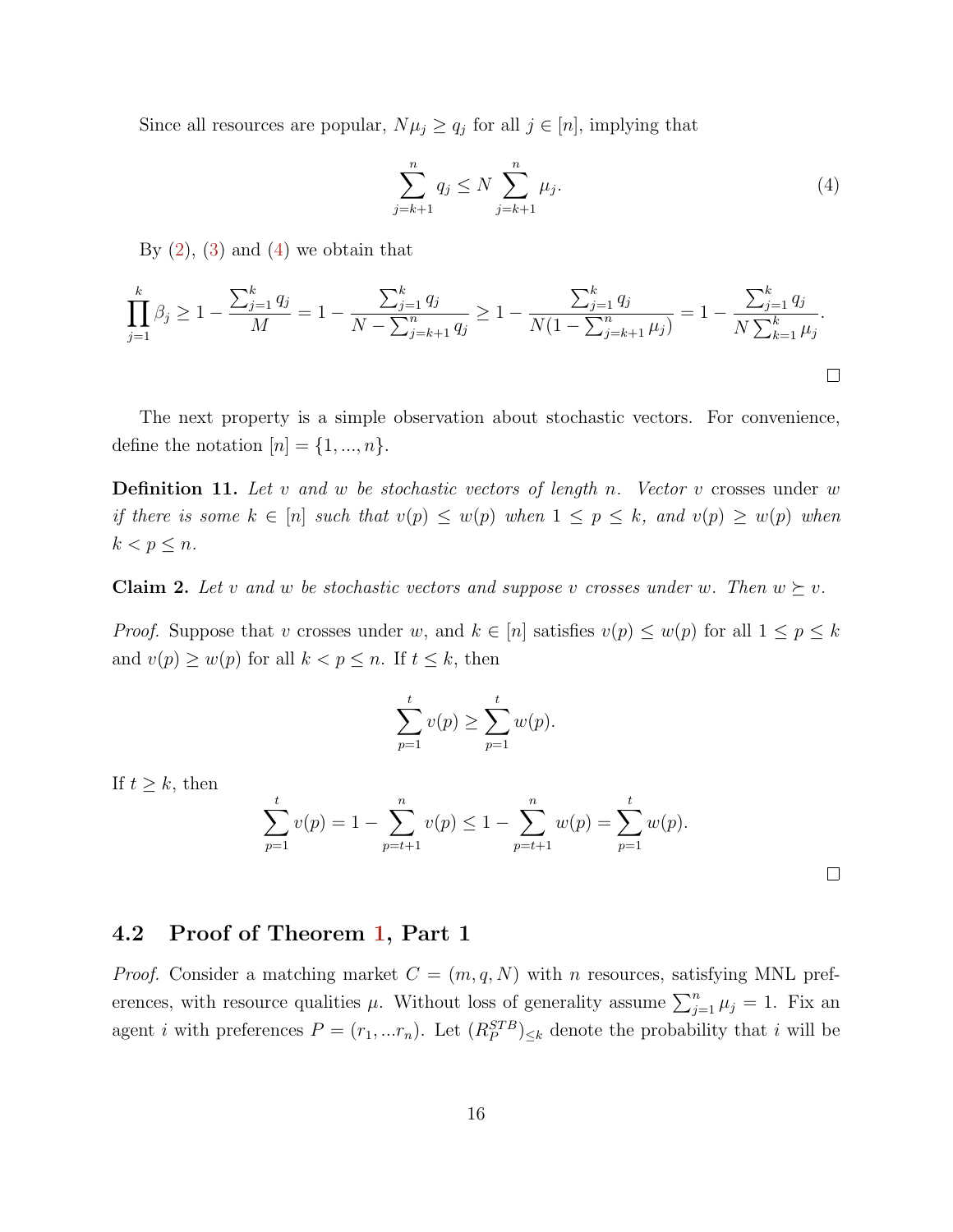Since all resources are popular, $N\mu_j \geq q_j$ for all $j \in [n]$, implying that

$$\sum_{j=k+1}^{n} q_j \leq N \sum_{j=k+1}^{n} \mu_j. \tag{4}$$

By (2), (3) and (4) we obtain that

$$\prod_{j=1}^{k} \beta_j \geq 1 - \frac{\sum_{j=1}^{k} q_j}{M} = 1 - \frac{\sum_{j=1}^{k} q_j}{N - \sum_{j=k+1}^{n} q_j} \geq 1 - \frac{\sum_{j=1}^{k} q_j}{N(1 - \sum_{j=k+1}^{n} \mu_j)} = 1 - \frac{\sum_{j=1}^{k} q_j}{N \sum_{k=1}^{k} \mu_j}.$$

□

The next property is a simple observation about stochastic vectors. For convenience, define the notation $[n] = \{1, ..., n\}$.

**Definition 11.** *Let $v$ and $w$ be stochastic vectors of length $n$. Vector $v$ crosses under $w$ if there is some $k \in [n]$ such that $v(p) \leq w(p)$ when $1 \leq p \leq k$, and $v(p) \geq w(p)$ when $k < p \leq n$.*

**Claim 2.** *Let $v$ and $w$ be stochastic vectors and suppose $v$ crosses under $w$. Then $w \succeq v$.*

*Proof.* Suppose that $v$ crosses under $w$, and $k \in [n]$ satisfies $v(p) \leq w(p)$ for all $1 \leq p \leq k$ and $v(p) \geq w(p)$ for all $k < p \leq n$. If $t \leq k$, then

$$\sum_{p=1}^{t} v(p) \geq \sum_{p=1}^{t} w(p).$$

If $t \geq k$, then

$$\sum_{p=1}^{t} v(p) = 1 - \sum_{p=t+1}^{n} v(p) \leq 1 - \sum_{p=t+1}^{n} w(p) = \sum_{p=1}^{t} w(p).$$

□

## 4.2 Proof of Theorem 1, Part 1

*Proof.* Consider a matching market $C = (m, q, N)$ with $n$ resources, satisfying MNL preferences, with resource qualities $\mu$. Without loss of generality assume $\sum_{j=1}^{n} \mu_j = 1$. Fix an agent $i$ with preferences $P = (r_1, ...r_n)$. Let $(R_P^{STB})_{\leq k}$ denote the probability that $i$ will be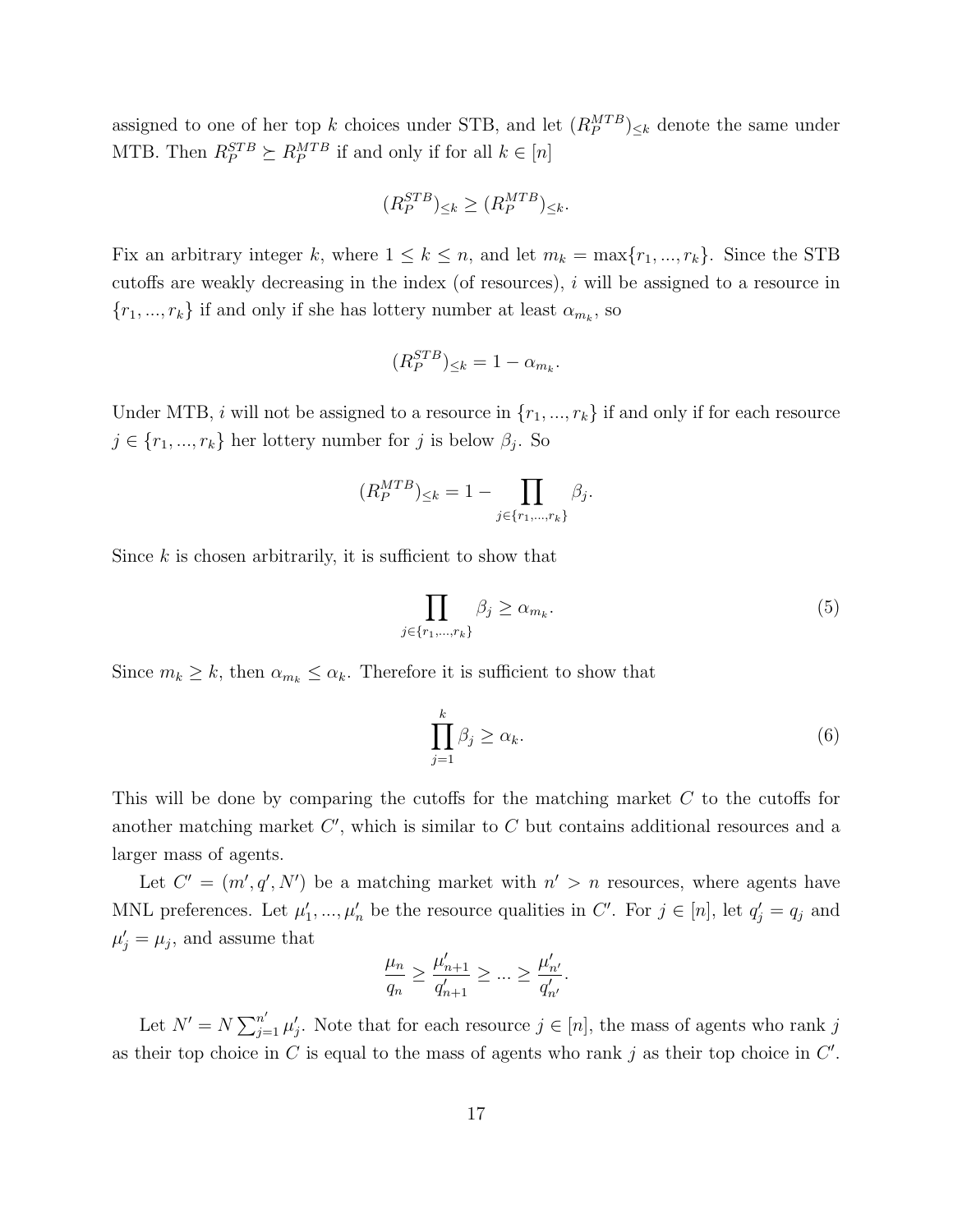assigned to one of her top $k$ choices under STB, and let $(R_P^{MTB})_{\leq k}$ denote the same under MTB. Then $R_P^{STB} \succeq R_P^{MTB}$ if and only if for all $k \in [n]$

$$(R_P^{STB})_{\leq k} \geq (R_P^{MTB})_{\leq k}.$$

Fix an arbitrary integer $k$, where $1 \leq k \leq n$, and let $m_k = \max\{r_1, ..., r_k\}$. Since the STB cutoffs are weakly decreasing in the index (of resources), $i$ will be assigned to a resource in $\{r_1, ..., r_k\}$ if and only if she has lottery number at least $\alpha_{m_k}$, so

$$(R_P^{STB})_{\leq k} = 1 - \alpha_{m_k}.$$

Under MTB, $i$ will not be assigned to a resource in $\{r_1, ..., r_k\}$ if and only if for each resource $j \in \{r_1, ..., r_k\}$ her lottery number for $j$ is below $\beta_j$. So

$$(R_P^{MTB})_{\leq k} = 1 - \prod_{j \in \{r_1, ..., r_k\}} \beta_j.$$

Since $k$ is chosen arbitrarily, it is sufficient to show that

$$\prod_{j \in \{r_1, ..., r_k\}} \beta_j \geq \alpha_{m_k}. \tag{5}$$

Since $m_k \geq k$, then $\alpha_{m_k} \leq \alpha_k$. Therefore it is sufficient to show that

$$\prod_{j=1}^{k} \beta_j \geq \alpha_k. \tag{6}$$

This will be done by comparing the cutoffs for the matching market $C$ to the cutoffs for another matching market $C'$, which is similar to $C$ but contains additional resources and a larger mass of agents.

Let $C' = (m', q', N')$ be a matching market with $n' > n$ resources, where agents have MNL preferences. Let $\mu'_1, ..., \mu'_n$ be the resource qualities in $C'$. For $j \in [n]$, let $q'_j = q_j$ and $\mu'_j = \mu_j$, and assume that

$$\frac{\mu_n}{q_n} \geq \frac{\mu'_{n+1}}{q'_{n+1}} \geq ... \geq \frac{\mu'_{n'}}{q'_{n'}}.$$

Let $N' = N \sum_{j=1}^{n'} \mu'_j$. Note that for each resource $j \in [n]$, the mass of agents who rank $j$ as their top choice in $C$ is equal to the mass of agents who rank $j$ as their top choice in $C'$.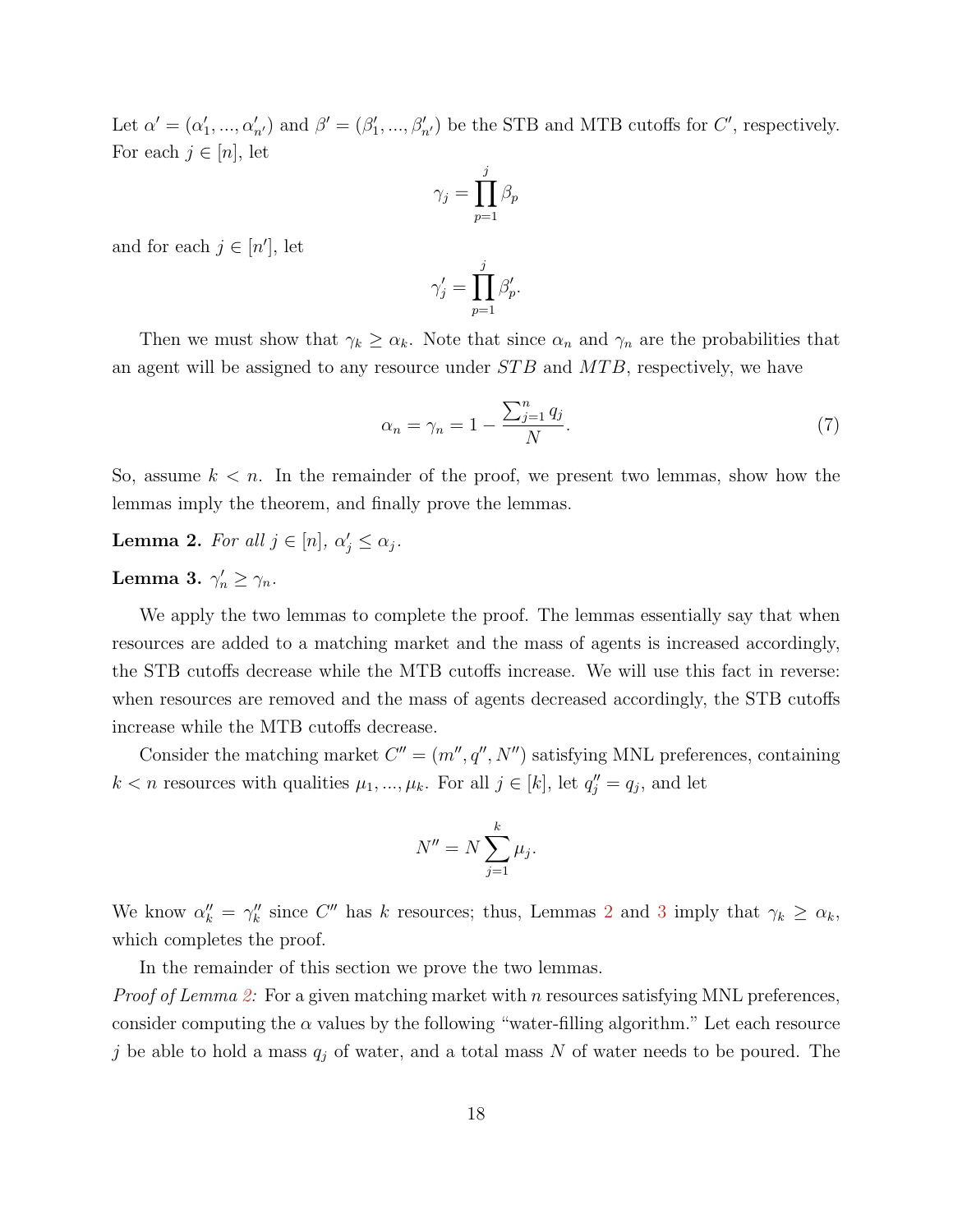Let $\alpha' = (\alpha'_1, ..., \alpha'_{n'})$ and $\beta' = (\beta'_1, ..., \beta'_{n'})$ be the STB and MTB cutoffs for $C'$, respectively. For each $j \in [n]$, let

$$\gamma_j = \prod_{p=1}^{j} \beta_p$$

and for each $j \in [n']$, let

$$\gamma'_j = \prod_{p=1}^{j} \beta'_p.$$

Then we must show that $\gamma_k \geq \alpha_k$. Note that since $\alpha_n$ and $\gamma_n$ are the probabilities that an agent will be assigned to any resource under $STB$ and $MTB$, respectively, we have

$$\alpha_n = \gamma_n = 1 - \frac{\sum_{j=1}^{n} q_j}{N}. \tag{7}$$

So, assume $k < n$. In the remainder of the proof, we present two lemmas, show how the lemmas imply the theorem, and finally prove the lemmas.

**Lemma 2.** *For all $j \in [n]$, $\alpha'_j \leq \alpha_j$.*

**Lemma 3.** $\gamma'_n \geq \gamma_n$.

We apply the two lemmas to complete the proof. The lemmas essentially say that when resources are added to a matching market and the mass of agents is increased accordingly, the STB cutoffs decrease while the MTB cutoffs increase. We will use this fact in reverse: when resources are removed and the mass of agents decreased accordingly, the STB cutoffs increase while the MTB cutoffs decrease.

Consider the matching market $C'' = (m'', q'', N'')$ satisfying MNL preferences, containing $k < n$ resources with qualities $\mu_1, ..., \mu_k$. For all $j \in [k]$, let $q''_j = q_j$, and let

$$N'' = N \sum_{j=1}^{k} \mu_j.$$

We know $\alpha''_k = \gamma''_k$ since $C''$ has $k$ resources; thus, Lemmas 2 and 3 imply that $\gamma_k \geq \alpha_k$, which completes the proof.

In the remainder of this section we prove the two lemmas.

*Proof of Lemma 2:* For a given matching market with $n$ resources satisfying MNL preferences, consider computing the $\alpha$ values by the following "water-filling algorithm." Let each resource $j$ be able to hold a mass $q_j$ of water, and a total mass $N$ of water needs to be poured. The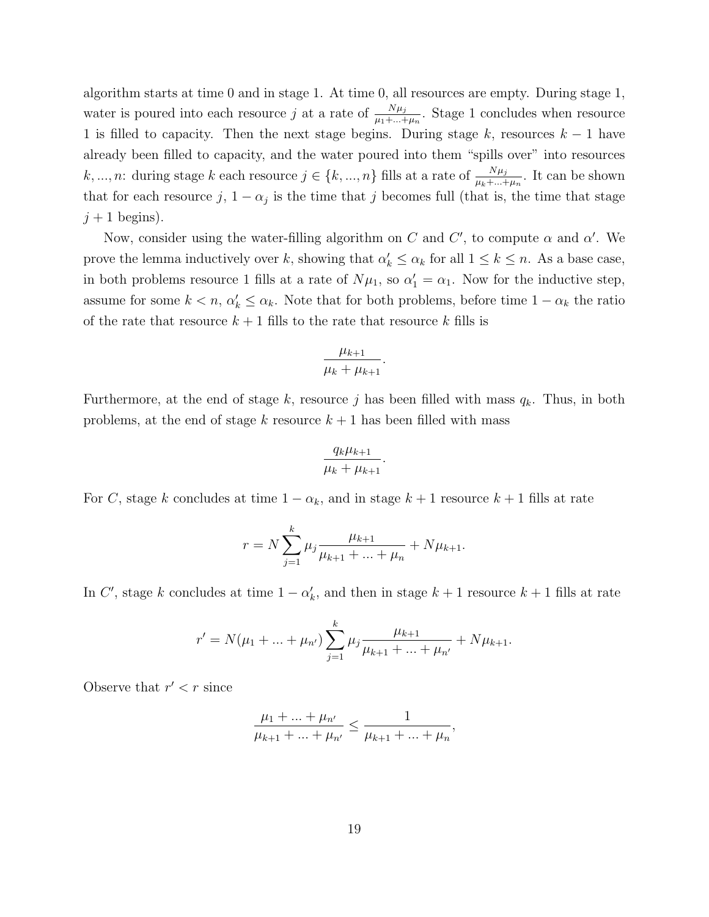algorithm starts at time 0 and in stage 1. At time 0, all resources are empty. During stage 1, water is poured into each resource $j$ at a rate of $\frac{N\mu_j}{\mu_1+...+\mu_n}$. Stage 1 concludes when resource 1 is filled to capacity. Then the next stage begins. During stage $k$, resources $k-1$ have already been filled to capacity, and the water poured into them "spills over" into resources $k,...,n$: during stage $k$ each resource $j \in \{k,...,n\}$ fills at a rate of $\frac{N\mu_j}{\mu_k+...+\mu_n}$. It can be shown that for each resource $j$, $1-\alpha_j$ is the time that $j$ becomes full (that is, the time that stage $j+1$ begins).

Now, consider using the water-filling algorithm on $C$ and $C'$, to compute $\alpha$ and $\alpha'$. We prove the lemma inductively over $k$, showing that $\alpha'_k \leq \alpha_k$ for all $1 \leq k \leq n$. As a base case, in both problems resource 1 fills at a rate of $N\mu_1$, so $\alpha'_1 = \alpha_1$. Now for the inductive step, assume for some $k < n$, $\alpha'_k \leq \alpha_k$. Note that for both problems, before time $1-\alpha_k$ the ratio of the rate that resource $k+1$ fills to the rate that resource $k$ fills is

$$\frac{\mu_{k+1}}{\mu_k + \mu_{k+1}}.$$

Furthermore, at the end of stage $k$, resource $j$ has been filled with mass $q_k$. Thus, in both problems, at the end of stage $k$ resource $k+1$ has been filled with mass

$$\frac{q_k \mu_{k+1}}{\mu_k + \mu_{k+1}}.$$

For $C$, stage $k$ concludes at time $1-\alpha_k$, and in stage $k+1$ resource $k+1$ fills at rate

$$r = N \sum_{j=1}^{k} \mu_j \frac{\mu_{k+1}}{\mu_{k+1} + ... + \mu_n} + N\mu_{k+1}.$$

In $C'$, stage $k$ concludes at time $1-\alpha'_k$, and then in stage $k+1$ resource $k+1$ fills at rate

$$r' = N(\mu_1 + ... + \mu_{n'}) \sum_{j=1}^{k} \mu_j \frac{\mu_{k+1}}{\mu_{k+1} + ... + \mu_{n'}} + N\mu_{k+1}.$$

Observe that $r' < r$ since

$$\frac{\mu_1 + ... + \mu_{n'}}{\mu_{k+1} + ... + \mu_{n'}} \leq \frac{1}{\mu_{k+1} + ... + \mu_n},$$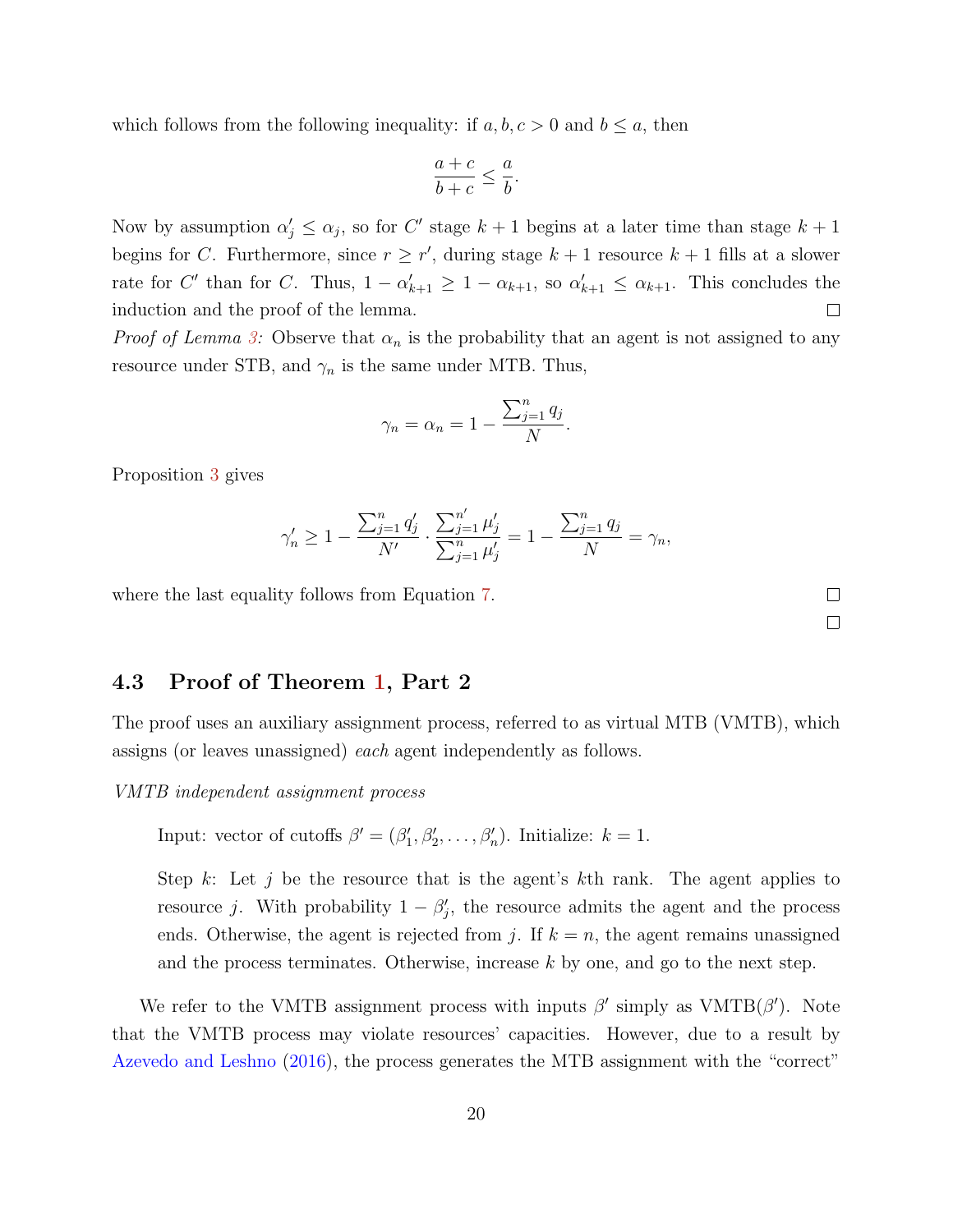which follows from the following inequality: if $a, b, c > 0$ and $b \leq a$, then

$$\frac{a+c}{b+c} \leq \frac{a}{b}.$$

Now by assumption $\alpha'_j \leq \alpha_j$, so for $C'$ stage $k+1$ begins at a later time than stage $k+1$ begins for $C$. Furthermore, since $r \geq r'$, during stage $k+1$ resource $k+1$ fills at a slower rate for $C'$ than for $C$. Thus, $1 - \alpha'_{k+1} \geq 1 - \alpha_{k+1}$, so $\alpha'_{k+1} \leq \alpha_{k+1}$. This concludes the induction and the proof of the lemma. □

*Proof of Lemma 3:* Observe that $\alpha_n$ is the probability that an agent is not assigned to any resource under STB, and $\gamma_n$ is the same under MTB. Thus,

$$\gamma_n = \alpha_n = 1 - \frac{\sum_{j=1}^{n} q_j}{N}.$$

Proposition 3 gives

$$\gamma'_n \geq 1 - \frac{\sum_{j=1}^{n} q'_j}{N'} \cdot \frac{\sum_{j=1}^{n'} \mu'_j}{\sum_{j=1}^{n} \mu'_j} = 1 - \frac{\sum_{j=1}^{n} q_j}{N} = \gamma_n,$$

where the last equality follows from Equation 7. □

□

### 4.3 Proof of Theorem 1, Part 2

The proof uses an auxiliary assignment process, referred to as virtual MTB (VMTB), which assigns (or leaves unassigned) *each* agent independently as follows.

*VMTB independent assignment process*

> Input: vector of cutoffs $\beta' = (\beta'_1, \beta'_2, \ldots, \beta'_n)$. Initialize: $k = 1$.
>
> Step $k$: Let $j$ be the resource that is the agent's $k$th rank. The agent applies to resource $j$. With probability $1 - \beta'_j$, the resource admits the agent and the process ends. Otherwise, the agent is rejected from $j$. If $k = n$, the agent remains unassigned and the process terminates. Otherwise, increase $k$ by one, and go to the next step.

We refer to the VMTB assignment process with inputs $\beta'$ simply as VMTB($\beta'$). Note that the VMTB process may violate resources' capacities. However, due to a result by Azevedo and Leshno (2016), the process generates the MTB assignment with the "correct"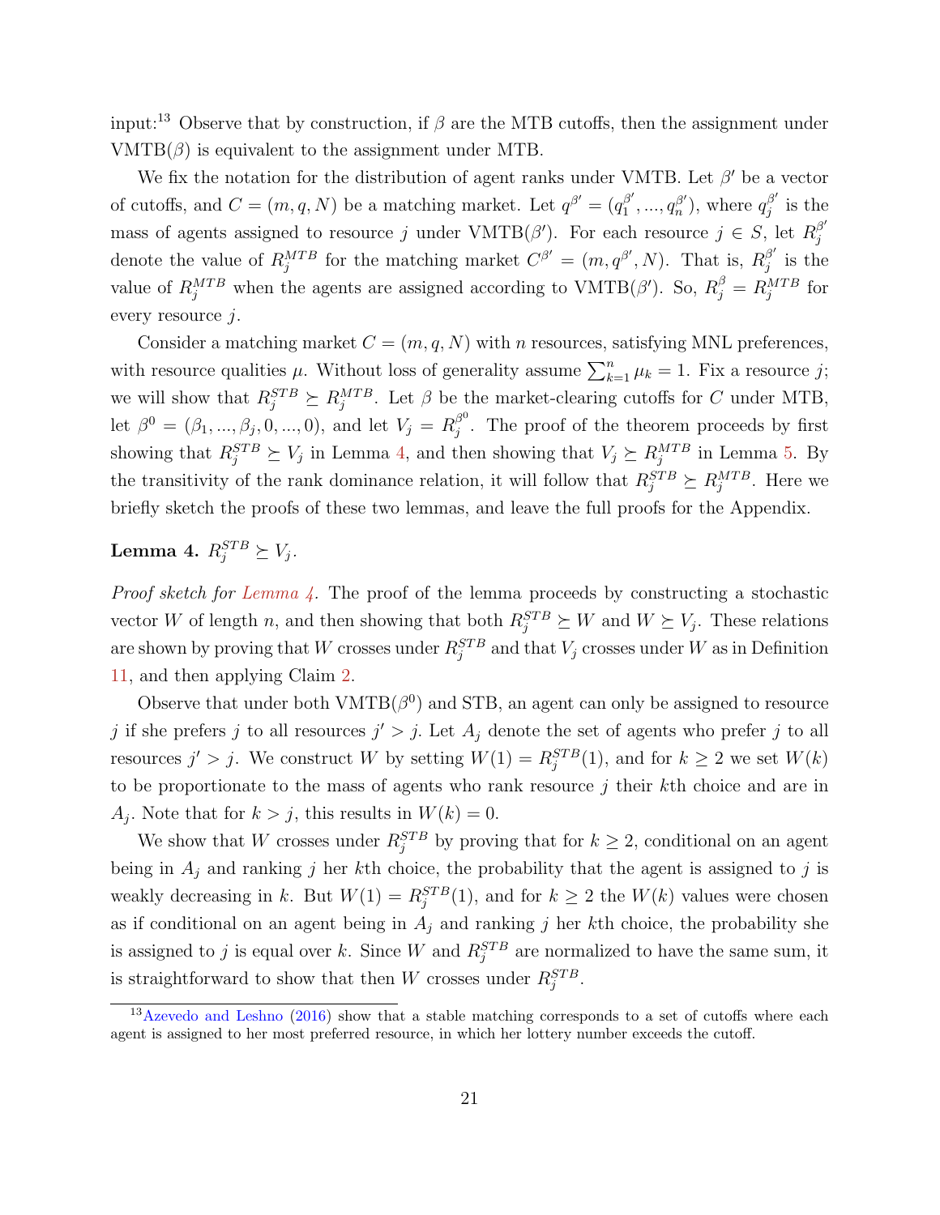input:[13] Observe that by construction, if $\beta$ are the MTB cutoffs, then the assignment under VMTB($\beta$) is equivalent to the assignment under MTB.

We fix the notation for the distribution of agent ranks under VMTB. Let $\beta'$ be a vector of cutoffs, and $C = (m, q, N)$ be a matching market. Let $q^{\beta'} = (q_1^{\beta'}, ..., q_n^{\beta'})$, where $q_j^{\beta'}$ is the mass of agents assigned to resource $j$ under VMTB($\beta'$). For each resource $j \in S$, let $R_j^{\beta'}$ denote the value of $R_j^{MTB}$ for the matching market $C^{\beta'} = (m, q^{\beta'}, N)$. That is, $R_j^{\beta'}$ is the value of $R_j^{MTB}$ when the agents are assigned according to VMTB($\beta'$). So, $R_j^{\beta} = R_j^{MTB}$ for every resource $j$.

Consider a matching market $C = (m, q, N)$ with $n$ resources, satisfying MNL preferences, with resource qualities $\mu$. Without loss of generality assume $\sum_{k=1}^{n} \mu_k = 1$. Fix a resource $j$; we will show that $R_j^{STB} \succeq R_j^{MTB}$. Let $\beta$ be the market-clearing cutoffs for $C$ under MTB, let $\beta^0 = (\beta_1, ..., \beta_j, 0, ..., 0)$, and let $V_j = R_j^{\beta^0}$. The proof of the theorem proceeds by first showing that $R_j^{STB} \succeq V_j$ in Lemma 4, and then showing that $V_j \succeq R_j^{MTB}$ in Lemma 5. By the transitivity of the rank dominance relation, it will follow that $R_j^{STB} \succeq R_j^{MTB}$. Here we briefly sketch the proofs of these two lemmas, and leave the full proofs for the Appendix.

**Lemma 4.** $R_j^{STB} \succeq V_j$.

*Proof sketch for Lemma 4.* The proof of the lemma proceeds by constructing a stochastic vector $W$ of length $n$, and then showing that both $R_j^{STB} \succeq W$ and $W \succeq V_j$. These relations are shown by proving that $W$ crosses under $R_j^{STB}$ and that $V_j$ crosses under $W$ as in Definition 11, and then applying Claim 2.

Observe that under both VMTB($\beta^0$) and STB, an agent can only be assigned to resource $j$ if she prefers $j$ to all resources $j' > j$. Let $A_j$ denote the set of agents who prefer $j$ to all resources $j' > j$. We construct $W$ by setting $W(1) = R_j^{STB}(1)$, and for $k \geq 2$ we set $W(k)$ to be proportionate to the mass of agents who rank resource $j$ their $k$th choice and are in $A_j$. Note that for $k > j$, this results in $W(k) = 0$.

We show that $W$ crosses under $R_j^{STB}$ by proving that for $k \geq 2$, conditional on an agent being in $A_j$ and ranking $j$ her $k$th choice, the probability that the agent is assigned to $j$ is weakly decreasing in $k$. But $W(1) = R_j^{STB}(1)$, and for $k \geq 2$ the $W(k)$ values were chosen as if conditional on an agent being in $A_j$ and ranking $j$ her $k$th choice, the probability she is assigned to $j$ is equal over $k$. Since $W$ and $R_j^{STB}$ are normalized to have the same sum, it is straightforward to show that then $W$ crosses under $R_j^{STB}$.

[13] Azevedo and Leshno (2016) show that a stable matching corresponds to a set of cutoffs where each agent is assigned to her most preferred resource, in which her lottery number exceeds the cutoff.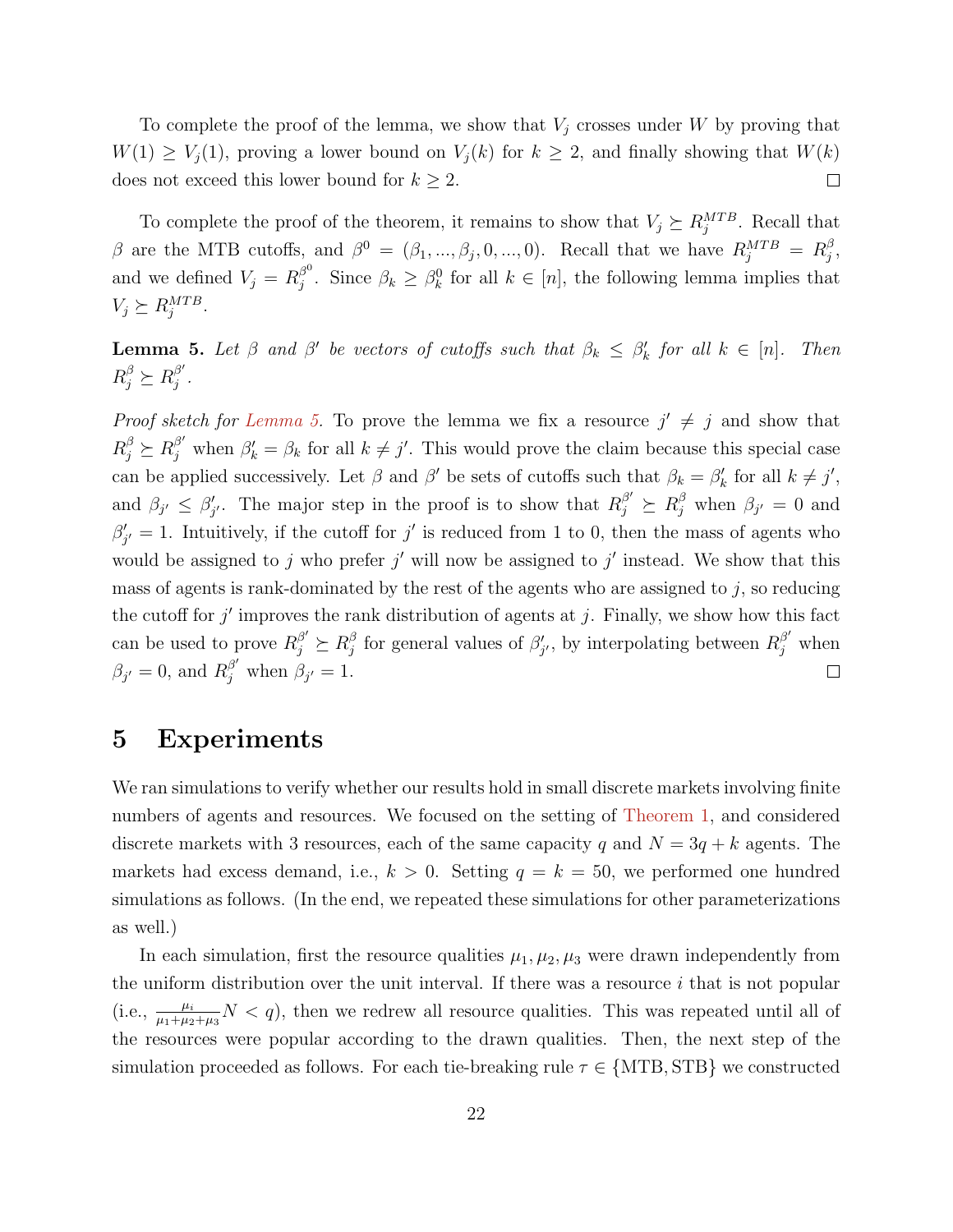To complete the proof of the lemma, we show that $V_j$ crosses under $W$ by proving that $W(1) \geq V_j(1)$, proving a lower bound on $V_j(k)$ for $k \geq 2$, and finally showing that $W(k)$ does not exceed this lower bound for $k \geq 2$. $\square$

To complete the proof of the theorem, it remains to show that $V_j \succeq R_j^{MTB}$. Recall that $\beta$ are the MTB cutoffs, and $\beta^0 = (\beta_1, ..., \beta_j, 0, ..., 0)$. Recall that we have $R_j^{MTB} = R_j^{\beta}$, and we defined $V_j = R_j^{\beta^0}$. Since $\beta_k \geq \beta_k^0$ for all $k \in [n]$, the following lemma implies that $V_j \succeq R_j^{MTB}$.

**Lemma 5.** *Let $\beta$ and $\beta'$ be vectors of cutoffs such that $\beta_k \leq \beta'_k$ for all $k \in [n]$. Then $R_j^{\beta} \succeq R_j^{\beta'}$.*

*Proof sketch for Lemma 5.* To prove the lemma we fix a resource $j' \neq j$ and show that $R_j^{\beta} \succeq R_j^{\beta'}$ when $\beta'_k = \beta_k$ for all $k \neq j'$. This would prove the claim because this special case can be applied successively. Let $\beta$ and $\beta'$ be sets of cutoffs such that $\beta_k = \beta'_k$ for all $k \neq j'$, and $\beta_{j'} \leq \beta'_{j'}$. The major step in the proof is to show that $R_j^{\beta'} \succeq R_j^{\beta}$ when $\beta_{j'} = 0$ and $\beta'_{j'} = 1$. Intuitively, if the cutoff for $j'$ is reduced from 1 to 0, then the mass of agents who would be assigned to $j$ who prefer $j'$ will now be assigned to $j'$ instead. We show that this mass of agents is rank-dominated by the rest of the agents who are assigned to $j$, so reducing the cutoff for $j'$ improves the rank distribution of agents at $j$. Finally, we show how this fact can be used to prove $R_j^{\beta'} \succeq R_j^{\beta}$ for general values of $\beta'_{j'}$, by interpolating between $R_j^{\beta'}$ when $\beta_{j'} = 0$, and $R_j^{\beta'}$ when $\beta_{j'} = 1$. $\square$

# 5 Experiments

We ran simulations to verify whether our results hold in small discrete markets involving finite numbers of agents and resources. We focused on the setting of Theorem 1, and considered discrete markets with 3 resources, each of the same capacity $q$ and $N = 3q + k$ agents. The markets had excess demand, i.e., $k > 0$. Setting $q = k = 50$, we performed one hundred simulations as follows. (In the end, we repeated these simulations for other parameterizations as well.)

In each simulation, first the resource qualities $\mu_1, \mu_2, \mu_3$ were drawn independently from the uniform distribution over the unit interval. If there was a resource $i$ that is not popular (i.e., $\frac{\mu_i}{\mu_1+\mu_2+\mu_3} N < q$), then we redrew all resource qualities. This was repeated until all of the resources were popular according to the drawn qualities. Then, the next step of the simulation proceeded as follows. For each tie-breaking rule $\tau \in \{\text{MTB}, \text{STB}\}$ we constructed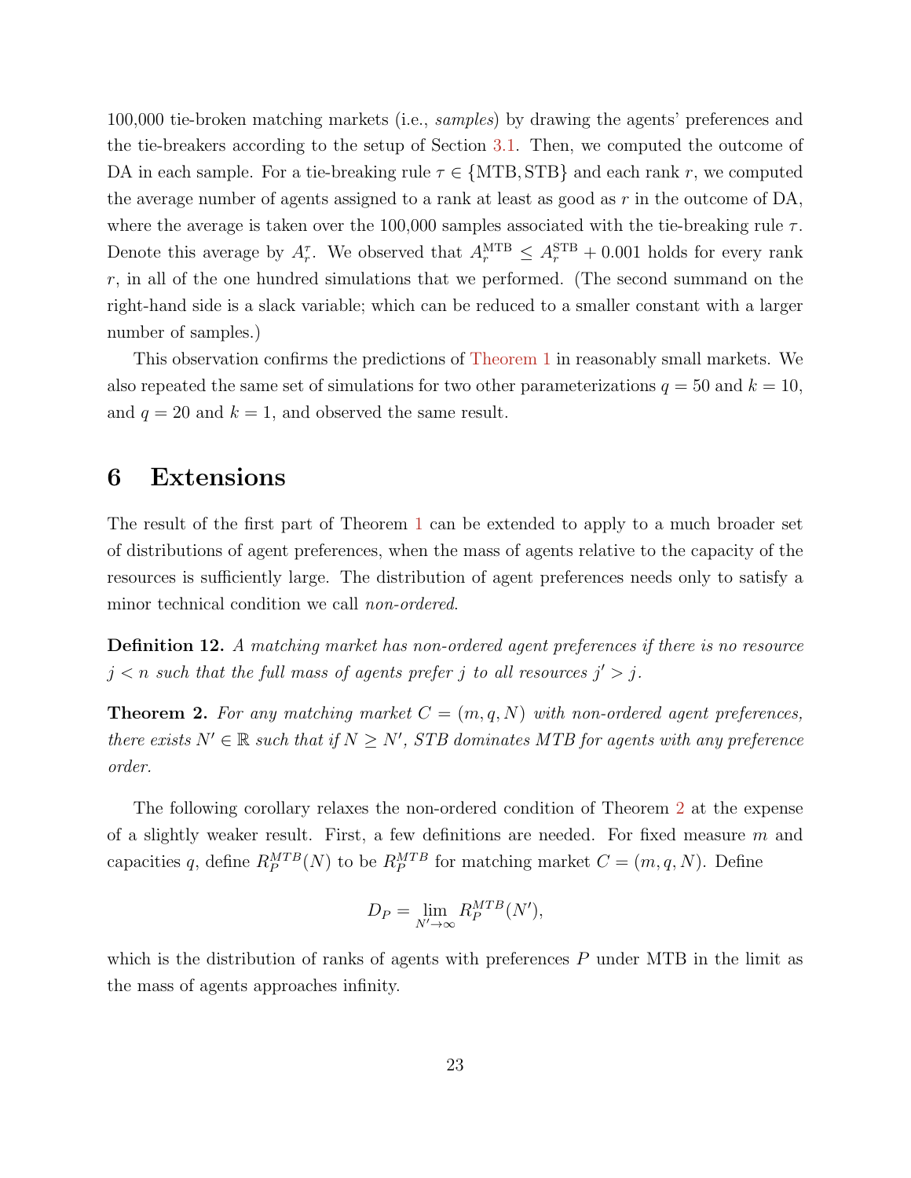100,000 tie-broken matching markets (i.e., *samples*) by drawing the agents' preferences and the tie-breakers according to the setup of Section 3.1. Then, we computed the outcome of DA in each sample. For a tie-breaking rule $\tau \in \{\text{MTB}, \text{STB}\}$ and each rank $r$, we computed the average number of agents assigned to a rank at least as good as $r$ in the outcome of DA, where the average is taken over the 100,000 samples associated with the tie-breaking rule $\tau$. Denote this average by $A_r^\tau$. We observed that $A_r^{\text{MTB}} \leq A_r^{\text{STB}} + 0.001$ holds for every rank $r$, in all of the one hundred simulations that we performed. (The second summand on the right-hand side is a slack variable; which can be reduced to a smaller constant with a larger number of samples.)

This observation confirms the predictions of Theorem 1 in reasonably small markets. We also repeated the same set of simulations for two other parameterizations $q = 50$ and $k = 10$, and $q = 20$ and $k = 1$, and observed the same result.

# 6 Extensions

The result of the first part of Theorem 1 can be extended to apply to a much broader set of distributions of agent preferences, when the mass of agents relative to the capacity of the resources is sufficiently large. The distribution of agent preferences needs only to satisfy a minor technical condition we call *non-ordered*.

**Definition 12.** *A matching market has non-ordered agent preferences if there is no resource $j < n$ such that the full mass of agents prefer $j$ to all resources $j' > j$.*

**Theorem 2.** *For any matching market $C = (m, q, N)$ with non-ordered agent preferences, there exists $N' \in \mathbb{R}$ such that if $N \geq N'$, STB dominates MTB for agents with any preference order.*

The following corollary relaxes the non-ordered condition of Theorem 2 at the expense of a slightly weaker result. First, a few definitions are needed. For fixed measure $m$ and capacities $q$, define $R_P^{MTB}(N)$ to be $R_P^{MTB}$ for matching market $C = (m, q, N)$. Define

$$D_P = \lim_{N' \to \infty} R_P^{MTB}(N'),$$

which is the distribution of ranks of agents with preferences $P$ under MTB in the limit as the mass of agents approaches infinity.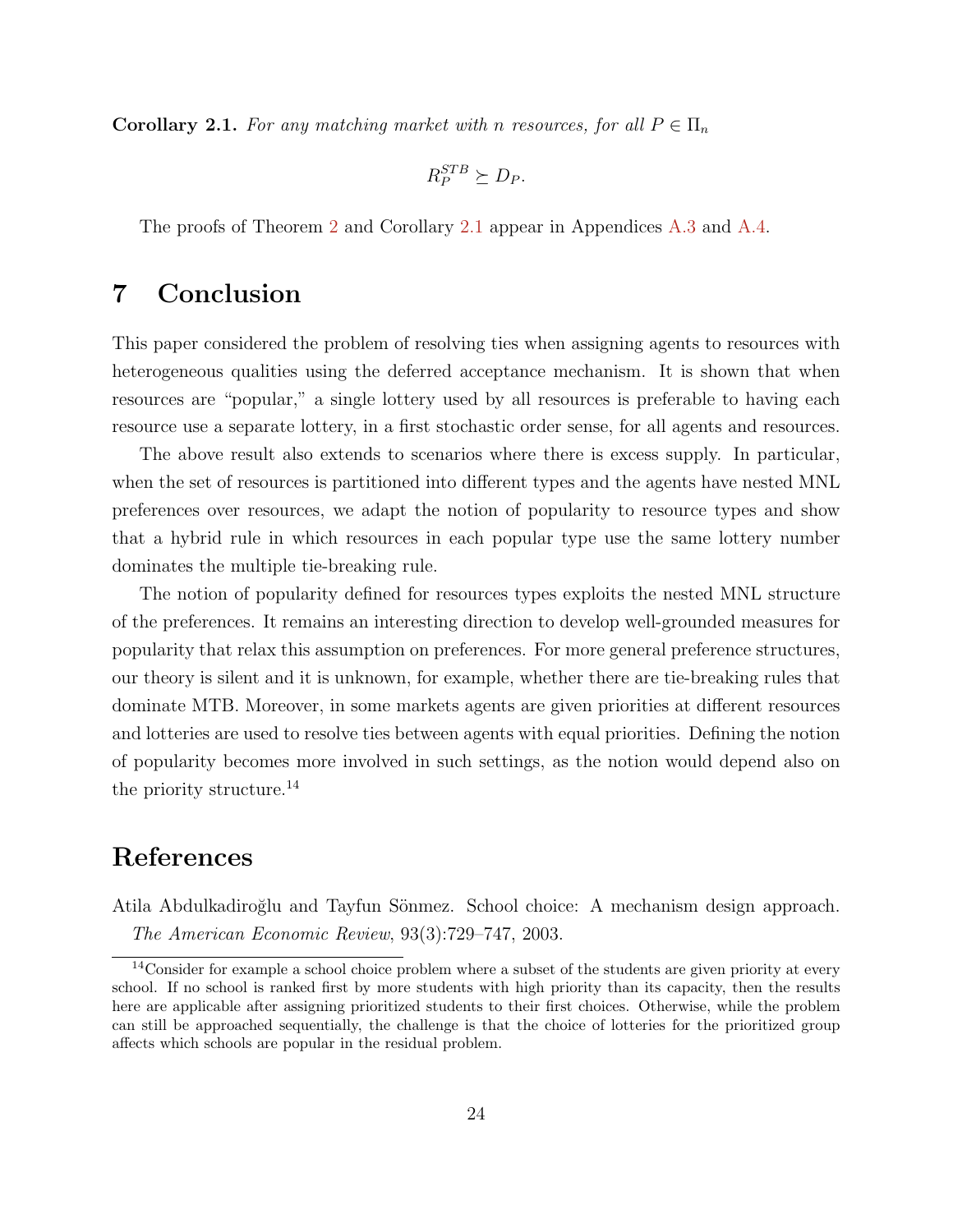**Corollary 2.1.** *For any matching market with $n$ resources, for all $P \in \Pi_n$*

$$R_P^{STB} \succeq D_P.$$

The proofs of Theorem 2 and Corollary 2.1 appear in Appendices A.3 and A.4.

# 7 Conclusion

This paper considered the problem of resolving ties when assigning agents to resources with heterogeneous qualities using the deferred acceptance mechanism. It is shown that when resources are "popular," a single lottery used by all resources is preferable to having each resource use a separate lottery, in a first stochastic order sense, for all agents and resources.

The above result also extends to scenarios where there is excess supply. In particular, when the set of resources is partitioned into different types and the agents have nested MNL preferences over resources, we adapt the notion of popularity to resource types and show that a hybrid rule in which resources in each popular type use the same lottery number dominates the multiple tie-breaking rule.

The notion of popularity defined for resources types exploits the nested MNL structure of the preferences. It remains an interesting direction to develop well-grounded measures for popularity that relax this assumption on preferences. For more general preference structures, our theory is silent and it is unknown, for example, whether there are tie-breaking rules that dominate MTB. Moreover, in some markets agents are given priorities at different resources and lotteries are used to resolve ties between agents with equal priorities. Defining the notion of popularity becomes more involved in such settings, as the notion would depend also on the priority structure.[14]

# References

Atila Abdulkadiroğlu and Tayfun Sönmez. School choice: A mechanism design approach. *The American Economic Review*, 93(3):729–747, 2003.

[14] Consider for example a school choice problem where a subset of the students are given priority at every school. If no school is ranked first by more students with high priority than its capacity, then the results here are applicable after assigning prioritized students to their first choices. Otherwise, while the problem can still be approached sequentially, the challenge is that the choice of lotteries for the prioritized group affects which schools are popular in the residual problem.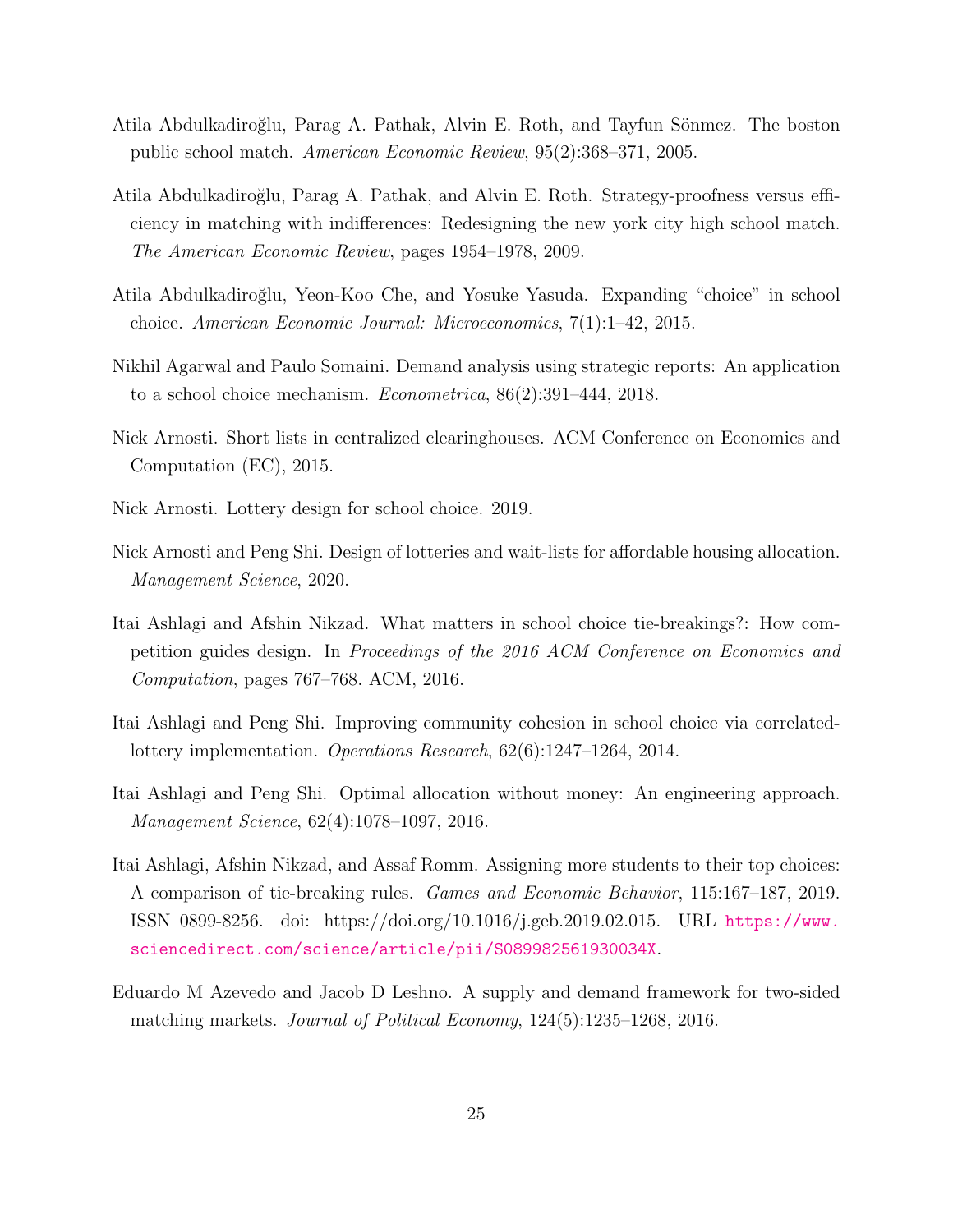Atila Abdulkadiroğlu, Parag A. Pathak, Alvin E. Roth, and Tayfun Sönmez. The boston public school match. *American Economic Review*, 95(2):368–371, 2005.

Atila Abdulkadiroğlu, Parag A. Pathak, and Alvin E. Roth. Strategy-proofness versus efficiency in matching with indifferences: Redesigning the new york city high school match. *The American Economic Review*, pages 1954–1978, 2009.

Atila Abdulkadiroğlu, Yeon-Koo Che, and Yosuke Yasuda. Expanding "choice" in school choice. *American Economic Journal: Microeconomics*, 7(1):1–42, 2015.

Nikhil Agarwal and Paulo Somaini. Demand analysis using strategic reports: An application to a school choice mechanism. *Econometrica*, 86(2):391–444, 2018.

Nick Arnosti. Short lists in centralized clearinghouses. ACM Conference on Economics and Computation (EC), 2015.

Nick Arnosti. Lottery design for school choice. 2019.

Nick Arnosti and Peng Shi. Design of lotteries and wait-lists for affordable housing allocation. *Management Science*, 2020.

Itai Ashlagi and Afshin Nikzad. What matters in school choice tie-breakings?: How competition guides design. In *Proceedings of the 2016 ACM Conference on Economics and Computation*, pages 767–768. ACM, 2016.

Itai Ashlagi and Peng Shi. Improving community cohesion in school choice via correlated-lottery implementation. *Operations Research*, 62(6):1247–1264, 2014.

Itai Ashlagi and Peng Shi. Optimal allocation without money: An engineering approach. *Management Science*, 62(4):1078–1097, 2016.

Itai Ashlagi, Afshin Nikzad, and Assaf Romm. Assigning more students to their top choices: A comparison of tie-breaking rules. *Games and Economic Behavior*, 115:167–187, 2019. ISSN 0899-8256. doi: https://doi.org/10.1016/j.geb.2019.02.015. URL https://www.sciencedirect.com/science/article/pii/S089982561930034X.

Eduardo M Azevedo and Jacob D Leshno. A supply and demand framework for two-sided matching markets. *Journal of Political Economy*, 124(5):1235–1268, 2016.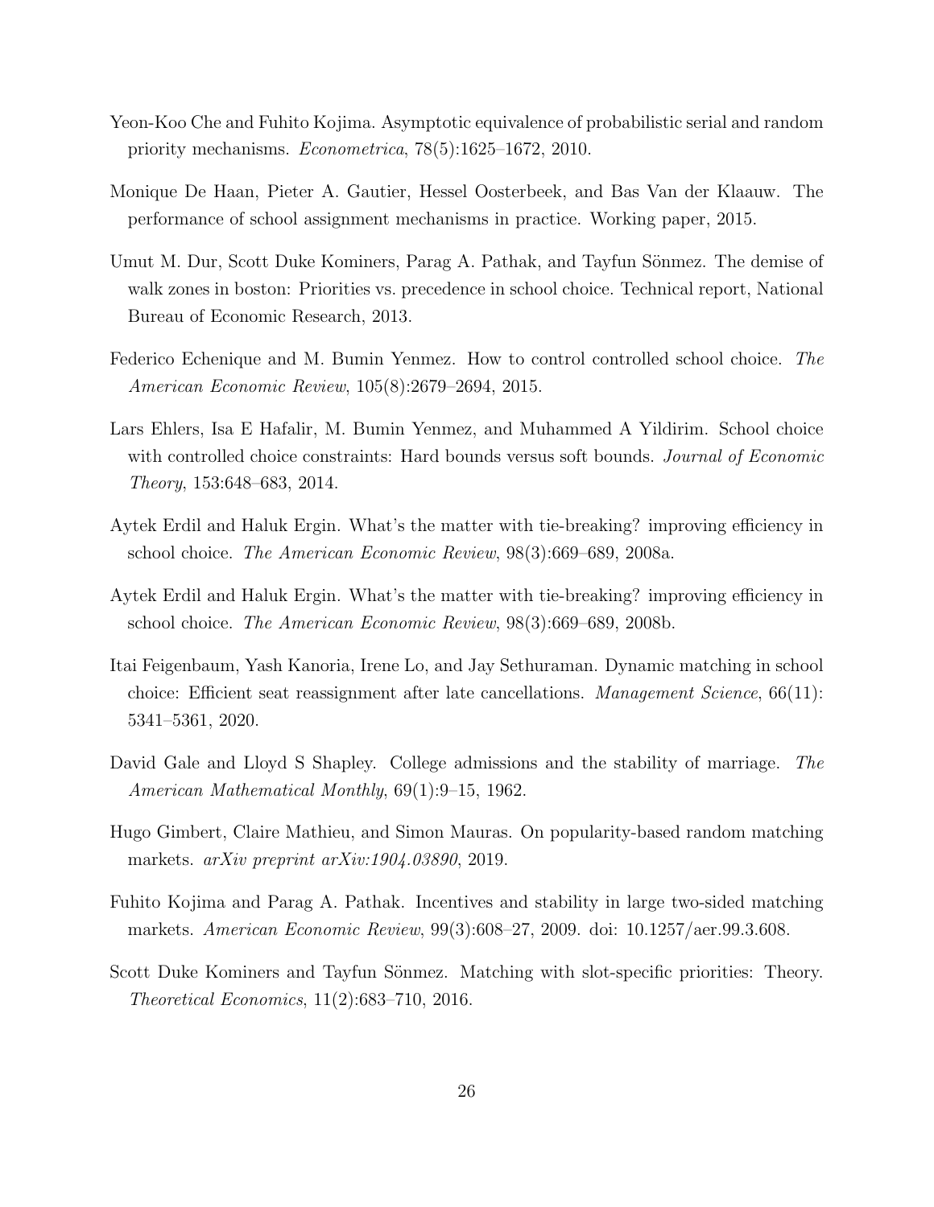Yeon-Koo Che and Fuhito Kojima. Asymptotic equivalence of probabilistic serial and random priority mechanisms. *Econometrica*, 78(5):1625–1672, 2010.

Monique De Haan, Pieter A. Gautier, Hessel Oosterbeek, and Bas Van der Klaauw. The performance of school assignment mechanisms in practice. Working paper, 2015.

Umut M. Dur, Scott Duke Kominers, Parag A. Pathak, and Tayfun Sönmez. The demise of walk zones in boston: Priorities vs. precedence in school choice. Technical report, National Bureau of Economic Research, 2013.

Federico Echenique and M. Bumin Yenmez. How to control controlled school choice. *The American Economic Review*, 105(8):2679–2694, 2015.

Lars Ehlers, Isa E Hafalir, M. Bumin Yenmez, and Muhammed A Yildirim. School choice with controlled choice constraints: Hard bounds versus soft bounds. *Journal of Economic Theory*, 153:648–683, 2014.

Aytek Erdil and Haluk Ergin. What's the matter with tie-breaking? improving efficiency in school choice. *The American Economic Review*, 98(3):669–689, 2008a.

Aytek Erdil and Haluk Ergin. What's the matter with tie-breaking? improving efficiency in school choice. *The American Economic Review*, 98(3):669–689, 2008b.

Itai Feigenbaum, Yash Kanoria, Irene Lo, and Jay Sethuraman. Dynamic matching in school choice: Efficient seat reassignment after late cancellations. *Management Science*, 66(11): 5341–5361, 2020.

David Gale and Lloyd S Shapley. College admissions and the stability of marriage. *The American Mathematical Monthly*, 69(1):9–15, 1962.

Hugo Gimbert, Claire Mathieu, and Simon Mauras. On popularity-based random matching markets. *arXiv preprint arXiv:1904.03890*, 2019.

Fuhito Kojima and Parag A. Pathak. Incentives and stability in large two-sided matching markets. *American Economic Review*, 99(3):608–27, 2009. doi: 10.1257/aer.99.3.608.

Scott Duke Kominers and Tayfun Sönmez. Matching with slot-specific priorities: Theory. *Theoretical Economics*, 11(2):683–710, 2016.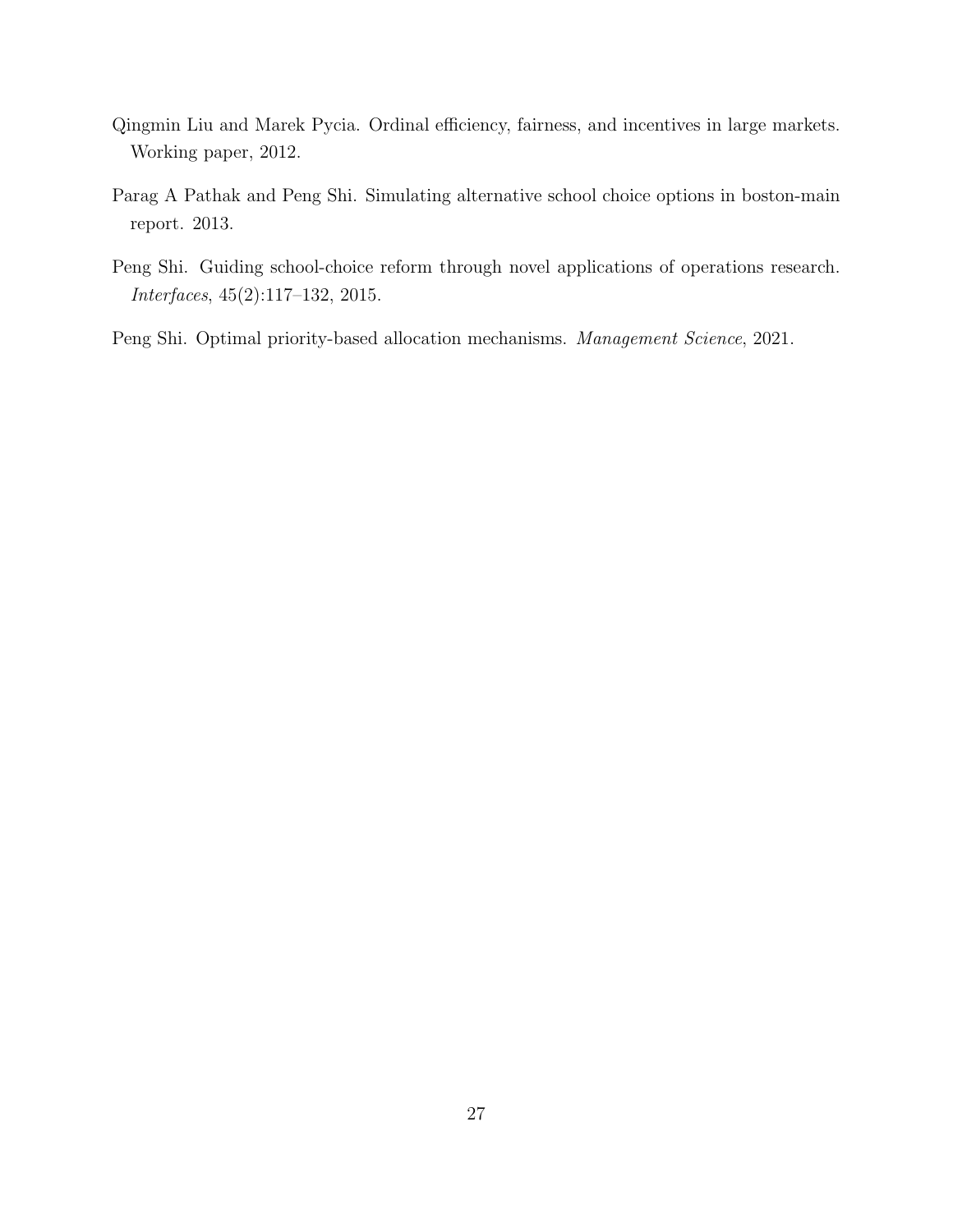Qingmin Liu and Marek Pycia. Ordinal efficiency, fairness, and incentives in large markets. Working paper, 2012.

Parag A Pathak and Peng Shi. Simulating alternative school choice options in boston-main report. 2013.

Peng Shi. Guiding school-choice reform through novel applications of operations research. *Interfaces*, 45(2):117–132, 2015.

Peng Shi. Optimal priority-based allocation mechanisms. *Management Science*, 2021.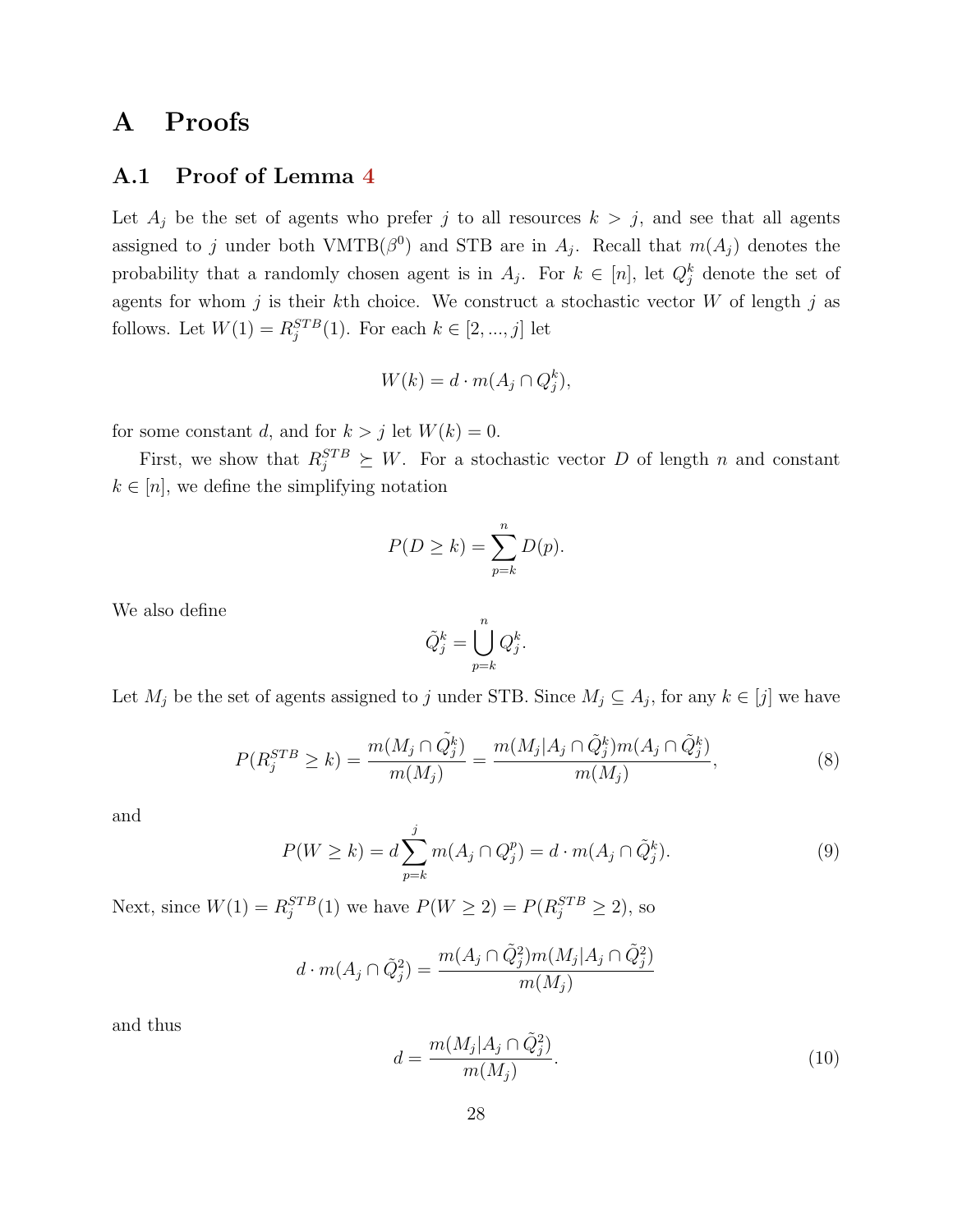# A Proofs

## A.1 Proof of Lemma 4

Let $A_j$ be the set of agents who prefer $j$ to all resources $k > j$, and see that all agents assigned to $j$ under both VMTB($\beta^0$) and STB are in $A_j$. Recall that $m(A_j)$ denotes the probability that a randomly chosen agent is in $A_j$. For $k \in [n]$, let $Q_j^k$ denote the set of agents for whom $j$ is their $k$th choice. We construct a stochastic vector $W$ of length $j$ as follows. Let $W(1) = R_j^{STB}(1)$. For each $k \in [2, ..., j]$ let

$$W(k) = d \cdot m(A_j \cap Q_j^k),$$

for some constant $d$, and for $k > j$ let $W(k) = 0$.

First, we show that $R_j^{STB} \succeq W$. For a stochastic vector $D$ of length $n$ and constant $k \in [n]$, we define the simplifying notation

$$P(D \geq k) = \sum_{p=k}^{n} D(p).$$

We also define

$$\tilde{Q}_j^k = \bigcup_{p=k}^{n} Q_j^k.$$

Let $M_j$ be the set of agents assigned to $j$ under STB. Since $M_j \subseteq A_j$, for any $k \in [j]$ we have

$$P(R_j^{STB} \geq k) = \frac{m(M_j \cap \tilde{Q}_j^k)}{m(M_j)} = \frac{m(M_j | A_j \cap \tilde{Q}_j^k) m(A_j \cap \tilde{Q}_j^k)}{m(M_j)}, \tag{8}$$

and

$$P(W \geq k) = d \sum_{p=k}^{j} m(A_j \cap Q_j^p) = d \cdot m(A_j \cap \tilde{Q}_j^k). \tag{9}$$

Next, since $W(1) = R_j^{STB}(1)$ we have $P(W \geq 2) = P(R_j^{STB} \geq 2)$, so

$$d \cdot m(A_j \cap \tilde{Q}_j^2) = \frac{m(A_j \cap \tilde{Q}_j^2) m(M_j | A_j \cap \tilde{Q}_j^2)}{m(M_j)}$$

and thus

$$d = \frac{m(M_j | A_j \cap \tilde{Q}_j^2)}{m(M_j)}. \tag{10}$$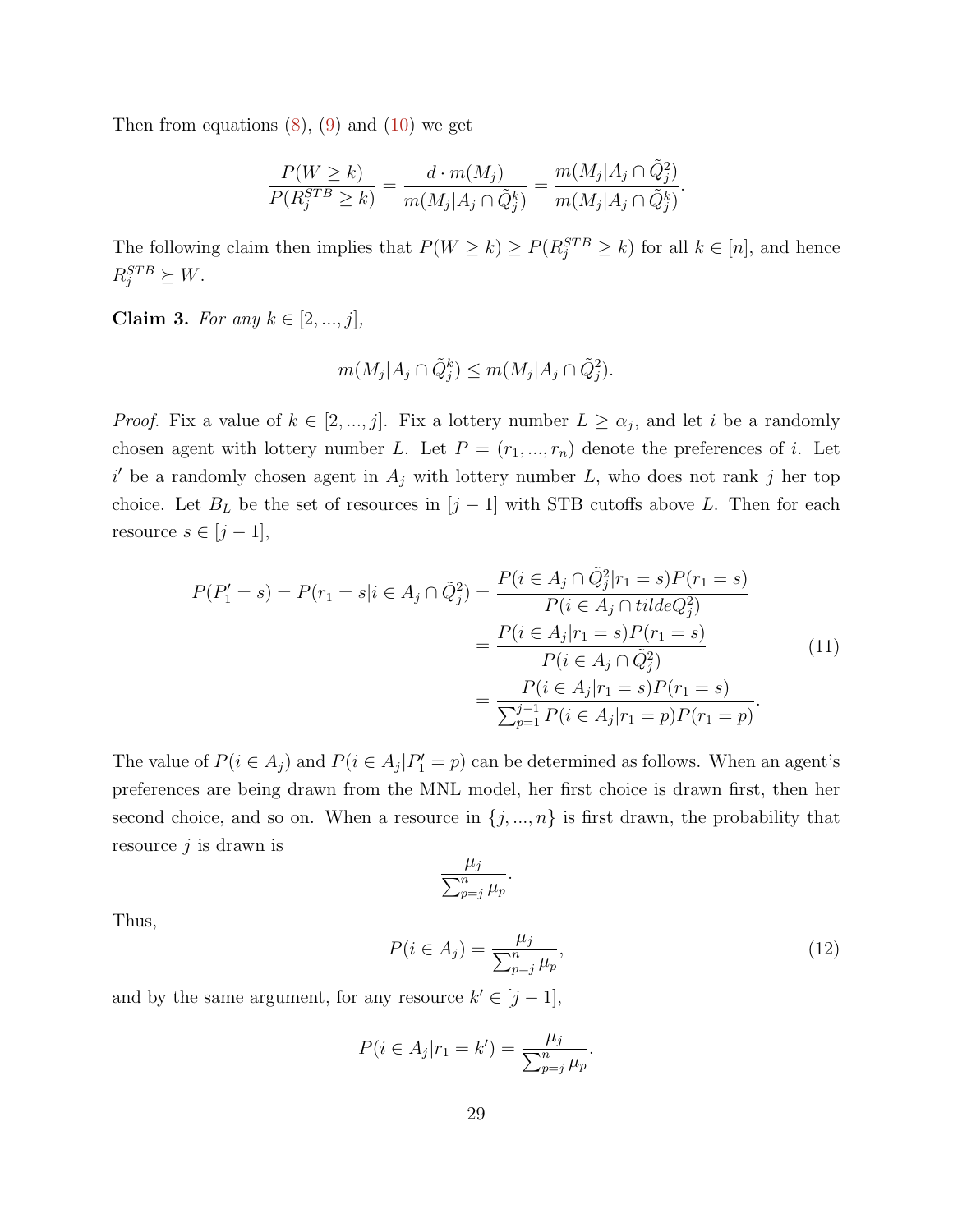Then from equations (8), (9) and (10) we get

$$\frac{P(W \geq k)}{P(R_j^{STB} \geq k)} = \frac{d \cdot m(M_j)}{m(M_j | A_j \cap \tilde{Q}_j^k)} = \frac{m(M_j | A_j \cap \tilde{Q}_j^2)}{m(M_j | A_j \cap \tilde{Q}_j^k)}.$$

The following claim then implies that $P(W \geq k) \geq P(R_j^{STB} \geq k)$ for all $k \in [n]$, and hence $R_j^{STB} \succeq W$.

**Claim 3.** *For any $k \in [2, ..., j]$,*

$$m(M_j | A_j \cap \tilde{Q}_j^k) \leq m(M_j | A_j \cap \tilde{Q}_j^2).$$

*Proof.* Fix a value of $k \in [2, ..., j]$. Fix a lottery number $L \geq \alpha_j$, and let $i$ be a randomly chosen agent with lottery number $L$. Let $P = (r_1, ..., r_n)$ denote the preferences of $i$. Let $i'$ be a randomly chosen agent in $A_j$ with lottery number $L$, who does not rank $j$ her top choice. Let $B_L$ be the set of resources in $[j-1]$ with STB cutoffs above $L$. Then for each resource $s \in [j-1]$,

$$\begin{aligned} P(P'_1 = s) = P(r_1 = s | i \in A_j \cap \tilde{Q}_j^2) &= \frac{P(i \in A_j \cap \tilde{Q}_j^2 | r_1 = s) P(r_1 = s)}{P(i \in A_j \cap tildeQ_j^2)} \\ &= \frac{P(i \in A_j | r_1 = s) P(r_1 = s)}{P(i \in A_j \cap \tilde{Q}_j^2)} \\ &= \frac{P(i \in A_j | r_1 = s) P(r_1 = s)}{\sum_{p=1}^{j-1} P(i \in A_j | r_1 = p) P(r_1 = p)}. \end{aligned} \tag{11}$$

The value of $P(i \in A_j)$ and $P(i \in A_j | P'_1 = p)$ can be determined as follows. When an agent's preferences are being drawn from the MNL model, her first choice is drawn first, then her second choice, and so on. When a resource in $\{j, ..., n\}$ is first drawn, the probability that resource $j$ is drawn is

$$\frac{\mu_j}{\sum_{p=j}^{n} \mu_p}.$$

Thus,

$$P(i \in A_j) = \frac{\mu_j}{\sum_{p=j}^{n} \mu_p}, \tag{12}$$

and by the same argument, for any resource $k' \in [j-1]$,

$$P(i \in A_j | r_1 = k') = \frac{\mu_j}{\sum_{p=j}^{n} \mu_p}.$$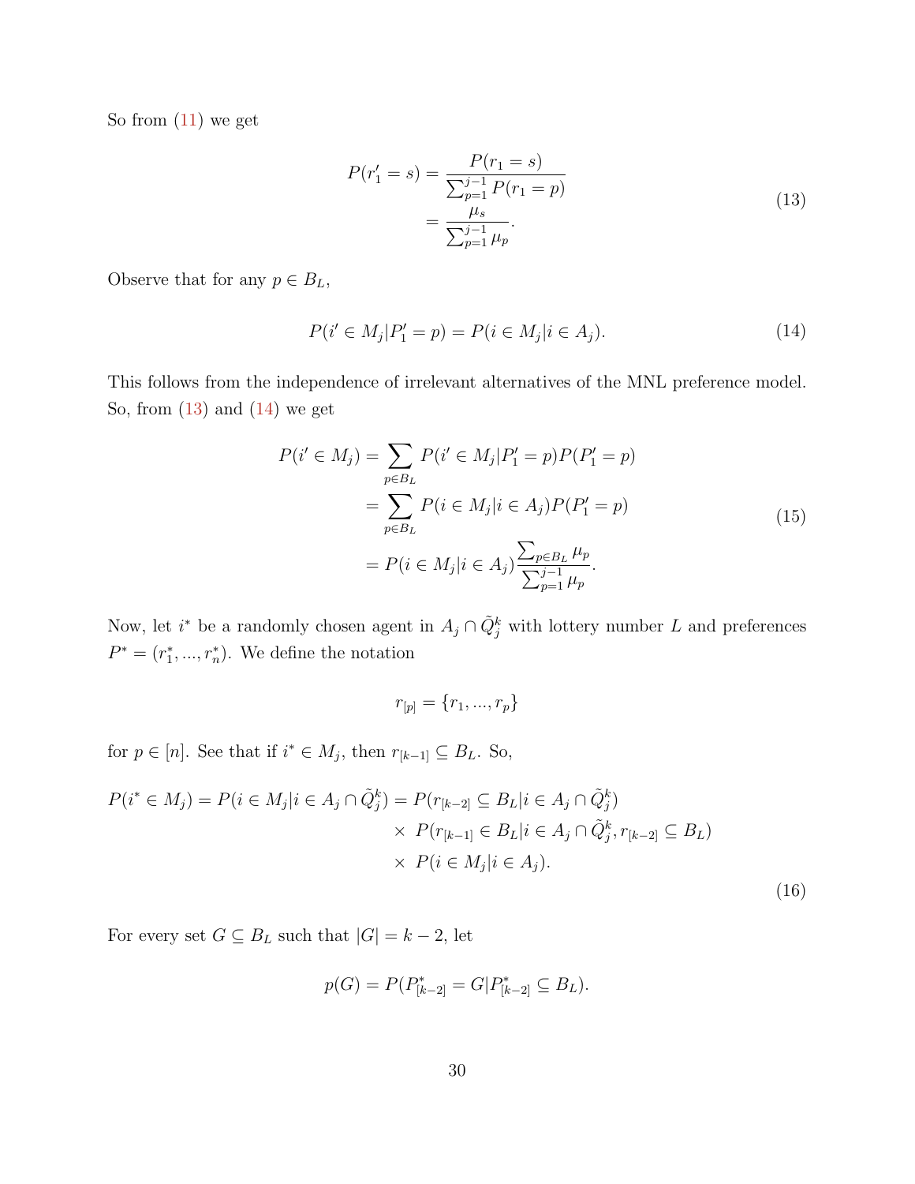So from (11) we get

$$
\begin{aligned}
P(r_1' = s) &= \frac{P(r_1 = s)}{\sum_{p=1}^{j-1} P(r_1 = p)} \\
&= \frac{\mu_s}{\sum_{p=1}^{j-1} \mu_p}.
\end{aligned}
\tag{13}
$$

Observe that for any $p \in B_L$,

$$
P(i' \in M_j | P_1' = p) = P(i \in M_j | i \in A_j). \tag{14}
$$

This follows from the independence of irrelevant alternatives of the MNL preference model. So, from (13) and (14) we get

$$
\begin{aligned}
P(i' \in M_j) &= \sum_{p \in B_L} P(i' \in M_j | P_1' = p) P(P_1' = p) \\
&= \sum_{p \in B_L} P(i \in M_j | i \in A_j) P(P_1' = p) \\
&= P(i \in M_j | i \in A_j) \frac{\sum_{p \in B_L} \mu_p}{\sum_{p=1}^{j-1} \mu_p}.
\end{aligned}
\tag{15}
$$

Now, let $i^*$ be a randomly chosen agent in $A_j \cap \tilde{Q}_j^k$ with lottery number $L$ and preferences $P^* = (r_1^*, ..., r_n^*)$. We define the notation

$$
r_{[p]} = \{r_1, ..., r_p\}
$$

for $p \in [n]$. See that if $i^* \in M_j$, then $r_{[k-1]} \subseteq B_L$. So,

$$
\begin{aligned}
P(i^* \in M_j) = P(i \in M_j | i \in A_j \cap \tilde{Q}_j^k) = P(r_{[k-2]} &\subseteq B_L | i \in A_j \cap \tilde{Q}_j^k) \\
&\times\ P(r_{[k-1]} \in B_L | i \in A_j \cap \tilde{Q}_j^k, r_{[k-2]} \subseteq B_L) \\
&\times\ P(i \in M_j | i \in A_j).
\end{aligned}
\tag{16}
$$

For every set $G \subseteq B_L$ such that $|G| = k - 2$, let

$$
p(G) = P(P_{[k-2]}^* = G | P_{[k-2]}^* \subseteq B_L).
$$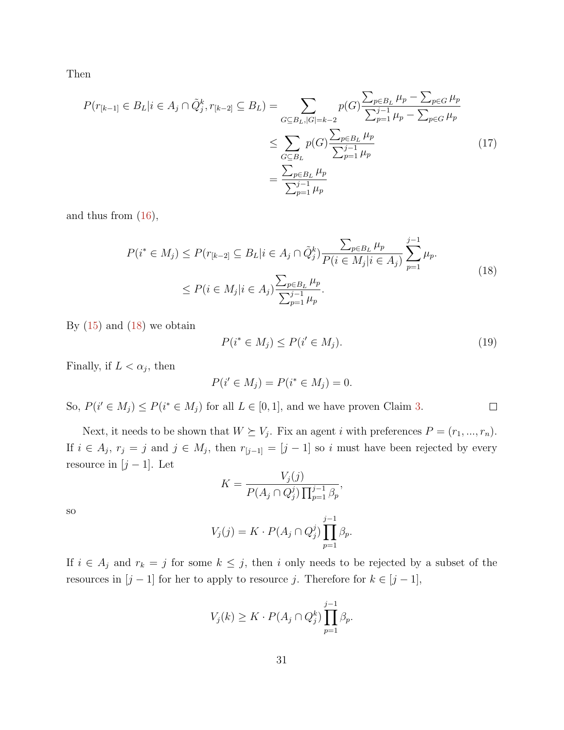Then

$$
\begin{aligned}
P(r_{[k-1]} \in B_L | i \in A_j \cap \tilde{Q}_j^k, r_{[k-2]} \subseteq B_L) &= \sum_{G \subseteq B_L, |G|=k-2} p(G) \frac{\sum_{p \in B_L} \mu_p - \sum_{p \in G} \mu_p}{\sum_{p=1}^{j-1} \mu_p - \sum_{p \in G} \mu_p} \\
&\leq \sum_{G \subseteq B_L} p(G) \frac{\sum_{p \in B_L} \mu_p}{\sum_{p=1}^{j-1} \mu_p} \\
&= \frac{\sum_{p \in B_L} \mu_p}{\sum_{p=1}^{j-1} \mu_p}
\end{aligned}
\tag{17}
$$

and thus from (16),

$$
\begin{aligned}
P(i^* \in M_j) &\leq P(r_{[k-2]} \subseteq B_L | i \in A_j \cap \tilde{Q}_j^k) \frac{\sum_{p \in B_L} \mu_p}{P(i \in M_j | i \in A_j)} \sum_{p=1}^{j-1} \mu_p. \\
&\leq P(i \in M_j | i \in A_j) \frac{\sum_{p \in B_L} \mu_p}{\sum_{p=1}^{j-1} \mu_p}.
\end{aligned}
\tag{18}
$$

By (15) and (18) we obtain

$$
P(i^* \in M_j) \leq P(i' \in M_j). \tag{19}
$$

Finally, if $L < \alpha_j$, then

$$
P(i' \in M_j) = P(i^* \in M_j) = 0.
$$

So, $P(i' \in M_j) \leq P(i^* \in M_j)$ for all $L \in [0, 1]$, and we have proven Claim 3. $\square$

Next, it needs to be shown that $W \succeq V_j$. Fix an agent $i$ with preferences $P = (r_1, ..., r_n)$. If $i \in A_j$, $r_j = j$ and $j \in M_j$, then $r_{[j-1]} = [j-1]$ so $i$ must have been rejected by every resource in $[j-1]$. Let

$$
K = \frac{V_j(j)}{P(A_j \cap Q_j^j) \prod_{p=1}^{j-1} \beta_p},
$$

so

$$
V_j(j) = K \cdot P(A_j \cap Q_j^j) \prod_{p=1}^{j-1} \beta_p.
$$

If $i \in A_j$ and $r_k = j$ for some $k \leq j$, then $i$ only needs to be rejected by a subset of the resources in $[j-1]$ for her to apply to resource $j$. Therefore for $k \in [j-1]$,

$$
V_j(k) \geq K \cdot P(A_j \cap Q_j^k) \prod_{p=1}^{j-1} \beta_p.
$$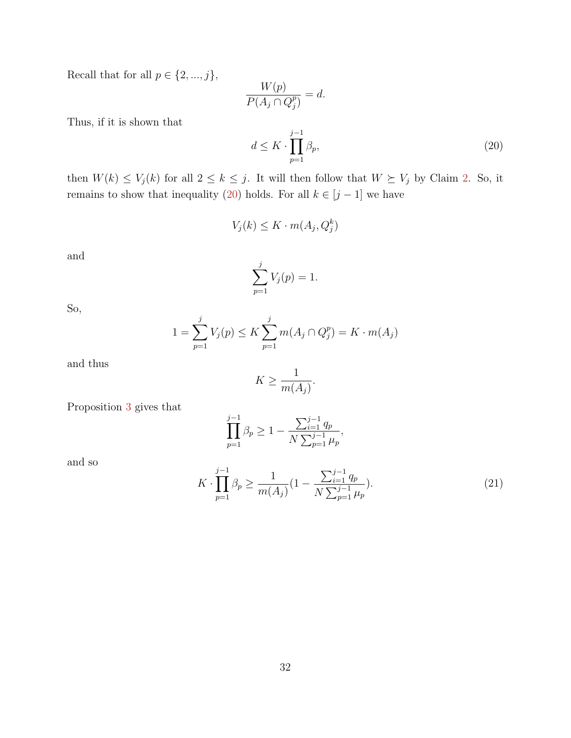Recall that for all $p \in \{2, ..., j\}$,

$$\frac{W(p)}{P(A_j \cap Q_j^p)} = d.$$

Thus, if it is shown that

$$d \leq K \cdot \prod_{p=1}^{j-1} \beta_p, \tag{20}$$

then $W(k) \leq V_j(k)$ for all $2 \leq k \leq j$. It will then follow that $W \succeq V_j$ by Claim 2. So, it remains to show that inequality (20) holds. For all $k \in [j-1]$ we have

$$V_j(k) \leq K \cdot m(A_j, Q_j^k)$$

and

$$\sum_{p=1}^{j} V_j(p) = 1.$$

So,

$$1 = \sum_{p=1}^{j} V_j(p) \leq K \sum_{p=1}^{j} m(A_j \cap Q_j^p) = K \cdot m(A_j)$$

and thus

$$K \geq \frac{1}{m(A_j)}.$$

Proposition 3 gives that

$$\prod_{p=1}^{j-1} \beta_p \geq 1 - \frac{\sum_{i=1}^{j-1} q_p}{N \sum_{p=1}^{j-1} \mu_p},$$

and so

$$K \cdot \prod_{p=1}^{j-1} \beta_p \geq \frac{1}{m(A_j)}(1 - \frac{\sum_{i=1}^{j-1} q_p}{N \sum_{p=1}^{j-1} \mu_p}). \tag{21}$$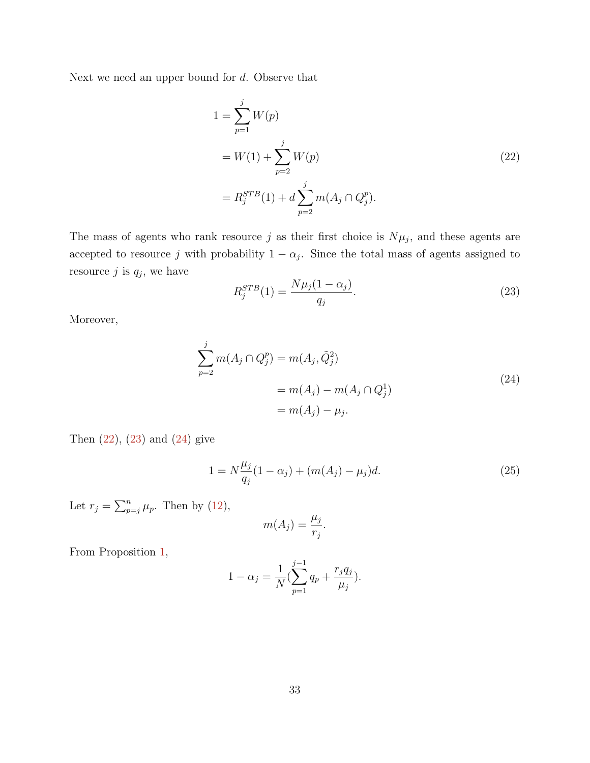Next we need an upper bound for $d$. Observe that

$$
\begin{aligned}
1 &= \sum_{p=1}^{j} W(p) \\
&= W(1) + \sum_{p=2}^{j} W(p) \\
&= R_j^{STB}(1) + d \sum_{p=2}^{j} m(A_j \cap Q_j^p).
\end{aligned}
\tag{22}
$$

The mass of agents who rank resource $j$ as their first choice is $N\mu_j$, and these agents are accepted to resource $j$ with probability $1 - \alpha_j$. Since the total mass of agents assigned to resource $j$ is $q_j$, we have

$$
R_j^{STB}(1) = \frac{N\mu_j(1-\alpha_j)}{q_j}. \tag{23}
$$

Moreover,

$$
\begin{aligned}
\sum_{p=2}^{j} m(A_j \cap Q_j^p) &= m(A_j, \tilde{Q}_j^2) \\
&= m(A_j) - m(A_j \cap Q_j^1) \\
&= m(A_j) - \mu_j.
\end{aligned}
\tag{24}
$$

Then (22), (23) and (24) give

$$
1 = N\frac{\mu_j}{q_j}(1-\alpha_j) + (m(A_j) - \mu_j)d. \tag{25}
$$

Let $r_j = \sum_{p=j}^{n} \mu_p$. Then by (12),

$$
m(A_j) = \frac{\mu_j}{r_j}.
$$

From Proposition 1,

$$
1 - \alpha_j = \frac{1}{N}\left(\sum_{p=1}^{j-1} q_p + \frac{r_j q_j}{\mu_j}\right).
$$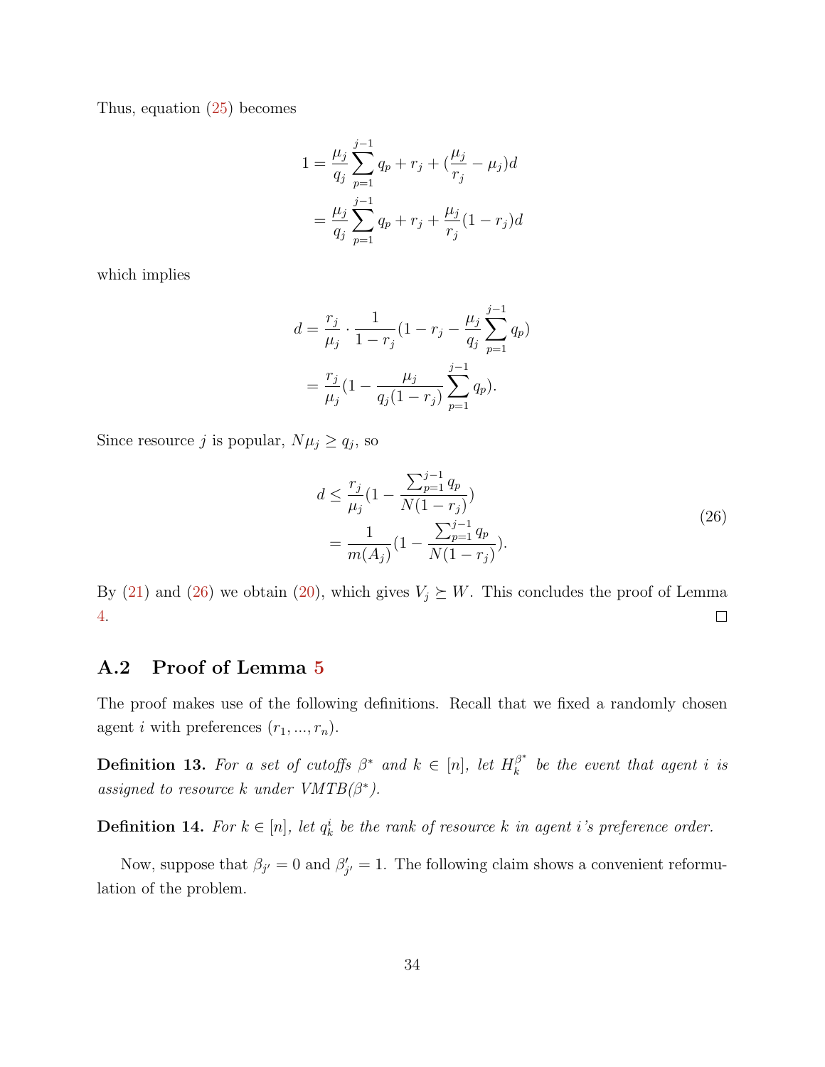Thus, equation (25) becomes

$$
\begin{aligned}
1 &= \frac{\mu_j}{q_j}\sum_{p=1}^{j-1} q_p + r_j + (\frac{\mu_j}{r_j} - \mu_j)d \\
&= \frac{\mu_j}{q_j}\sum_{p=1}^{j-1} q_p + r_j + \frac{\mu_j}{r_j}(1 - r_j)d
\end{aligned}
$$

which implies

$$
\begin{aligned}
d &= \frac{r_j}{\mu_j} \cdot \frac{1}{1 - r_j}(1 - r_j - \frac{\mu_j}{q_j}\sum_{p=1}^{j-1} q_p) \\
&= \frac{r_j}{\mu_j}(1 - \frac{\mu_j}{q_j(1 - r_j)}\sum_{p=1}^{j-1} q_p).
\end{aligned}
$$

Since resource $j$ is popular, $N\mu_j \geq q_j$, so

$$
\begin{aligned}
d &\leq \frac{r_j}{\mu_j}(1 - \frac{\sum_{p=1}^{j-1} q_p}{N(1 - r_j)}) \\
&= \frac{1}{m(A_j)}(1 - \frac{\sum_{p=1}^{j-1} q_p}{N(1 - r_j)}).
\end{aligned}
\tag{26}
$$

By (21) and (26) we obtain (20), which gives $V_j \succeq W$. This concludes the proof of Lemma 4. □

## A.2 Proof of Lemma 5

The proof makes use of the following definitions. Recall that we fixed a randomly chosen agent $i$ with preferences $(r_1, ..., r_n)$.

**Definition 13.** *For a set of cutoffs $\beta^*$ and $k \in [n]$, let $H_k^{\beta^*}$ be the event that agent $i$ is assigned to resource $k$ under VMTB($\beta^*$).*

**Definition 14.** *For $k \in [n]$, let $q_k^i$ be the rank of resource $k$ in agent $i$'s preference order.*

Now, suppose that $\beta_{j'} = 0$ and $\beta'_{j'} = 1$. The following claim shows a convenient reformulation of the problem.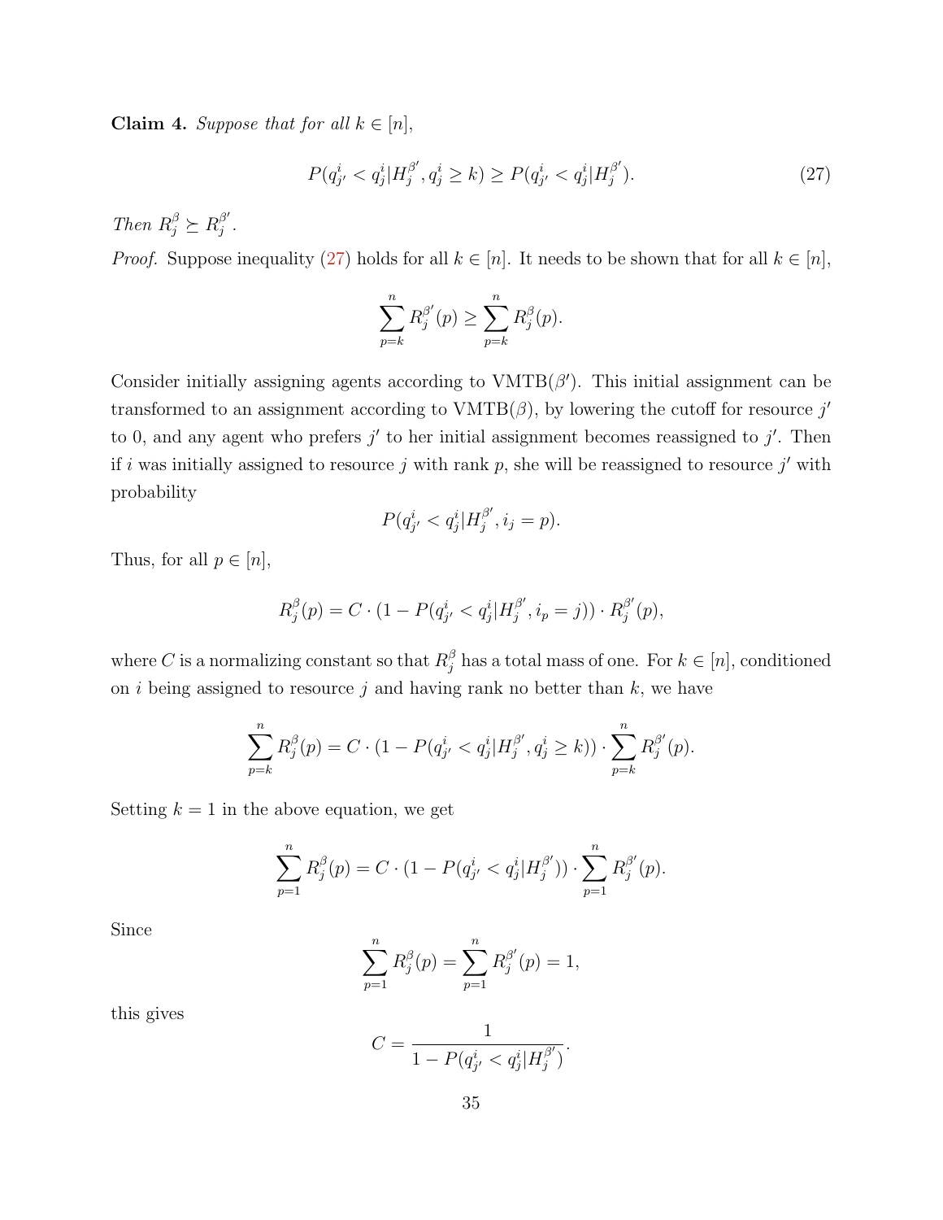**Claim 4.** *Suppose that for all $k \in [n]$,*

$$P(q^i_{j'} < q^i_j | H^{\beta'}_j, q^i_j \geq k) \geq P(q^i_{j'} < q^i_j | H^{\beta'}_j). \tag{27}$$

*Then $R^{\beta}_j \succeq R^{\beta'}_j$.*

*Proof.* Suppose inequality (27) holds for all $k \in [n]$. It needs to be shown that for all $k \in [n]$,

$$\sum_{p=k}^{n} R^{\beta'}_j(p) \geq \sum_{p=k}^{n} R^{\beta}_j(p).$$

Consider initially assigning agents according to VMTB($\beta'$). This initial assignment can be transformed to an assignment according to VMTB($\beta$), by lowering the cutoff for resource $j'$ to 0, and any agent who prefers $j'$ to her initial assignment becomes reassigned to $j'$. Then if $i$ was initially assigned to resource $j$ with rank $p$, she will be reassigned to resource $j'$ with probability

$$P(q^i_{j'} < q^i_j | H^{\beta'}_j, i_j = p).$$

Thus, for all $p \in [n]$,

$$R^{\beta}_j(p) = C \cdot (1 - P(q^i_{j'} < q^i_j | H^{\beta'}_j, i_p = j)) \cdot R^{\beta'}_j(p),$$

where $C$ is a normalizing constant so that $R^{\beta}_j$ has a total mass of one. For $k \in [n]$, conditioned on $i$ being assigned to resource $j$ and having rank no better than $k$, we have

$$\sum_{p=k}^{n} R^{\beta}_j(p) = C \cdot (1 - P(q^i_{j'} < q^i_j | H^{\beta'}_j, q^i_j \geq k)) \cdot \sum_{p=k}^{n} R^{\beta'}_j(p).$$

Setting $k = 1$ in the above equation, we get

$$\sum_{p=1}^{n} R^{\beta}_j(p) = C \cdot (1 - P(q^i_{j'} < q^i_j | H^{\beta'}_j)) \cdot \sum_{p=1}^{n} R^{\beta'}_j(p).$$

Since

$$\sum_{p=1}^{n} R^{\beta}_j(p) = \sum_{p=1}^{n} R^{\beta'}_j(p) = 1,$$

this gives

$$C = \frac{1}{1 - P(q^i_{j'} < q^i_j | H^{\beta'}_j)}.$$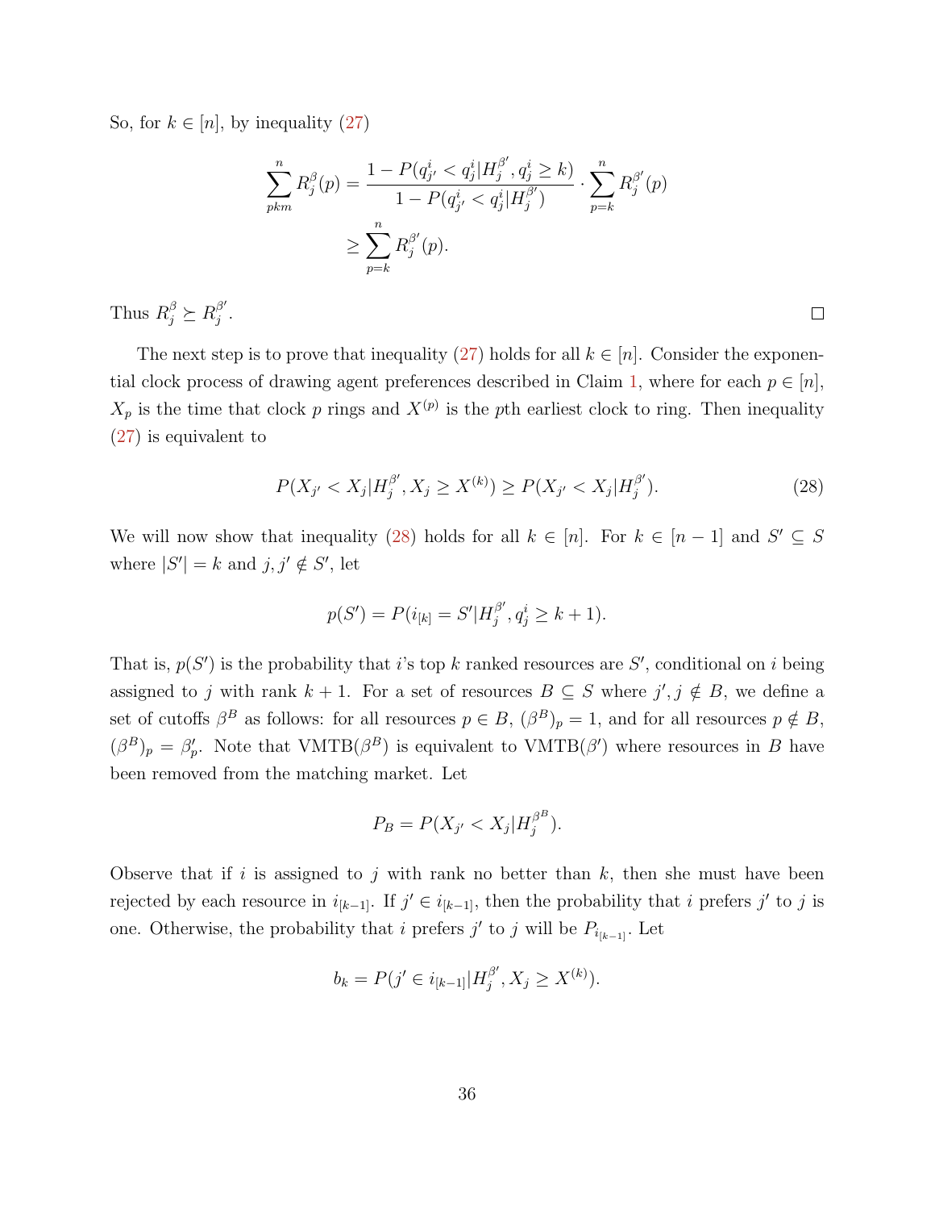So, for $k \in [n]$, by inequality (27)

$$\sum_{pkm}^{n} R_j^{\beta}(p) = \frac{1 - P(q_{j'}^i < q_j^i | H_j^{\beta'}, q_j^i \geq k)}{1 - P(q_{j'}^i < q_j^i | H_j^{\beta'})} \cdot \sum_{p=k}^{n} R_j^{\beta'}(p)$$
$$\geq \sum_{p=k}^{n} R_j^{\beta'}(p).$$

Thus $R_j^{\beta} \succeq R_j^{\beta'}$. □

The next step is to prove that inequality (27) holds for all $k \in [n]$. Consider the exponential clock process of drawing agent preferences described in Claim 1, where for each $p \in [n]$, $X_p$ is the time that clock $p$ rings and $X^{(p)}$ is the $p$th earliest clock to ring. Then inequality (27) is equivalent to

$$P(X_{j'} < X_j | H_j^{\beta'}, X_j \geq X^{(k)}) \geq P(X_{j'} < X_j | H_j^{\beta'}). \tag{28}$$

We will now show that inequality (28) holds for all $k \in [n]$. For $k \in [n-1]$ and $S' \subseteq S$ where $|S'| = k$ and $j, j' \notin S'$, let

$$p(S') = P(i_{[k]} = S' | H_j^{\beta'}, q_j^i \geq k+1).$$

That is, $p(S')$ is the probability that $i$'s top $k$ ranked resources are $S'$, conditional on $i$ being assigned to $j$ with rank $k+1$. For a set of resources $B \subseteq S$ where $j', j \notin B$, we define a set of cutoffs $\beta^B$ as follows: for all resources $p \in B$, $(\beta^B)_p = 1$, and for all resources $p \notin B$, $(\beta^B)_p = \beta'_p$. Note that VMTB($\beta^B$) is equivalent to VMTB($\beta'$) where resources in $B$ have been removed from the matching market. Let

$$P_B = P(X_{j'} < X_j | H_j^{\beta^B}).$$

Observe that if $i$ is assigned to $j$ with rank no better than $k$, then she must have been rejected by each resource in $i_{[k-1]}$. If $j' \in i_{[k-1]}$, then the probability that $i$ prefers $j'$ to $j$ is one. Otherwise, the probability that $i$ prefers $j'$ to $j$ will be $P_{i_{[k-1]}}$. Let

$$b_k = P(j' \in i_{[k-1]} | H_j^{\beta'}, X_j \geq X^{(k)}).$$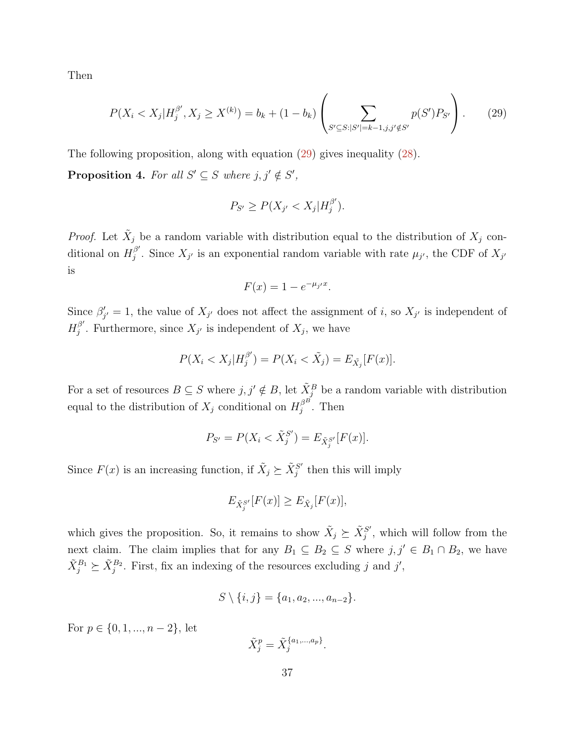Then

$$P(X_i < X_j | H_j^{\beta'}, X_j \geq X^{(k)}) = b_k + (1 - b_k) \left( \sum_{S' \subseteq S : |S'| = k-1, j, j' \notin S'} p(S') P_{S'} \right). \tag{29}$$

The following proposition, along with equation (29) gives inequality (28).

**Proposition 4.** *For all $S' \subseteq S$ where $j, j' \notin S'$,*

$$P_{S'} \geq P(X_{j'} < X_j | H_j^{\beta'}).$$

*Proof.* Let $\tilde{X}_j$ be a random variable with distribution equal to the distribution of $X_j$ conditional on $H_j^{\beta'}$. Since $X_{j'}$ is an exponential random variable with rate $\mu_{j'}$, the CDF of $X_{j'}$ is

$$F(x) = 1 - e^{-\mu_{j'} x}.$$

Since $\beta'_{j'} = 1$, the value of $X_{j'}$ does not affect the assignment of $i$, so $X_{j'}$ is independent of $H_j^{\beta'}$. Furthermore, since $X_{j'}$ is independent of $X_j$, we have

$$P(X_i < X_j | H_j^{\beta'}) = P(X_i < \tilde{X}_j) = E_{\tilde{X}_j}[F(x)].$$

For a set of resources $B \subseteq S$ where $j, j' \notin B$, let $\tilde{X}_j^B$ be a random variable with distribution equal to the distribution of $X_j$ conditional on $H_j^{\beta^B}$. Then

$$P_{S'} = P(X_i < \tilde{X}_j^{S'}) = E_{\tilde{X}_j^{S'}}[F(x)].$$

Since $F(x)$ is an increasing function, if $\tilde{X}_j \succeq \tilde{X}_j^{S'}$ then this will imply

$$E_{\tilde{X}_j^{S'}}[F(x)] \geq E_{\tilde{X}_j}[F(x)],$$

which gives the proposition. So, it remains to show $\tilde{X}_j \succeq \tilde{X}_j^{S'}$, which will follow from the next claim. The claim implies that for any $B_1 \subseteq B_2 \subseteq S$ where $j, j' \in B_1 \cap B_2$, we have $\tilde{X}_j^{B_1} \succeq \tilde{X}_j^{B_2}$. First, fix an indexing of the resources excluding $j$ and $j'$,

$$S \setminus \{i, j\} = \{a_1, a_2, ..., a_{n-2}\}.$$

For $p \in \{0, 1, ..., n-2\}$, let

$$\tilde{X}_j^p = \tilde{X}_j^{\{a_1, ..., a_p\}}.$$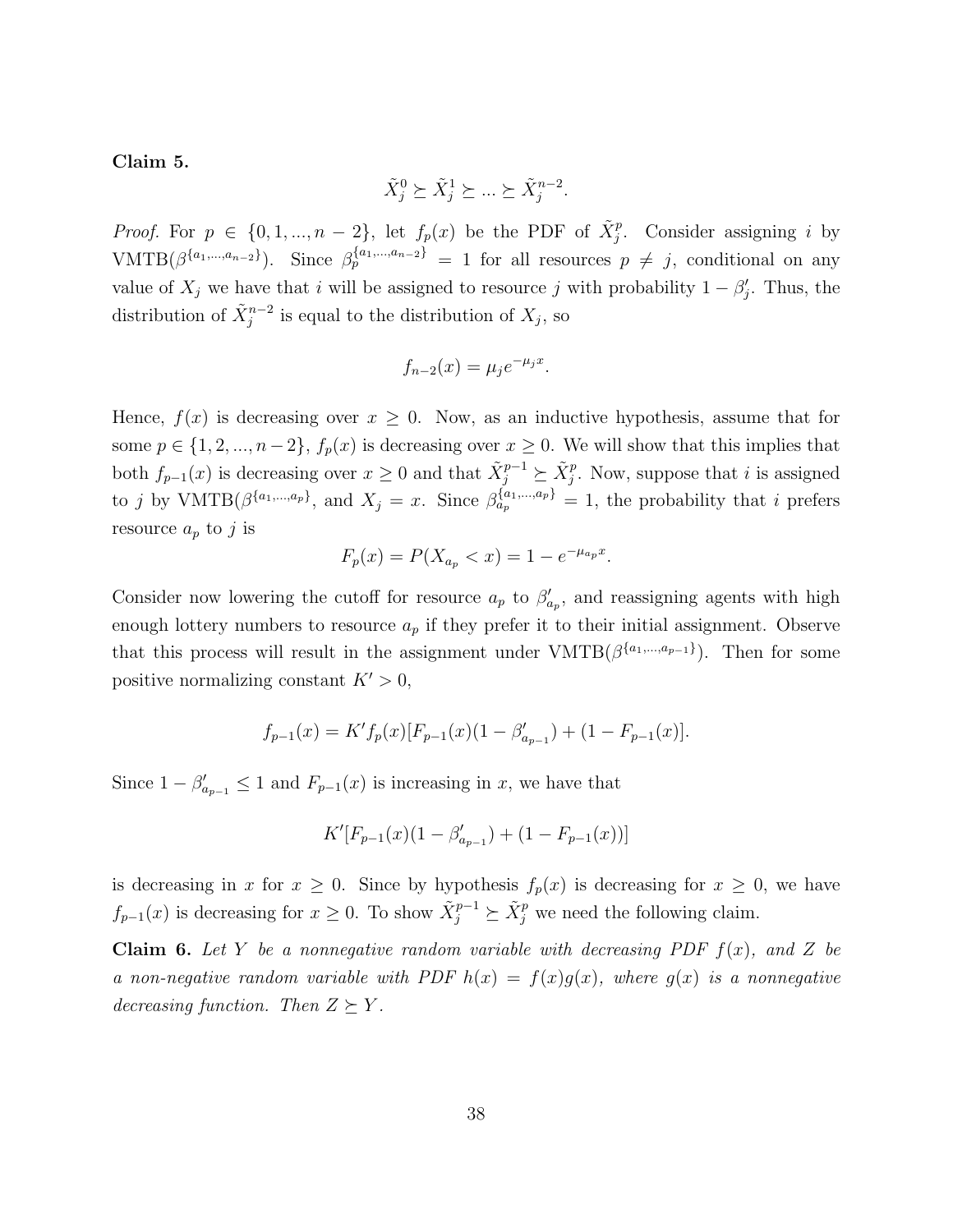**Claim 5.**

$$\tilde{X}_j^0 \succeq \tilde{X}_j^1 \succeq ... \succeq \tilde{X}_j^{n-2}.$$

*Proof.* For $p \in \{0, 1, ..., n-2\}$, let $f_p(x)$ be the PDF of $\tilde{X}_j^p$. Consider assigning $i$ by VMTB($\beta^{\{a_1,...,a_{n-2}\}}$). Since $\beta_p^{\{a_1,...,a_{n-2}\}} = 1$ for all resources $p \neq j$, conditional on any value of $X_j$ we have that $i$ will be assigned to resource $j$ with probability $1 - \beta'_j$. Thus, the distribution of $\tilde{X}_j^{n-2}$ is equal to the distribution of $X_j$, so

$$f_{n-2}(x) = \mu_j e^{-\mu_j x}.$$

Hence, $f(x)$ is decreasing over $x \geq 0$. Now, as an inductive hypothesis, assume that for some $p \in \{1, 2, ..., n-2\}$, $f_p(x)$ is decreasing over $x \geq 0$. We will show that this implies that both $f_{p-1}(x)$ is decreasing over $x \geq 0$ and that $\tilde{X}_j^{p-1} \succeq \tilde{X}_j^p$. Now, suppose that $i$ is assigned to $j$ by VMTB($\beta^{\{a_1,...,a_p\}}$, and $X_j = x$. Since $\beta_{a_p}^{\{a_1,...,a_p\}} = 1$, the probability that $i$ prefers resource $a_p$ to $j$ is

$$F_p(x) = P(X_{a_p} < x) = 1 - e^{-\mu_{a_p} x}.$$

Consider now lowering the cutoff for resource $a_p$ to $\beta'_{a_p}$, and reassigning agents with high enough lottery numbers to resource $a_p$ if they prefer it to their initial assignment. Observe that this process will result in the assignment under VMTB($\beta^{\{a_1,...,a_{p-1}\}}$). Then for some positive normalizing constant $K' > 0$,

$$f_{p-1}(x) = K' f_p(x)[F_{p-1}(x)(1 - \beta'_{a_{p-1}}) + (1 - F_{p-1}(x)].$$

Since $1 - \beta'_{a_{p-1}} \leq 1$ and $F_{p-1}(x)$ is increasing in $x$, we have that

$$K'[F_{p-1}(x)(1 - \beta'_{a_{p-1}}) + (1 - F_{p-1}(x))]$$

is decreasing in $x$ for $x \geq 0$. Since by hypothesis $f_p(x)$ is decreasing for $x \geq 0$, we have $f_{p-1}(x)$ is decreasing for $x \geq 0$. To show $\tilde{X}_j^{p-1} \succeq \tilde{X}_j^p$ we need the following claim.

**Claim 6.** *Let $Y$ be a nonnegative random variable with decreasing PDF $f(x)$, and $Z$ be a non-negative random variable with PDF $h(x) = f(x)g(x)$, where $g(x)$ is a nonnegative decreasing function. Then $Z \succeq Y$.*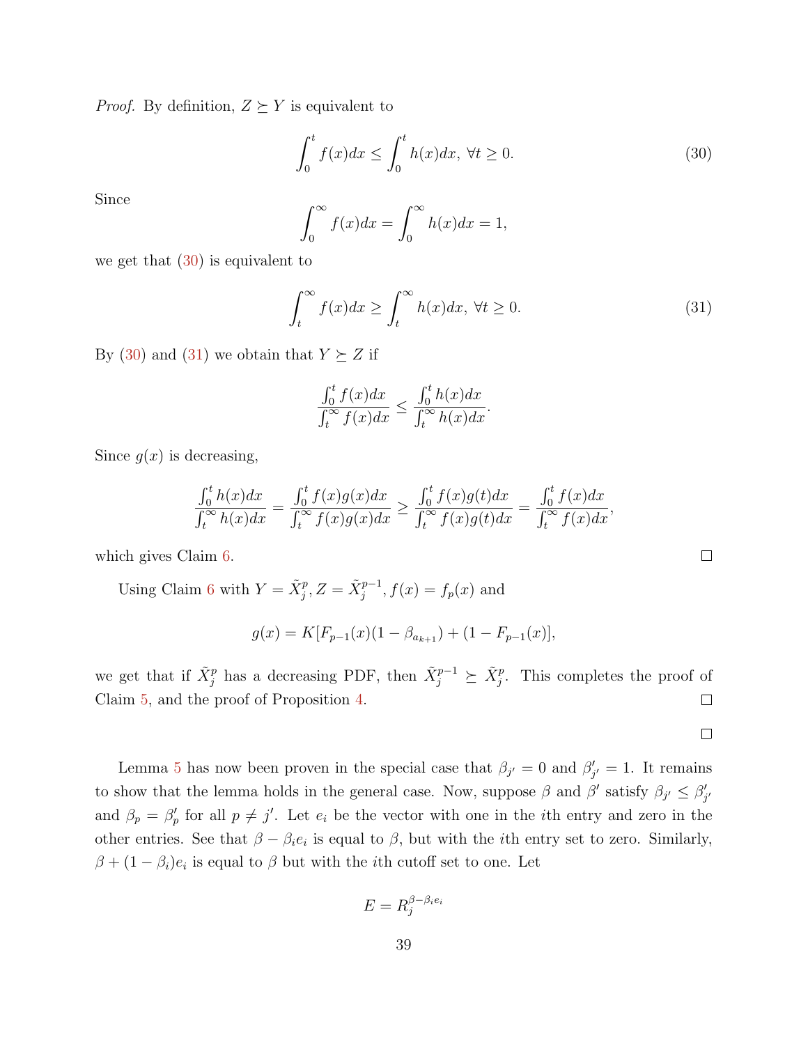*Proof.* By definition, $Z \succeq Y$ is equivalent to

$$\int_0^t f(x)dx \leq \int_0^t h(x)dx, \; \forall t \geq 0. \tag{30}$$

Since

$$\int_0^\infty f(x)dx = \int_0^\infty h(x)dx = 1,$$

we get that (30) is equivalent to

$$\int_t^\infty f(x)dx \geq \int_t^\infty h(x)dx, \; \forall t \geq 0. \tag{31}$$

By (30) and (31) we obtain that $Y \succeq Z$ if

$$\frac{\int_0^t f(x)dx}{\int_t^\infty f(x)dx} \leq \frac{\int_0^t h(x)dx}{\int_t^\infty h(x)dx}.$$

Since $g(x)$ is decreasing,

$$\frac{\int_0^t h(x)dx}{\int_t^\infty h(x)dx} = \frac{\int_0^t f(x)g(x)dx}{\int_t^\infty f(x)g(x)dx} \geq \frac{\int_0^t f(x)g(t)dx}{\int_t^\infty f(x)g(t)dx} = \frac{\int_0^t f(x)dx}{\int_t^\infty f(x)dx},$$

which gives Claim 6. ◻

Using Claim 6 with $Y = \tilde{X}_j^p, Z = \tilde{X}_j^{p-1}, f(x) = f_p(x)$ and

$$g(x) = K[F_{p-1}(x)(1 - \beta_{a_{k+1}}) + (1 - F_{p-1}(x))],$$

we get that if $\tilde{X}_j^p$ has a decreasing PDF, then $\tilde{X}_j^{p-1} \succeq \tilde{X}_j^p$. This completes the proof of Claim 5, and the proof of Proposition 4. ◻

◻

Lemma 5 has now been proven in the special case that $\beta_{j'} = 0$ and $\beta'_{j'} = 1$. It remains to show that the lemma holds in the general case. Now, suppose $\beta$ and $\beta'$ satisfy $\beta_{j'} \leq \beta'_{j'}$ and $\beta_p = \beta'_p$ for all $p \neq j'$. Let $e_i$ be the vector with one in the $i$th entry and zero in the other entries. See that $\beta - \beta_i e_i$ is equal to $\beta$, but with the $i$th entry set to zero. Similarly, $\beta + (1 - \beta_i)e_i$ is equal to $\beta$ but with the $i$th cutoff set to one. Let

$$E = R_j^{\beta - \beta_i e_i}$$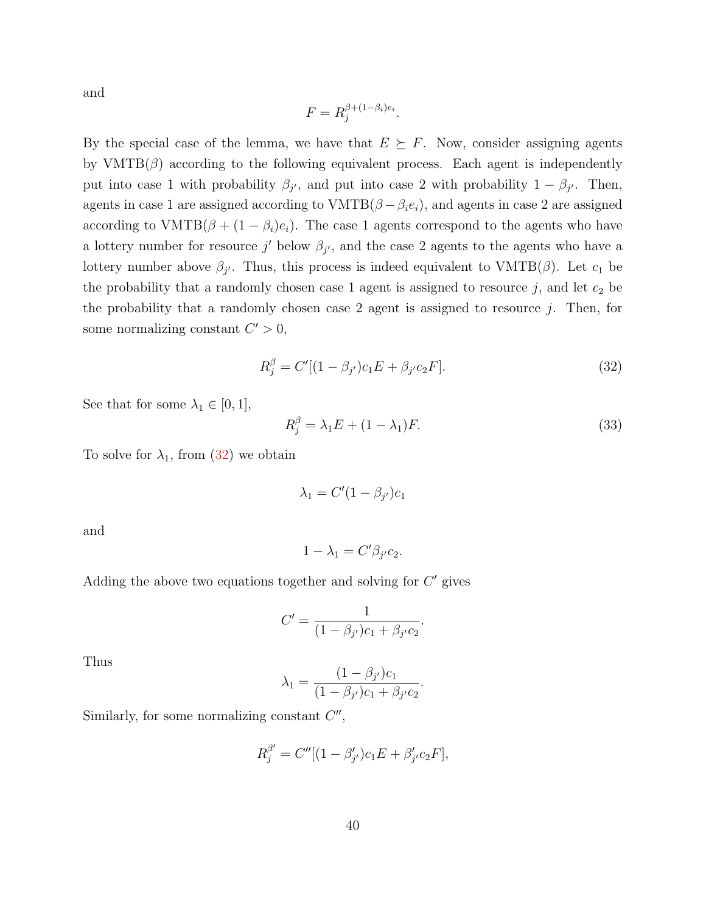and

$$F = R_j^{\beta+(1-\beta_i)e_i}.$$

By the special case of the lemma, we have that $E \succeq F$. Now, consider assigning agents by VMTB($\beta$) according to the following equivalent process. Each agent is independently put into case 1 with probability $\beta_{j'}$, and put into case 2 with probability $1 - \beta_{j'}$. Then, agents in case 1 are assigned according to VMTB($\beta - \beta_i e_i$), and agents in case 2 are assigned according to VMTB($\beta + (1 - \beta_i)e_i$). The case 1 agents correspond to the agents who have a lottery number for resource $j'$ below $\beta_{j'}$, and the case 2 agents to the agents who have a lottery number above $\beta_{j'}$. Thus, this process is indeed equivalent to VMTB($\beta$). Let $c_1$ be the probability that a randomly chosen case 1 agent is assigned to resource $j$, and let $c_2$ be the probability that a randomly chosen case 2 agent is assigned to resource $j$. Then, for some normalizing constant $C' > 0$,

$$R_j^\beta = C'[(1 - \beta_{j'})c_1 E + \beta_{j'} c_2 F]. \tag{32}$$

See that for some $\lambda_1 \in [0, 1]$,

$$R_j^\beta = \lambda_1 E + (1 - \lambda_1)F. \tag{33}$$

To solve for $\lambda_1$, from (32) we obtain

$$\lambda_1 = C'(1 - \beta_{j'})c_1$$

and

$$1 - \lambda_1 = C'\beta_{j'} c_2.$$

Adding the above two equations together and solving for $C'$ gives

$$C' = \frac{1}{(1 - \beta_{j'})c_1 + \beta_{j'} c_2}.$$

Thus

$$\lambda_1 = \frac{(1 - \beta_{j'})c_1}{(1 - \beta_{j'})c_1 + \beta_{j'} c_2}.$$

Similarly, for some normalizing constant $C''$,

$$R_j^{\beta'} = C''[(1 - \beta'_{j'})c_1 E + \beta'_{j'} c_2 F],$$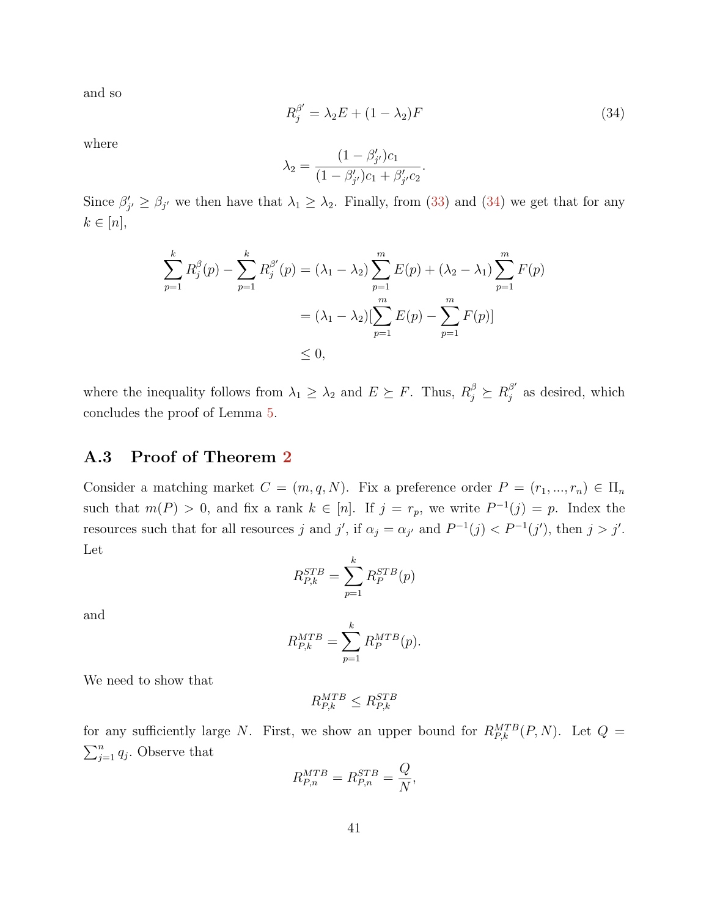and so

$$R_j^{\beta'} = \lambda_2 E + (1-\lambda_2) F \tag{34}$$

where

$$\lambda_2 = \frac{(1-\beta'_{j'})c_1}{(1-\beta'_{j'})c_1 + \beta'_{j'}c_2}.$$

Since $\beta'_{j'} \geq \beta_{j'}$ we then have that $\lambda_1 \geq \lambda_2$. Finally, from (33) and (34) we get that for any $k \in [n]$,

$$\begin{aligned}
\sum_{p=1}^{k} R_j^{\beta}(p) - \sum_{p=1}^{k} R_j^{\beta'}(p) &= (\lambda_1 - \lambda_2)\sum_{p=1}^{m} E(p) + (\lambda_2 - \lambda_1)\sum_{p=1}^{m} F(p) \\
&= (\lambda_1 - \lambda_2)[\sum_{p=1}^{m} E(p) - \sum_{p=1}^{m} F(p)] \\
&\leq 0,
\end{aligned}$$

where the inequality follows from $\lambda_1 \geq \lambda_2$ and $E \succeq F$. Thus, $R_j^{\beta} \succeq R_j^{\beta'}$ as desired, which concludes the proof of Lemma 5.

## A.3 Proof of Theorem 2

Consider a matching market $C = (m, q, N)$. Fix a preference order $P = (r_1, ..., r_n) \in \Pi_n$ such that $m(P) > 0$, and fix a rank $k \in [n]$. If $j = r_p$, we write $P^{-1}(j) = p$. Index the resources such that for all resources $j$ and $j'$, if $\alpha_j = \alpha_{j'}$ and $P^{-1}(j) < P^{-1}(j')$, then $j > j'$. Let

$$R_{P,k}^{STB} = \sum_{p=1}^{k} R_P^{STB}(p)$$

and

$$R_{P,k}^{MTB} = \sum_{p=1}^{k} R_P^{MTB}(p).$$

We need to show that

$$R_{P,k}^{MTB} \leq R_{P,k}^{STB}$$

for any sufficiently large $N$. First, we show an upper bound for $R_{P,k}^{MTB}(P, N)$. Let $Q = \sum_{j=1}^{n} q_j$. Observe that

$$R_{P,n}^{MTB} = R_{P,n}^{STB} = \frac{Q}{N},$$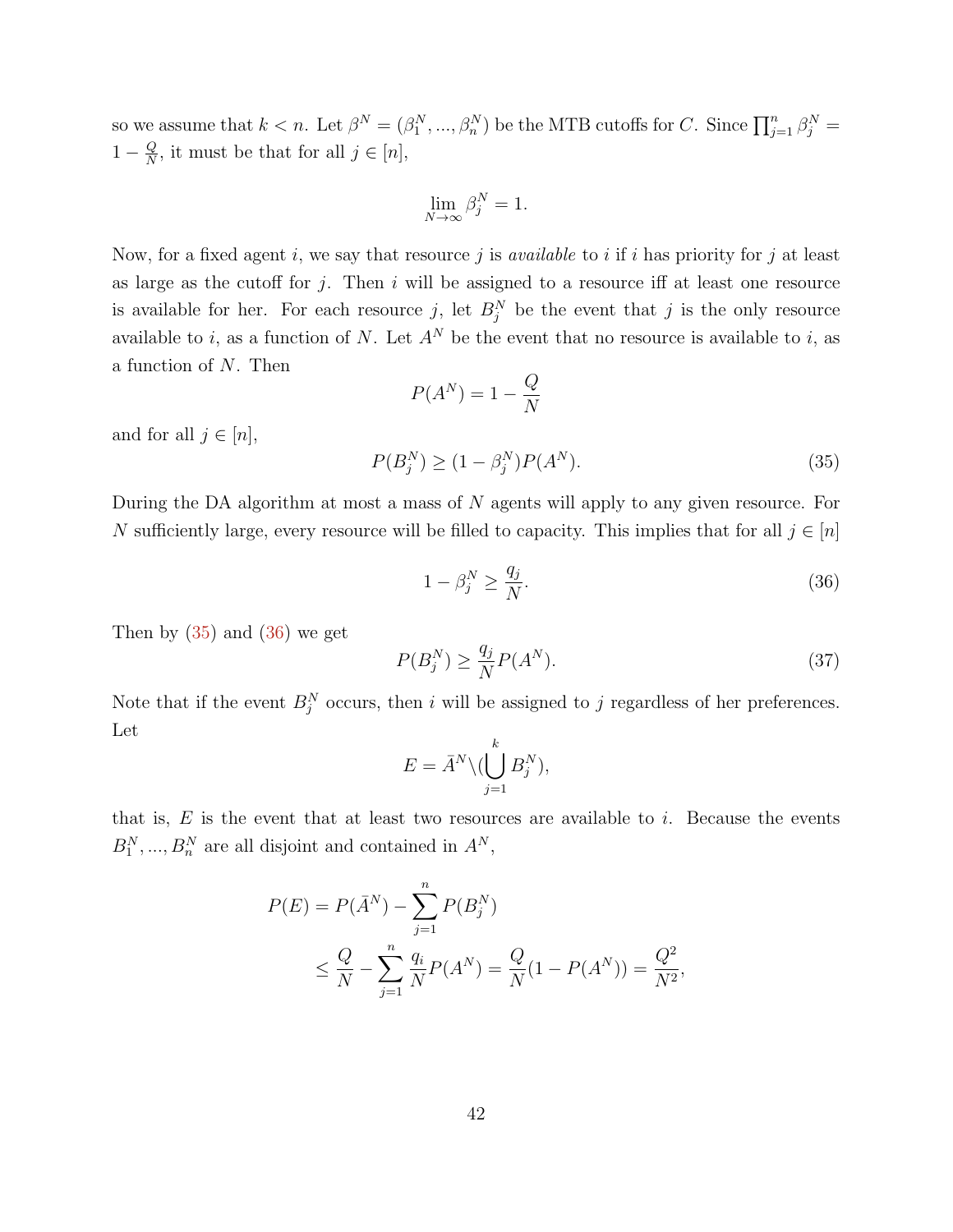so we assume that $k < n$. Let $\beta^N = (\beta_1^N, ..., \beta_n^N)$ be the MTB cutoffs for $C$. Since $\prod_{j=1}^{n} \beta_j^N = 1 - \frac{Q}{N}$, it must be that for all $j \in [n]$,

$$\lim_{N \to \infty} \beta_j^N = 1.$$

Now, for a fixed agent $i$, we say that resource $j$ is *available* to $i$ if $i$ has priority for $j$ at least as large as the cutoff for $j$. Then $i$ will be assigned to a resource iff at least one resource is available for her. For each resource $j$, let $B_j^N$ be the event that $j$ is the only resource available to $i$, as a function of $N$. Let $A^N$ be the event that no resource is available to $i$, as a function of $N$. Then

$$P(A^N) = 1 - \frac{Q}{N}$$

and for all $j \in [n]$,

$$P(B_j^N) \geq (1 - \beta_j^N) P(A^N). \tag{35}$$

During the DA algorithm at most a mass of $N$ agents will apply to any given resource. For $N$ sufficiently large, every resource will be filled to capacity. This implies that for all $j \in [n]$

$$1 - \beta_j^N \geq \frac{q_j}{N}. \tag{36}$$

Then by (35) and (36) we get

$$P(B_j^N) \geq \frac{q_j}{N} P(A^N). \tag{37}$$

Note that if the event $B_j^N$ occurs, then $i$ will be assigned to $j$ regardless of her preferences. Let

$$E = \bar{A}^N \backslash (\bigcup_{j=1}^{k} B_j^N),$$

that is, $E$ is the event that at least two resources are available to $i$. Because the events $B_1^N, ..., B_n^N$ are all disjoint and contained in $A^N$,

$$\begin{aligned} P(E) &= P(\bar{A}^N) - \sum_{j=1}^{n} P(B_j^N) \\ &\leq \frac{Q}{N} - \sum_{j=1}^{n} \frac{q_i}{N} P(A^N) = \frac{Q}{N}(1 - P(A^N)) = \frac{Q^2}{N^2}, \end{aligned}$$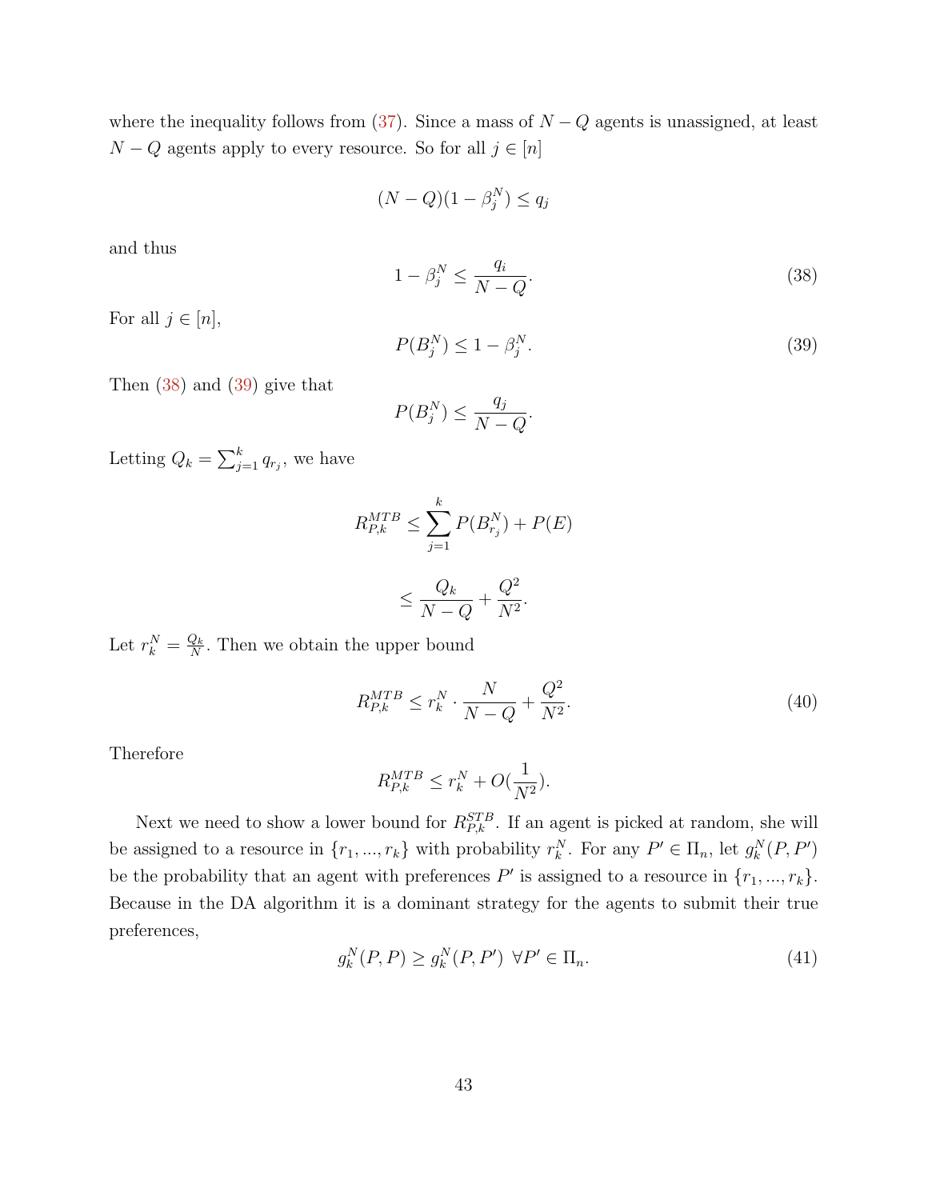where the inequality follows from (37). Since a mass of $N-Q$ agents is unassigned, at least $N-Q$ agents apply to every resource. So for all $j \in [n]$

$$(N-Q)(1-\beta_j^N) \le q_j$$

and thus

$$1-\beta_j^N \le \frac{q_i}{N-Q}. \tag{38}$$

For all $j \in [n]$,

$$P(B_j^N) \le 1-\beta_j^N. \tag{39}$$

Then (38) and (39) give that

$$P(B_j^N) \le \frac{q_j}{N-Q}.$$

Letting $Q_k = \sum_{j=1}^k q_{r_j}$, we have

$$R_{P,k}^{MTB} \le \sum_{j=1}^{k} P(B_{r_j}^N) + P(E)$$

$$\le \frac{Q_k}{N-Q} + \frac{Q^2}{N^2}.$$

Let $r_k^N = \frac{Q_k}{N}$. Then we obtain the upper bound

$$R_{P,k}^{MTB} \le r_k^N \cdot \frac{N}{N-Q} + \frac{Q^2}{N^2}. \tag{40}$$

Therefore

$$R_{P,k}^{MTB} \le r_k^N + O(\frac{1}{N^2}).$$

Next we need to show a lower bound for $R_{P,k}^{STB}$. If an agent is picked at random, she will be assigned to a resource in $\{r_1, ..., r_k\}$ with probability $r_k^N$. For any $P' \in \Pi_n$, let $g_k^N(P, P')$ be the probability that an agent with preferences $P'$ is assigned to a resource in $\{r_1, ..., r_k\}$. Because in the DA algorithm it is a dominant strategy for the agents to submit their true preferences,

$$g_k^N(P, P) \ge g_k^N(P, P') \;\; \forall P' \in \Pi_n. \tag{41}$$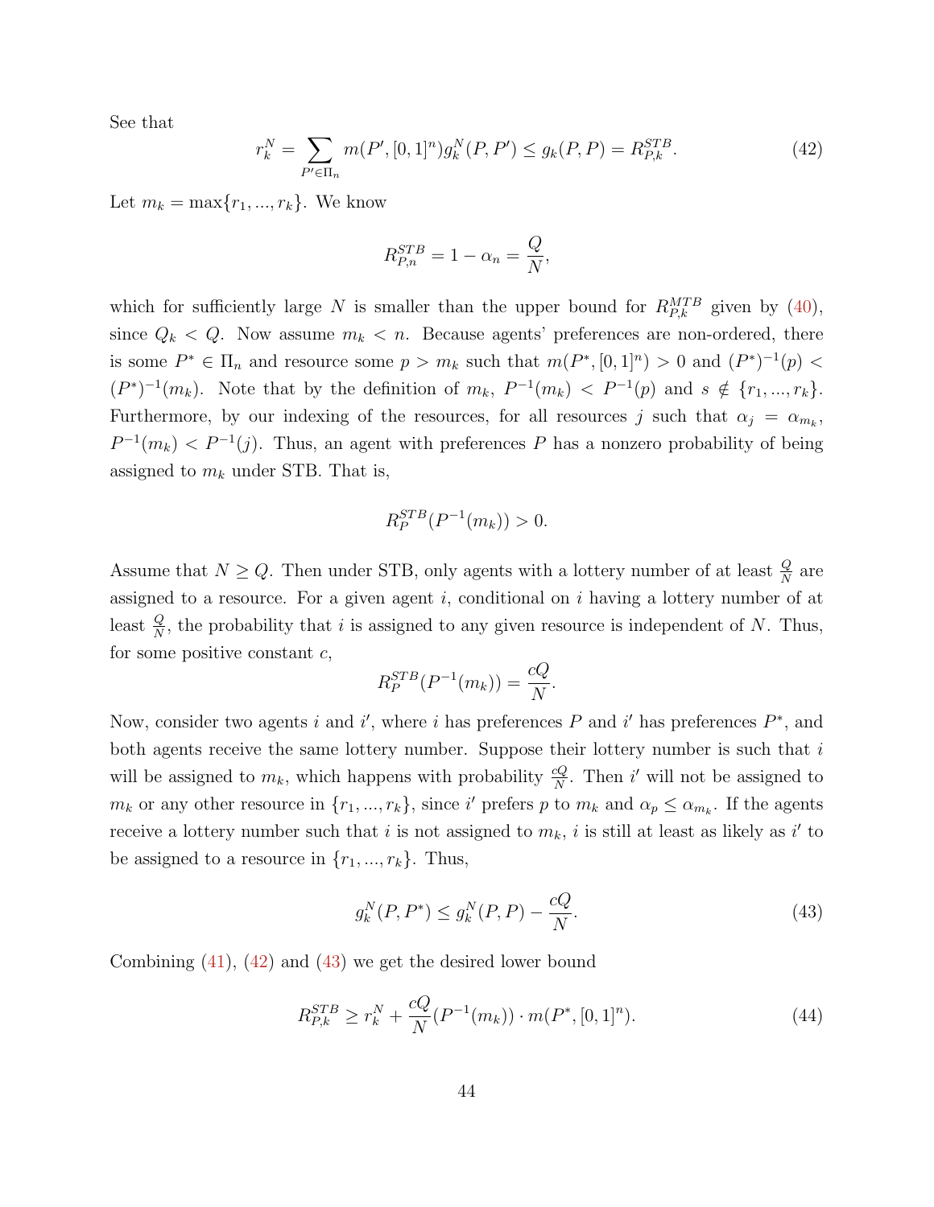See that

$$r_k^N = \sum_{P' \in \Pi_n} m(P', [0,1]^n) g_k^N(P, P') \leq g_k(P, P) = R_{P,k}^{STB}. \tag{42}$$

Let $m_k = \max\{r_1, ..., r_k\}$. We know

$$R_{P,n}^{STB} = 1 - \alpha_n = \frac{Q}{N},$$

which for sufficiently large $N$ is smaller than the upper bound for $R_{P,k}^{MTB}$ given by (40), since $Q_k < Q$. Now assume $m_k < n$. Because agents' preferences are non-ordered, there is some $P^* \in \Pi_n$ and resource some $p > m_k$ such that $m(P^*, [0,1]^n) > 0$ and $(P^*)^{-1}(p) < (P^*)^{-1}(m_k)$. Note that by the definition of $m_k$, $P^{-1}(m_k) < P^{-1}(p)$ and $s \notin \{r_1, ..., r_k\}$. Furthermore, by our indexing of the resources, for all resources $j$ such that $\alpha_j = \alpha_{m_k}$, $P^{-1}(m_k) < P^{-1}(j)$. Thus, an agent with preferences $P$ has a nonzero probability of being assigned to $m_k$ under STB. That is,

$$R_P^{STB}(P^{-1}(m_k)) > 0.$$

Assume that $N \geq Q$. Then under STB, only agents with a lottery number of at least $\frac{Q}{N}$ are assigned to a resource. For a given agent $i$, conditional on $i$ having a lottery number of at least $\frac{Q}{N}$, the probability that $i$ is assigned to any given resource is independent of $N$. Thus, for some positive constant $c$,

$$R_P^{STB}(P^{-1}(m_k)) = \frac{cQ}{N}.$$

Now, consider two agents $i$ and $i'$, where $i$ has preferences $P$ and $i'$ has preferences $P^*$, and both agents receive the same lottery number. Suppose their lottery number is such that $i$ will be assigned to $m_k$, which happens with probability $\frac{cQ}{N}$. Then $i'$ will not be assigned to $m_k$ or any other resource in $\{r_1, ..., r_k\}$, since $i'$ prefers $p$ to $m_k$ and $\alpha_p \leq \alpha_{m_k}$. If the agents receive a lottery number such that $i$ is not assigned to $m_k$, $i$ is still at least as likely as $i'$ to be assigned to a resource in $\{r_1, ..., r_k\}$. Thus,

$$g_k^N(P, P^*) \leq g_k^N(P, P) - \frac{cQ}{N}. \tag{43}$$

Combining (41), (42) and (43) we get the desired lower bound

$$R_{P,k}^{STB} \geq r_k^N + \frac{cQ}{N}(P^{-1}(m_k)) \cdot m(P^*, [0,1]^n). \tag{44}$$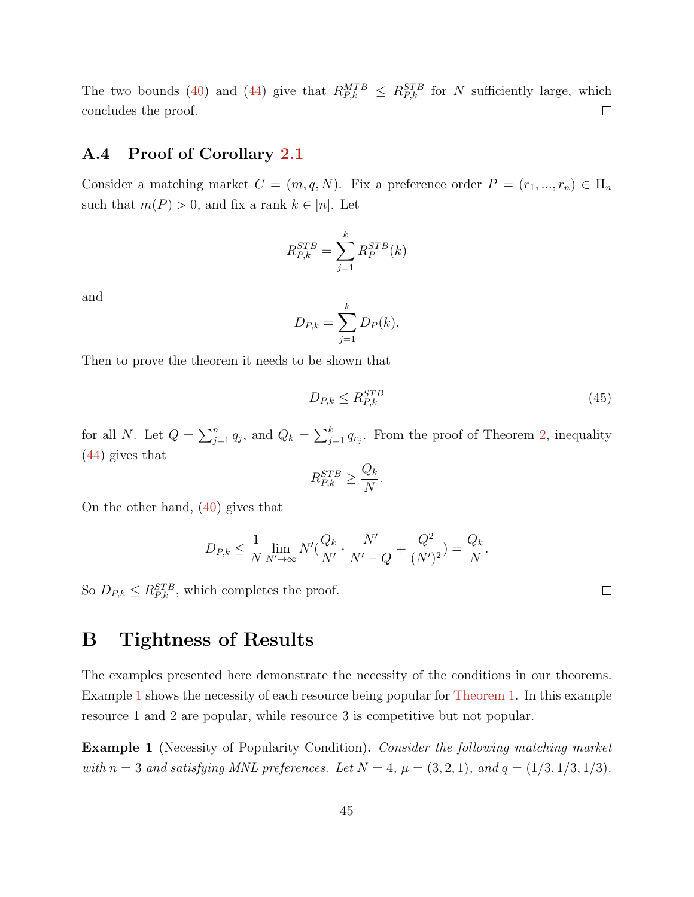The two bounds (40) and (44) give that $R^{MTB}_{P,k} \leq R^{STB}_{P,k}$ for $N$ sufficiently large, which concludes the proof. □

### A.4 Proof of Corollary 2.1

Consider a matching market $C = (m, q, N)$. Fix a preference order $P = (r_1, ..., r_n) \in \Pi_n$ such that $m(P) > 0$, and fix a rank $k \in [n]$. Let

$$R^{STB}_{P,k} = \sum_{j=1}^{k} R^{STB}_{P}(k)$$

and

$$D_{P,k} = \sum_{j=1}^{k} D_P(k).$$

Then to prove the theorem it needs to be shown that

$$D_{P,k} \leq R^{STB}_{P,k} \tag{45}$$

for all $N$. Let $Q = \sum_{j=1}^{n} q_j$, and $Q_k = \sum_{j=1}^{k} q_{r_j}$. From the proof of Theorem 2, inequality (44) gives that

$$R^{STB}_{P,k} \geq \frac{Q_k}{N}.$$

On the other hand, (40) gives that

$$D_{P,k} \leq \frac{1}{N} \lim_{N' \to \infty} N' \left(\frac{Q_k}{N'} \cdot \frac{N'}{N' - Q} + \frac{Q^2}{(N')^2}\right) = \frac{Q_k}{N}.$$

So $D_{P,k} \leq R^{STB}_{P,k}$, which completes the proof. □

# B Tightness of Results

The examples presented here demonstrate the necessity of the conditions in our theorems. Example 1 shows the necessity of each resource being popular for Theorem 1. In this example resource 1 and 2 are popular, while resource 3 is competitive but not popular.

**Example 1** (Necessity of Popularity Condition)**.** *Consider the following matching market with $n = 3$ and satisfying MNL preferences. Let $N = 4$, $\mu = (3, 2, 1)$, and $q = (1/3, 1/3, 1/3)$.*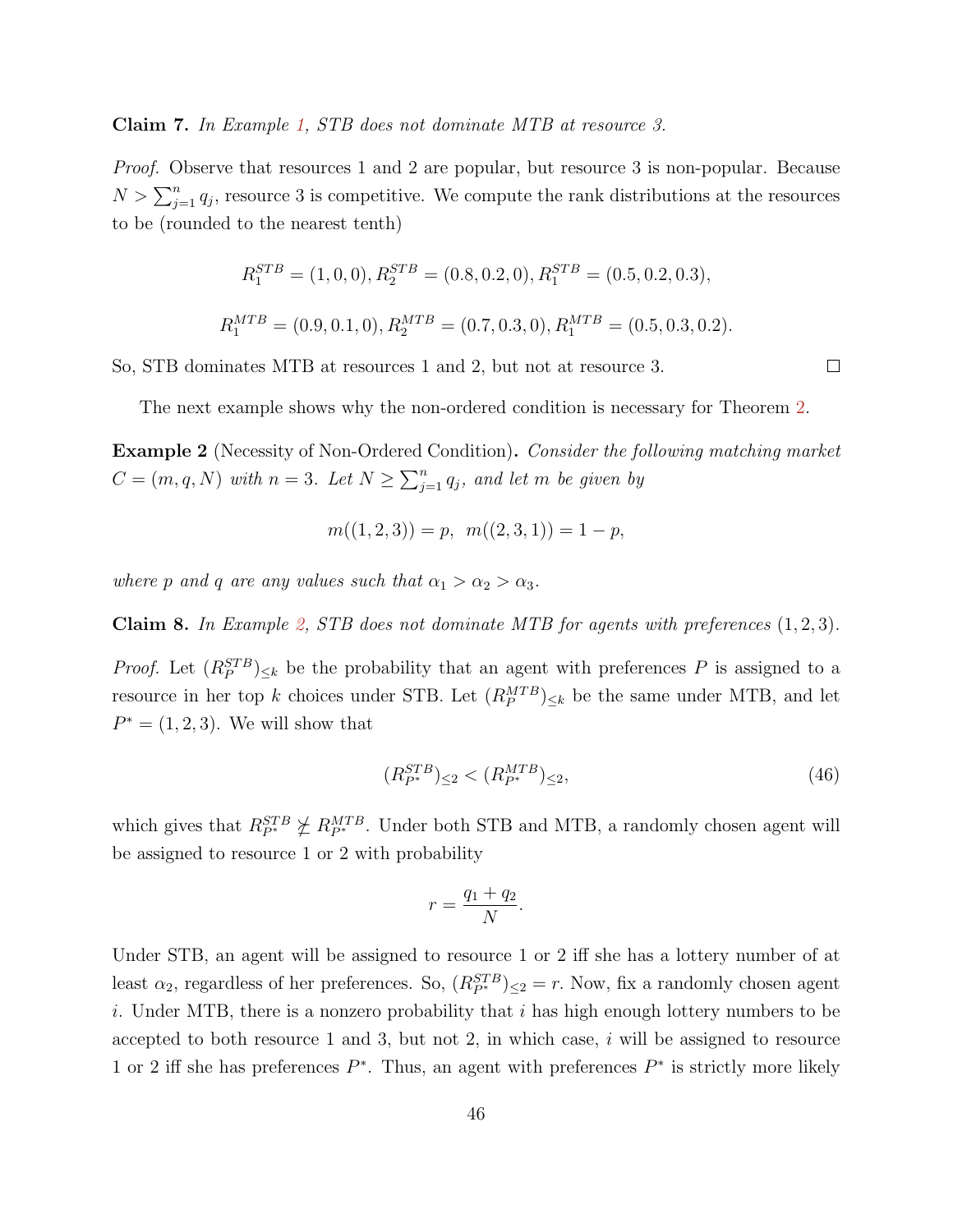**Claim 7.** *In Example 1, STB does not dominate MTB at resource 3.*

*Proof.* Observe that resources 1 and 2 are popular, but resource 3 is non-popular. Because $N > \sum_{j=1}^{n} q_j$, resource 3 is competitive. We compute the rank distributions at the resources to be (rounded to the nearest tenth)

$$R_1^{STB} = (1, 0, 0), R_2^{STB} = (0.8, 0.2, 0), R_1^{STB} = (0.5, 0.2, 0.3),$$

$$R_1^{MTB} = (0.9, 0.1, 0), R_2^{MTB} = (0.7, 0.3, 0), R_1^{MTB} = (0.5, 0.3, 0.2).$$

So, STB dominates MTB at resources 1 and 2, but not at resource 3. $\square$

The next example shows why the non-ordered condition is necessary for Theorem 2.

**Example 2** (Necessity of Non-Ordered Condition)**.** *Consider the following matching market $C = (m, q, N)$ with $n = 3$. Let $N \geq \sum_{j=1}^{n} q_j$, and let $m$ be given by*

$$m((1, 2, 3)) = p, \ \ m((2, 3, 1)) = 1 - p,$$

*where $p$ and $q$ are any values such that $\alpha_1 > \alpha_2 > \alpha_3$.*

**Claim 8.** *In Example 2, STB does not dominate MTB for agents with preferences $(1, 2, 3)$.*

*Proof.* Let $(R_P^{STB})_{\leq k}$ be the probability that an agent with preferences $P$ is assigned to a resource in her top $k$ choices under STB. Let $(R_P^{MTB})_{\leq k}$ be the same under MTB, and let $P^* = (1, 2, 3)$. We will show that

$$(R_{P^*}^{STB})_{\leq 2} < (R_{P^*}^{MTB})_{\leq 2}, \tag{46}$$

which gives that $R_{P^*}^{STB} \not\succeq R_{P^*}^{MTB}$. Under both STB and MTB, a randomly chosen agent will be assigned to resource 1 or 2 with probability

$$r = \frac{q_1 + q_2}{N}.$$

Under STB, an agent will be assigned to resource 1 or 2 iff she has a lottery number of at least $\alpha_2$, regardless of her preferences. So, $(R_{P^*}^{STB})_{\leq 2} = r$. Now, fix a randomly chosen agent $i$. Under MTB, there is a nonzero probability that $i$ has high enough lottery numbers to be accepted to both resource 1 and 3, but not 2, in which case, $i$ will be assigned to resource 1 or 2 iff she has preferences $P^*$. Thus, an agent with preferences $P^*$ is strictly more likely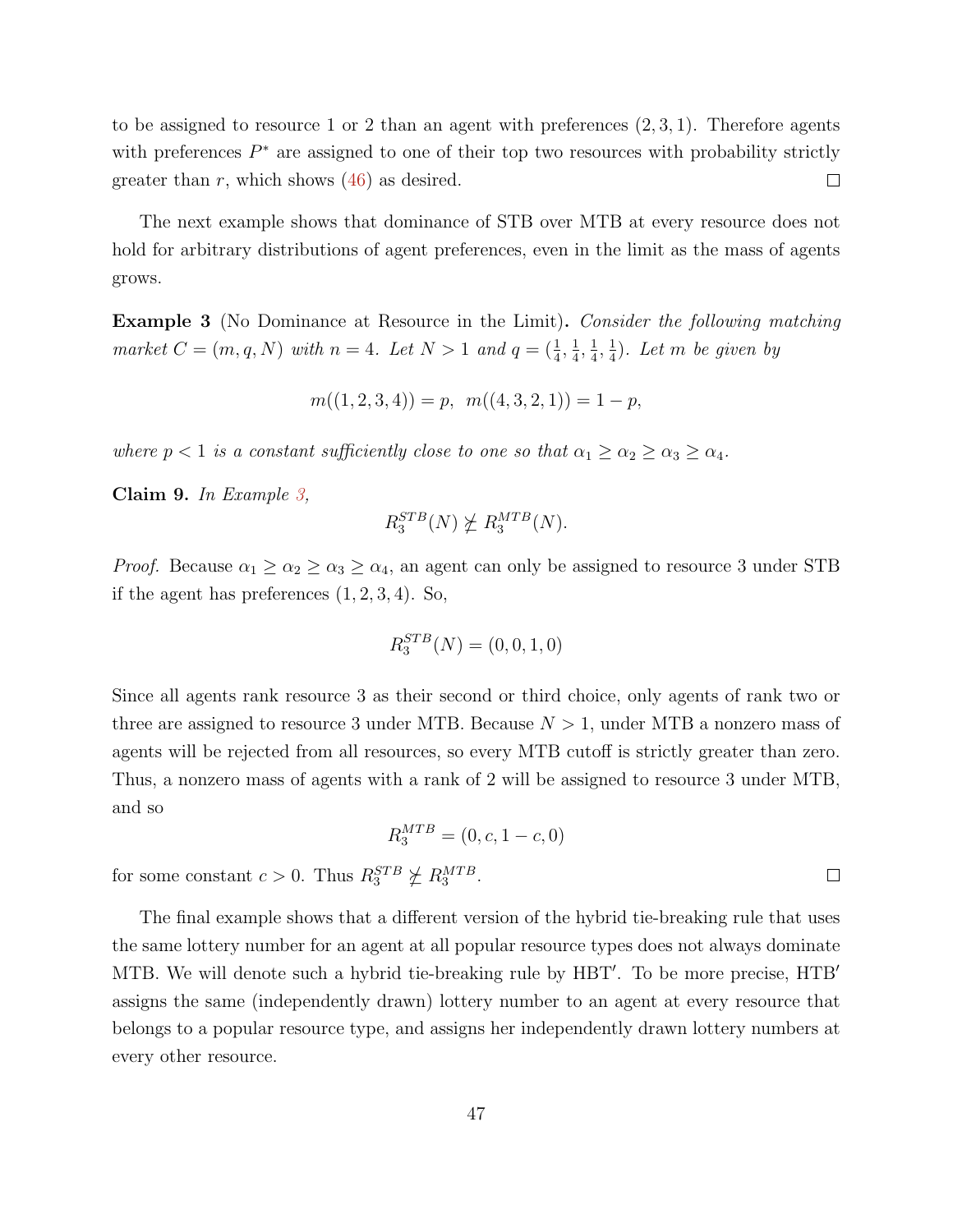to be assigned to resource 1 or 2 than an agent with preferences $(2, 3, 1)$. Therefore agents with preferences $P^*$ are assigned to one of their top two resources with probability strictly greater than $r$, which shows (46) as desired. $\square$

The next example shows that dominance of STB over MTB at every resource does not hold for arbitrary distributions of agent preferences, even in the limit as the mass of agents grows.

**Example 3** (No Dominance at Resource in the Limit)**.** *Consider the following matching market $C = (m, q, N)$ with $n = 4$. Let $N > 1$ and $q = (\frac{1}{4}, \frac{1}{4}, \frac{1}{4}, \frac{1}{4})$. Let $m$ be given by*

$$m((1, 2, 3, 4)) = p, \;\; m((4, 3, 2, 1)) = 1 - p,$$

*where $p < 1$ is a constant sufficiently close to one so that $\alpha_1 \geq \alpha_2 \geq \alpha_3 \geq \alpha_4$.*

**Claim 9.** *In Example 3,*

$$R_3^{STB}(N) \ngeq R_3^{MTB}(N).$$

*Proof.* Because $\alpha_1 \geq \alpha_2 \geq \alpha_3 \geq \alpha_4$, an agent can only be assigned to resource 3 under STB if the agent has preferences $(1, 2, 3, 4)$. So,

$$R_3^{STB}(N) = (0, 0, 1, 0)$$

Since all agents rank resource 3 as their second or third choice, only agents of rank two or three are assigned to resource 3 under MTB. Because $N > 1$, under MTB a nonzero mass of agents will be rejected from all resources, so every MTB cutoff is strictly greater than zero. Thus, a nonzero mass of agents with a rank of 2 will be assigned to resource 3 under MTB, and so

$$R_3^{MTB} = (0, c, 1 - c, 0)$$

for some constant $c > 0$. Thus $R_3^{STB} \ngeq R_3^{MTB}$. $\square$

The final example shows that a different version of the hybrid tie-breaking rule that uses the same lottery number for an agent at all popular resource types does not always dominate MTB. We will denote such a hybrid tie-breaking rule by HBT$'$. To be more precise, HTB$'$ assigns the same (independently drawn) lottery number to an agent at every resource that belongs to a popular resource type, and assigns her independently drawn lottery numbers at every other resource.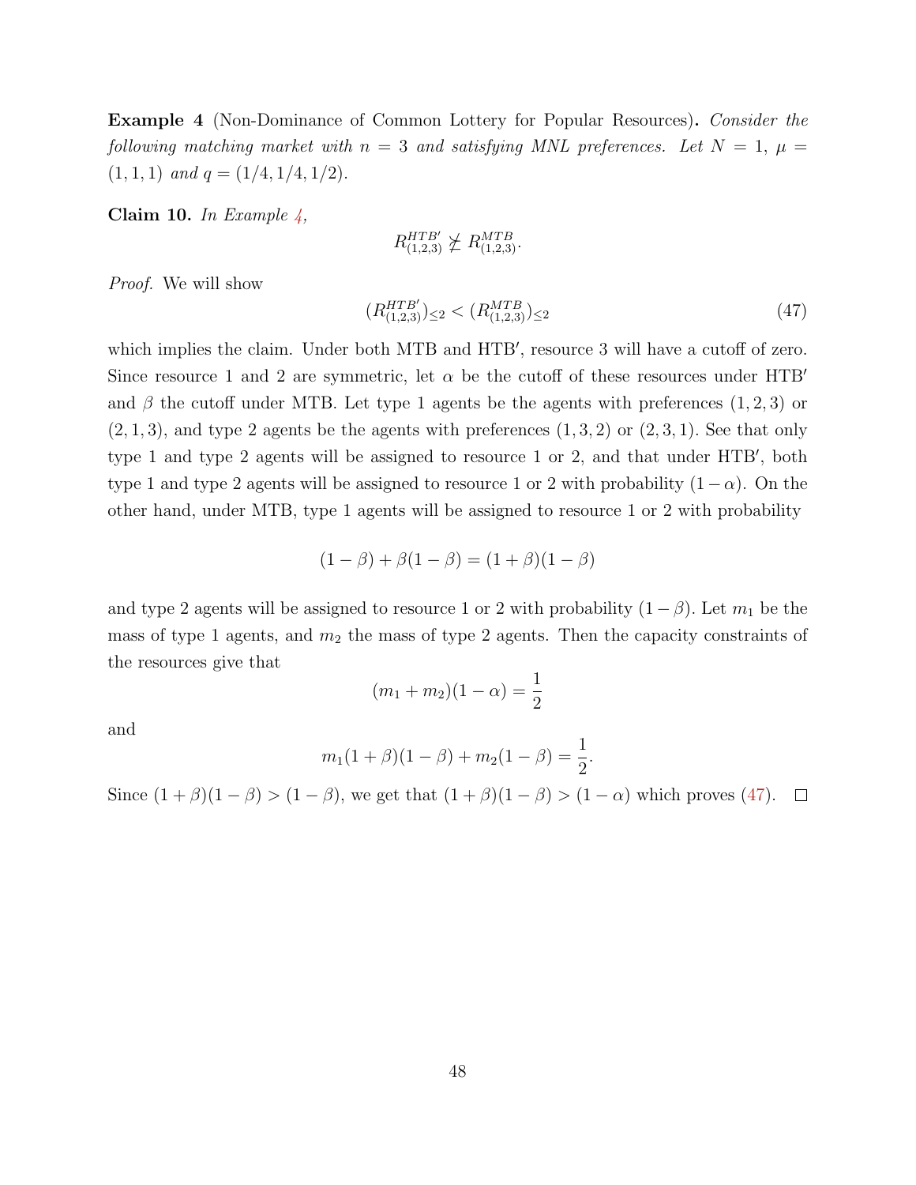**Example 4** (Non-Dominance of Common Lottery for Popular Resources)**.** *Consider the following matching market with $n = 3$ and satisfying MNL preferences. Let $N = 1$, $\mu = (1, 1, 1)$ and $q = (1/4, 1/4, 1/2)$.*

**Claim 10.** *In Example 4,*

$$R^{HTB'}_{(1,2,3)} \not\succeq R^{MTB}_{(1,2,3)}.$$

*Proof.* We will show

$$(R^{HTB'}_{(1,2,3)})_{\leq 2} < (R^{MTB}_{(1,2,3)})_{\leq 2} \tag{47}$$

which implies the claim. Under both MTB and HTB′, resource 3 will have a cutoff of zero. Since resource 1 and 2 are symmetric, let $\alpha$ be the cutoff of these resources under HTB′ and $\beta$ the cutoff under MTB. Let type 1 agents be the agents with preferences $(1, 2, 3)$ or $(2, 1, 3)$, and type 2 agents be the agents with preferences $(1, 3, 2)$ or $(2, 3, 1)$. See that only type 1 and type 2 agents will be assigned to resource 1 or 2, and that under HTB′, both type 1 and type 2 agents will be assigned to resource 1 or 2 with probability $(1-\alpha)$. On the other hand, under MTB, type 1 agents will be assigned to resource 1 or 2 with probability

$$(1-\beta) + \beta(1-\beta) = (1+\beta)(1-\beta)$$

and type 2 agents will be assigned to resource 1 or 2 with probability $(1-\beta)$. Let $m_1$ be the mass of type 1 agents, and $m_2$ the mass of type 2 agents. Then the capacity constraints of the resources give that

$$(m_1 + m_2)(1-\alpha) = \frac{1}{2}$$

and

$$m_1(1+\beta)(1-\beta) + m_2(1-\beta) = \frac{1}{2}.$$

Since $(1+\beta)(1-\beta) > (1-\beta)$, we get that $(1+\beta)(1-\beta) > (1-\alpha)$ which proves (47). $\square$